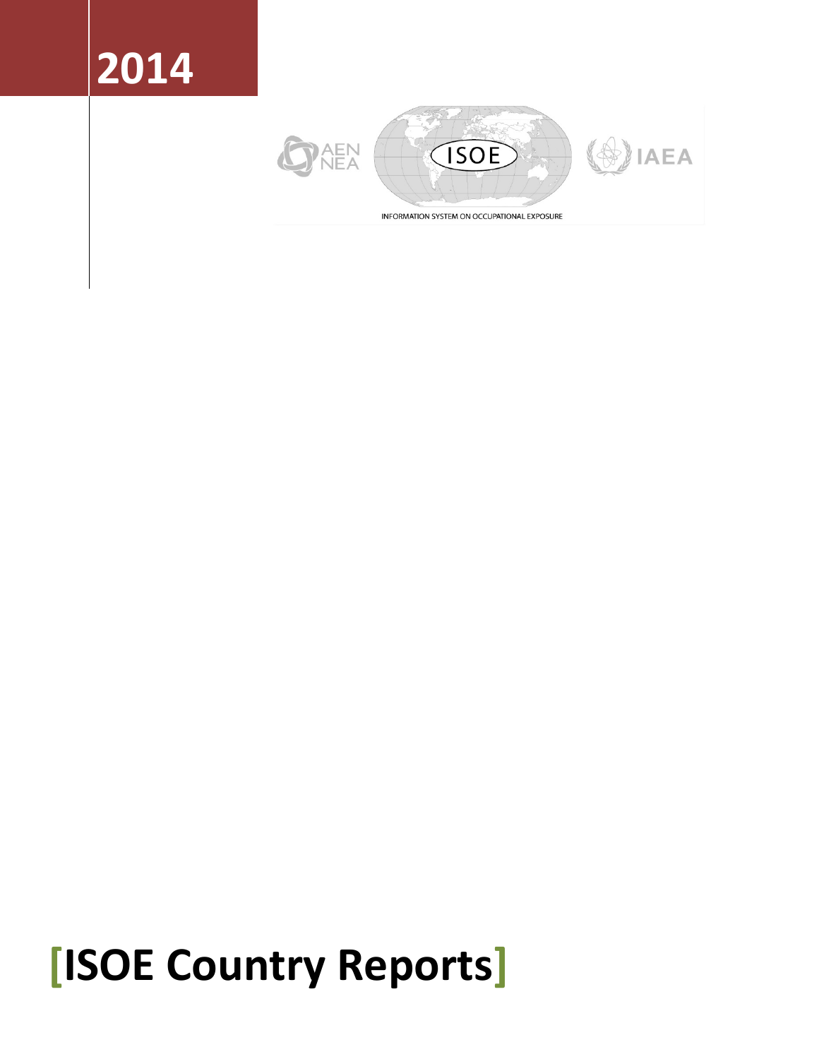# 2014

AEN NEA

ISOE

IAEA

INFORMATION SYSTEM ON OCCUPATIONAL EXPOSURE

# [ISOE Country Reports]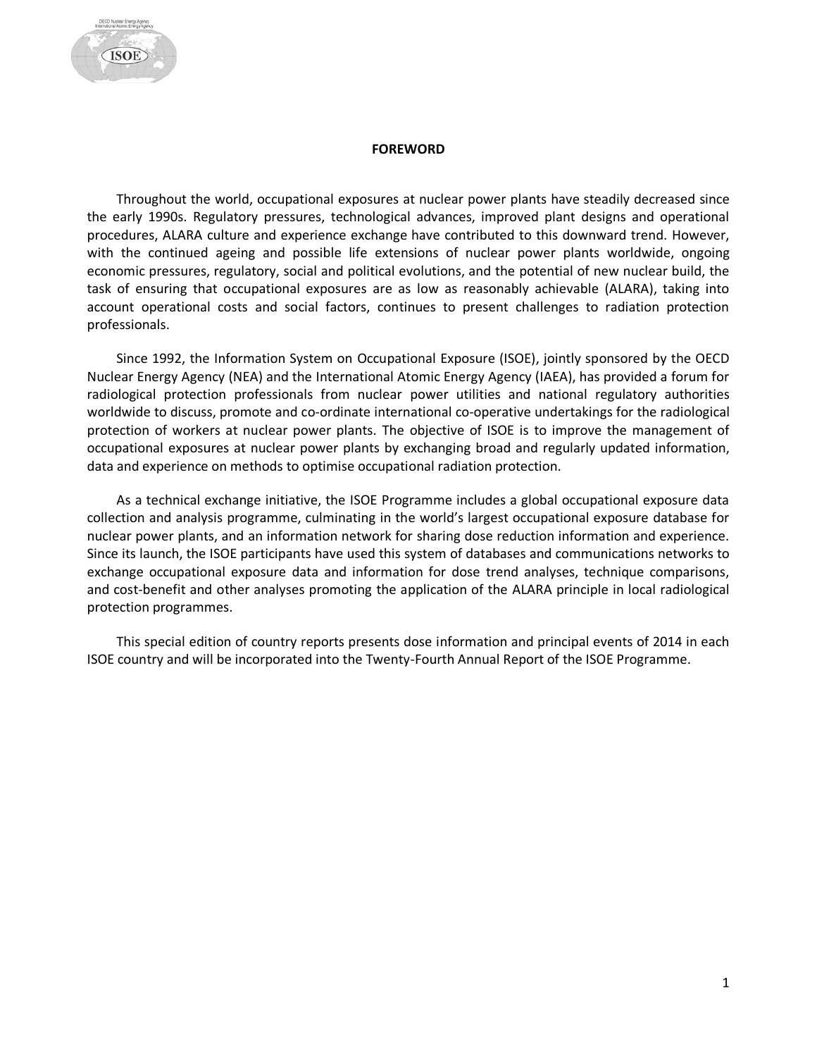# FOREWORD

Throughout the world, occupational exposures at nuclear power plants have steadily decreased since the early 1990s. Regulatory pressures, technological advances, improved plant designs and operational procedures, ALARA culture and experience exchange have contributed to this downward trend. However, with the continued ageing and possible life extensions of nuclear power plants worldwide, ongoing economic pressures, regulatory, social and political evolutions, and the potential of new nuclear build, the task of ensuring that occupational exposures are as low as reasonably achievable (ALARA), taking into account operational costs and social factors, continues to present challenges to radiation protection professionals.

Since 1992, the Information System on Occupational Exposure (ISOE), jointly sponsored by the OECD Nuclear Energy Agency (NEA) and the International Atomic Energy Agency (IAEA), has provided a forum for radiological protection professionals from nuclear power utilities and national regulatory authorities worldwide to discuss, promote and co-ordinate international co-operative undertakings for the radiological protection of workers at nuclear power plants. The objective of ISOE is to improve the management of occupational exposures at nuclear power plants by exchanging broad and regularly updated information, data and experience on methods to optimise occupational radiation protection.

As a technical exchange initiative, the ISOE Programme includes a global occupational exposure data collection and analysis programme, culminating in the world's largest occupational exposure database for nuclear power plants, and an information network for sharing dose reduction information and experience. Since its launch, the ISOE participants have used this system of databases and communications networks to exchange occupational exposure data and information for dose trend analyses, technique comparisons, and cost-benefit and other analyses promoting the application of the ALARA principle in local radiological protection programmes.

This special edition of country reports presents dose information and principal events of 2014 in each ISOE country and will be incorporated into the Twenty-Fourth Annual Report of the ISOE Programme.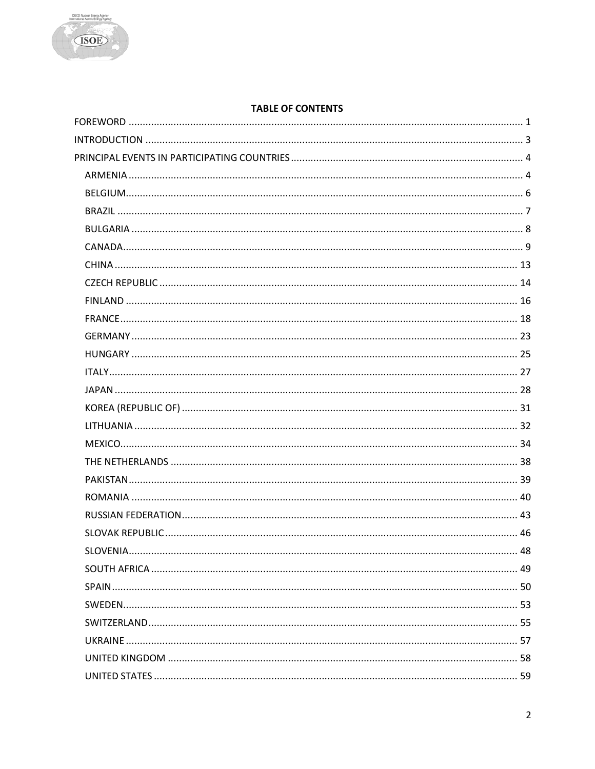**TABLE OF CONTENTS**

FOREWORD ........ 1

INTRODUCTION ........ 3

PRINCIPAL EVENTS IN PARTICIPATING COUNTRIES ........ 4

- ARMENIA ........ 4
- BELGIUM ........ 6
- BRAZIL ........ 7
- BULGARIA ........ 8
- CANADA ........ 9
- CHINA ........ 13
- CZECH REPUBLIC ........ 14
- FINLAND ........ 16
- FRANCE ........ 18
- GERMANY ........ 23
- HUNGARY ........ 25
- ITALY ........ 27
- JAPAN ........ 28
- KOREA (REPUBLIC OF) ........ 31
- LITHUANIA ........ 32
- MEXICO ........ 34
- THE NETHERLANDS ........ 38
- PAKISTAN ........ 39
- ROMANIA ........ 40
- RUSSIAN FEDERATION ........ 43
- SLOVAK REPUBLIC ........ 46
- SLOVENIA ........ 48
- SOUTH AFRICA ........ 49
- SPAIN ........ 50
- SWEDEN ........ 53
- SWITZERLAND ........ 55
- UKRAINE ........ 57
- UNITED KINGDOM ........ 58
- UNITED STATES ........ 59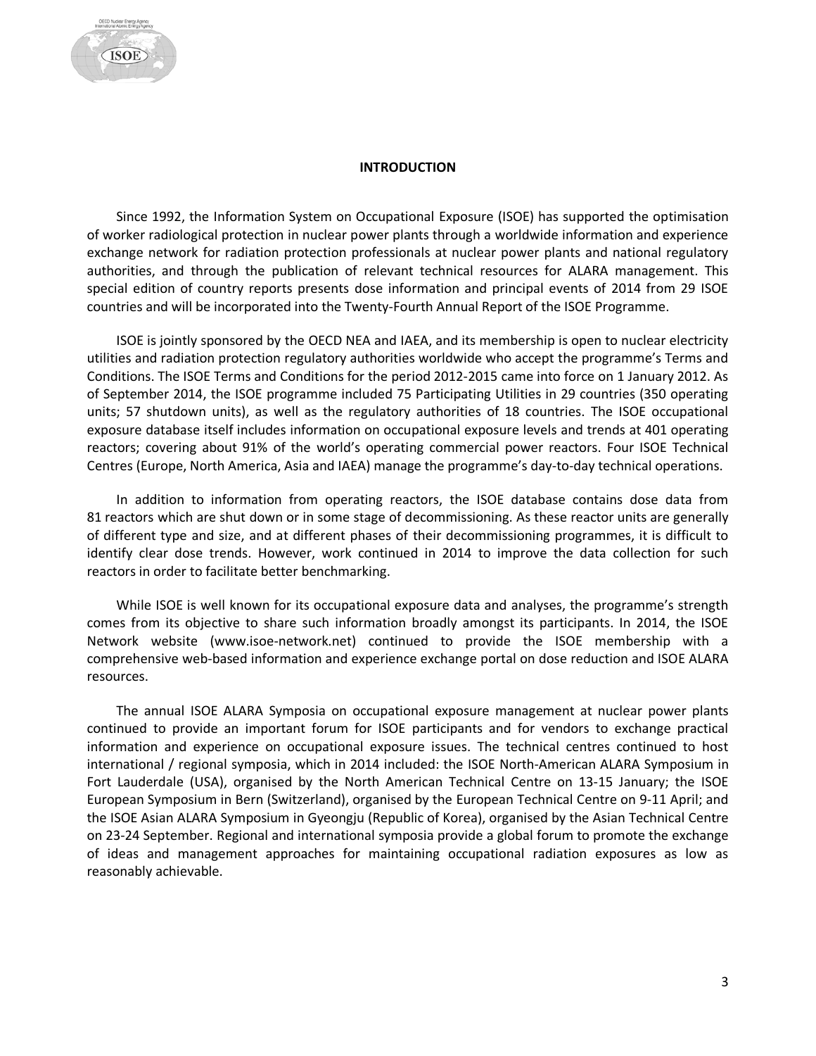# INTRODUCTION

Since 1992, the Information System on Occupational Exposure (ISOE) has supported the optimisation of worker radiological protection in nuclear power plants through a worldwide information and experience exchange network for radiation protection professionals at nuclear power plants and national regulatory authorities, and through the publication of relevant technical resources for ALARA management. This special edition of country reports presents dose information and principal events of 2014 from 29 ISOE countries and will be incorporated into the Twenty-Fourth Annual Report of the ISOE Programme.

ISOE is jointly sponsored by the OECD NEA and IAEA, and its membership is open to nuclear electricity utilities and radiation protection regulatory authorities worldwide who accept the programme's Terms and Conditions. The ISOE Terms and Conditions for the period 2012-2015 came into force on 1 January 2012. As of September 2014, the ISOE programme included 75 Participating Utilities in 29 countries (350 operating units; 57 shutdown units), as well as the regulatory authorities of 18 countries. The ISOE occupational exposure database itself includes information on occupational exposure levels and trends at 401 operating reactors; covering about 91% of the world's operating commercial power reactors. Four ISOE Technical Centres (Europe, North America, Asia and IAEA) manage the programme's day-to-day technical operations.

In addition to information from operating reactors, the ISOE database contains dose data from 81 reactors which are shut down or in some stage of decommissioning. As these reactor units are generally of different type and size, and at different phases of their decommissioning programmes, it is difficult to identify clear dose trends. However, work continued in 2014 to improve the data collection for such reactors in order to facilitate better benchmarking.

While ISOE is well known for its occupational exposure data and analyses, the programme's strength comes from its objective to share such information broadly amongst its participants. In 2014, the ISOE Network website (www.isoe-network.net) continued to provide the ISOE membership with a comprehensive web-based information and experience exchange portal on dose reduction and ISOE ALARA resources.

The annual ISOE ALARA Symposia on occupational exposure management at nuclear power plants continued to provide an important forum for ISOE participants and for vendors to exchange practical information and experience on occupational exposure issues. The technical centres continued to host international / regional symposia, which in 2014 included: the ISOE North-American ALARA Symposium in Fort Lauderdale (USA), organised by the North American Technical Centre on 13-15 January; the ISOE European Symposium in Bern (Switzerland), organised by the European Technical Centre on 9-11 April; and the ISOE Asian ALARA Symposium in Gyeongju (Republic of Korea), organised by the Asian Technical Centre on 23-24 September. Regional and international symposia provide a global forum to promote the exchange of ideas and management approaches for maintaining occupational radiation exposures as low as reasonably achievable.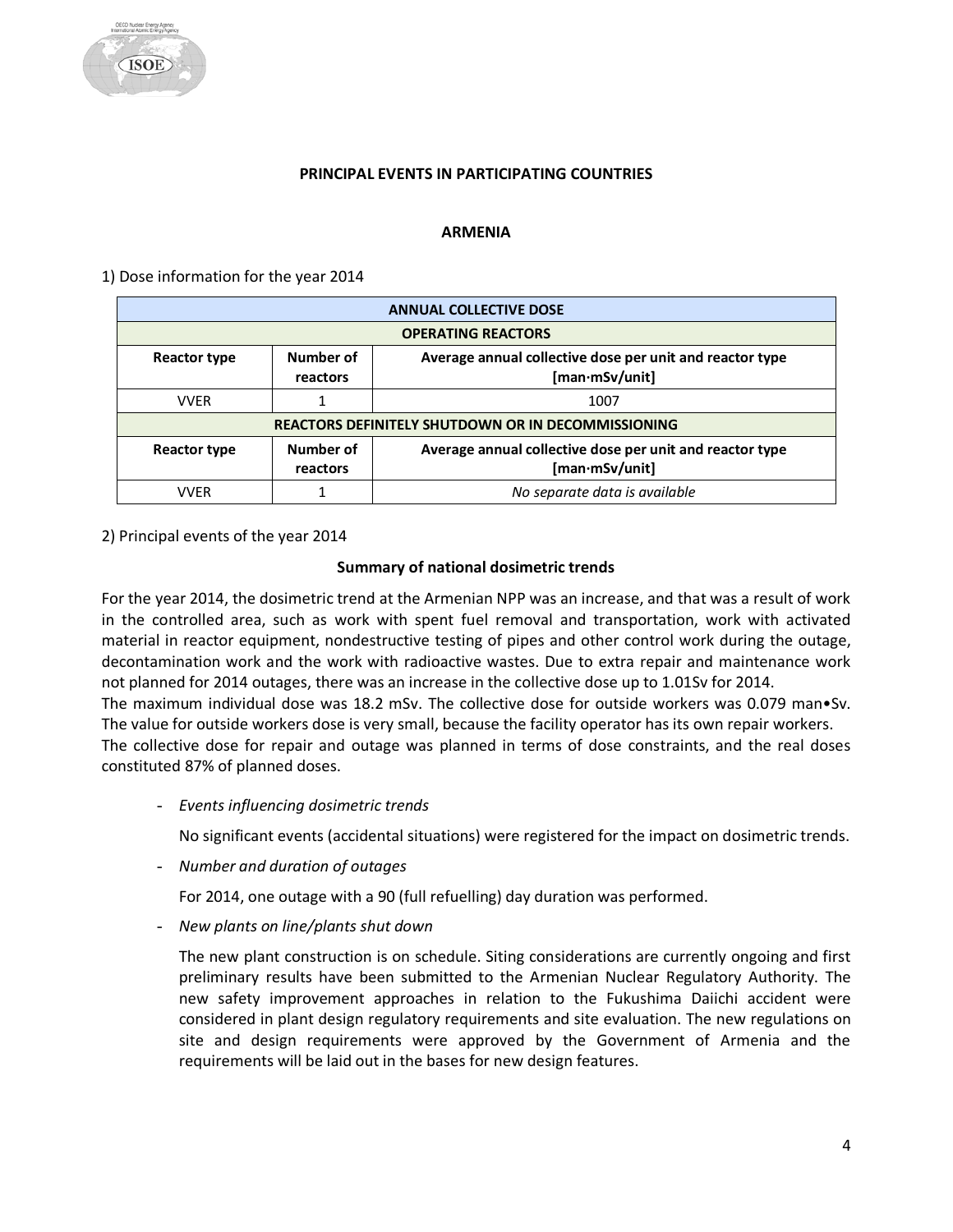## PRINCIPAL EVENTS IN PARTICIPATING COUNTRIES

### ARMENIA

1) Dose information for the year 2014

| ANNUAL COLLECTIVE DOSE | | |
|---|---|---|
| **OPERATING REACTORS** | | |
| **Reactor type** | **Number of reactors** | **Average annual collective dose per unit and reactor type [man·mSv/unit]** |
| VVER | 1 | 1007 |
| **REACTORS DEFINITELY SHUTDOWN OR IN DECOMMISSIONING** | | |
| **Reactor type** | **Number of reactors** | **Average annual collective dose per unit and reactor type [man·mSv/unit]** |
| VVER | 1 | *No separate data is available* |

2) Principal events of the year 2014

**Summary of national dosimetric trends**

For the year 2014, the dosimetric trend at the Armenian NPP was an increase, and that was a result of work in the controlled area, such as work with spent fuel removal and transportation, work with activated material in reactor equipment, nondestructive testing of pipes and other control work during the outage, decontamination work and the work with radioactive wastes. Due to extra repair and maintenance work not planned for 2014 outages, there was an increase in the collective dose up to 1.01Sv for 2014.
The maximum individual dose was 18.2 mSv. The collective dose for outside workers was 0.079 man•Sv. The value for outside workers dose is very small, because the facility operator has its own repair workers.
The collective dose for repair and outage was planned in terms of dose constraints, and the real doses constituted 87% of planned doses.

- *Events influencing dosimetric trends*

  No significant events (accidental situations) were registered for the impact on dosimetric trends.

- *Number and duration of outages*

  For 2014, one outage with a 90 (full refuelling) day duration was performed.

- *New plants on line/plants shut down*

  The new plant construction is on schedule. Siting considerations are currently ongoing and first preliminary results have been submitted to the Armenian Nuclear Regulatory Authority. The new safety improvement approaches in relation to the Fukushima Daiichi accident were considered in plant design regulatory requirements and site evaluation. The new regulations on site and design requirements were approved by the Government of Armenia and the requirements will be laid out in the bases for new design features.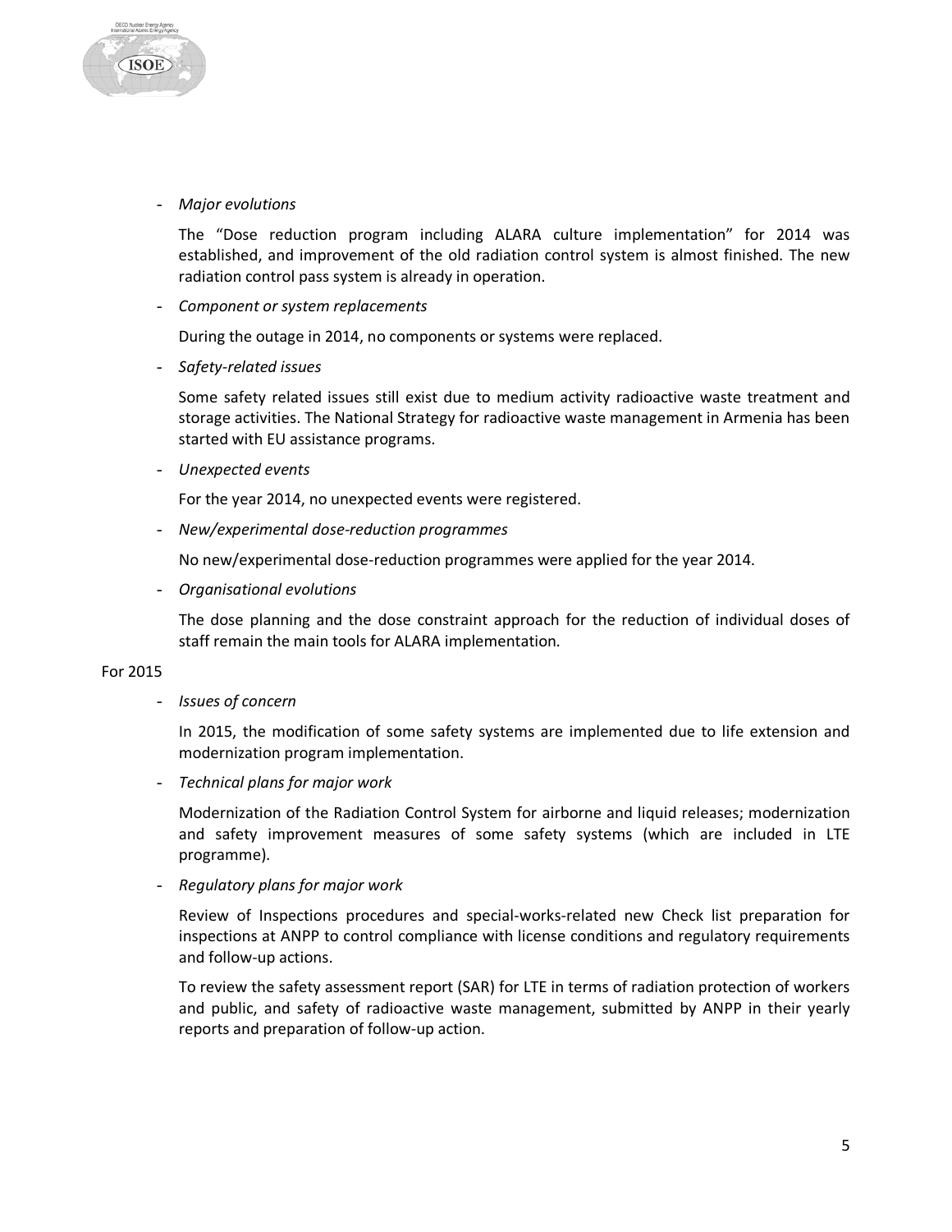- *Major evolutions*

  The "Dose reduction program including ALARA culture implementation" for 2014 was established, and improvement of the old radiation control system is almost finished. The new radiation control pass system is already in operation.

- *Component or system replacements*

  During the outage in 2014, no components or systems were replaced.

- *Safety-related issues*

  Some safety related issues still exist due to medium activity radioactive waste treatment and storage activities. The National Strategy for radioactive waste management in Armenia has been started with EU assistance programs.

- *Unexpected events*

  For the year 2014, no unexpected events were registered.

- *New/experimental dose-reduction programmes*

  No new/experimental dose-reduction programmes were applied for the year 2014.

- *Organisational evolutions*

  The dose planning and the dose constraint approach for the reduction of individual doses of staff remain the main tools for ALARA implementation.

For 2015

- *Issues of concern*

  In 2015, the modification of some safety systems are implemented due to life extension and modernization program implementation.

- *Technical plans for major work*

  Modernization of the Radiation Control System for airborne and liquid releases; modernization and safety improvement measures of some safety systems (which are included in LTE programme).

- *Regulatory plans for major work*

  Review of Inspections procedures and special-works-related new Check list preparation for inspections at ANPP to control compliance with license conditions and regulatory requirements and follow-up actions.

  To review the safety assessment report (SAR) for LTE in terms of radiation protection of workers and public, and safety of radioactive waste management, submitted by ANPP in their yearly reports and preparation of follow-up action.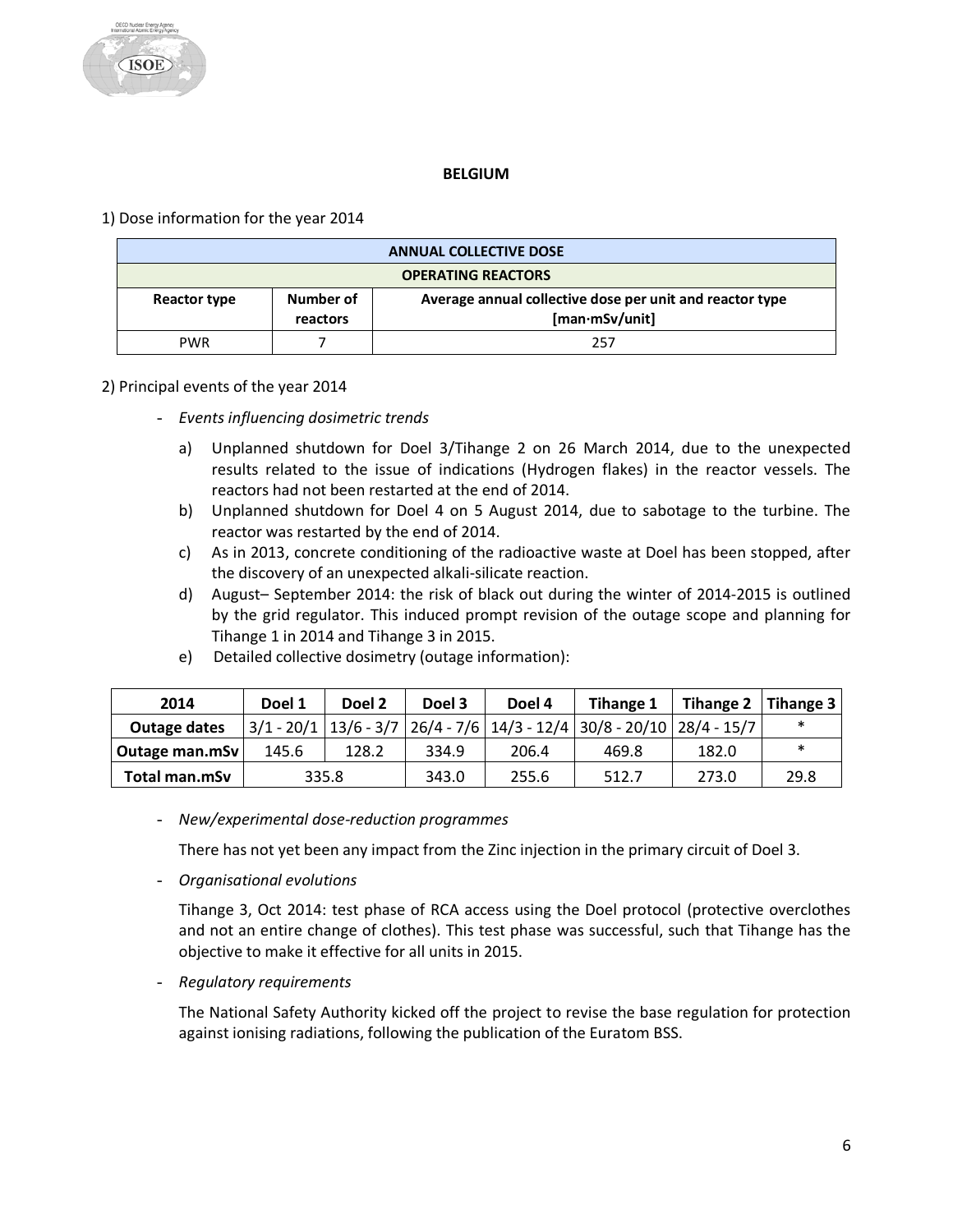**BELGIUM**

1) Dose information for the year 2014

| ANNUAL COLLECTIVE DOSE | | |
|---|---|---|
| **OPERATING REACTORS** | | |
| **Reactor type** | **Number of reactors** | **Average annual collective dose per unit and reactor type [man·mSv/unit]** |
| PWR | 7 | 257 |

2) Principal events of the year 2014

- *Events influencing dosimetric trends*

  a) Unplanned shutdown for Doel 3/Tihange 2 on 26 March 2014, due to the unexpected results related to the issue of indications (Hydrogen flakes) in the reactor vessels. The reactors had not been restarted at the end of 2014.

  b) Unplanned shutdown for Doel 4 on 5 August 2014, due to sabotage to the turbine. The reactor was restarted by the end of 2014.

  c) As in 2013, concrete conditioning of the radioactive waste at Doel has been stopped, after the discovery of an unexpected alkali-silicate reaction.

  d) August– September 2014: the risk of black out during the winter of 2014-2015 is outlined by the grid regulator. This induced prompt revision of the outage scope and planning for Tihange 1 in 2014 and Tihange 3 in 2015.

  e) Detailed collective dosimetry (outage information):

| 2014 | Doel 1 | Doel 2 | Doel 3 | Doel 4 | Tihange 1 | Tihange 2 | Tihange 3 |
|---|---|---|---|---|---|---|---|
| **Outage dates** | 3/1 - 20/1 | 13/6 - 3/7 | 26/4 - 7/6 | 14/3 - 12/4 | 30/8 - 20/10 | 28/4 - 15/7 | * |
| **Outage man.mSv** | 145.6 | 128.2 | 334.9 | 206.4 | 469.8 | 182.0 | * |
| **Total man.mSv** | 335.8 | | 343.0 | 255.6 | 512.7 | 273.0 | 29.8 |

- *New/experimental dose-reduction programmes*

  There has not yet been any impact from the Zinc injection in the primary circuit of Doel 3.

- *Organisational evolutions*

  Tihange 3, Oct 2014: test phase of RCA access using the Doel protocol (protective overclothes and not an entire change of clothes). This test phase was successful, such that Tihange has the objective to make it effective for all units in 2015.

- *Regulatory requirements*

  The National Safety Authority kicked off the project to revise the base regulation for protection against ionising radiations, following the publication of the Euratom BSS.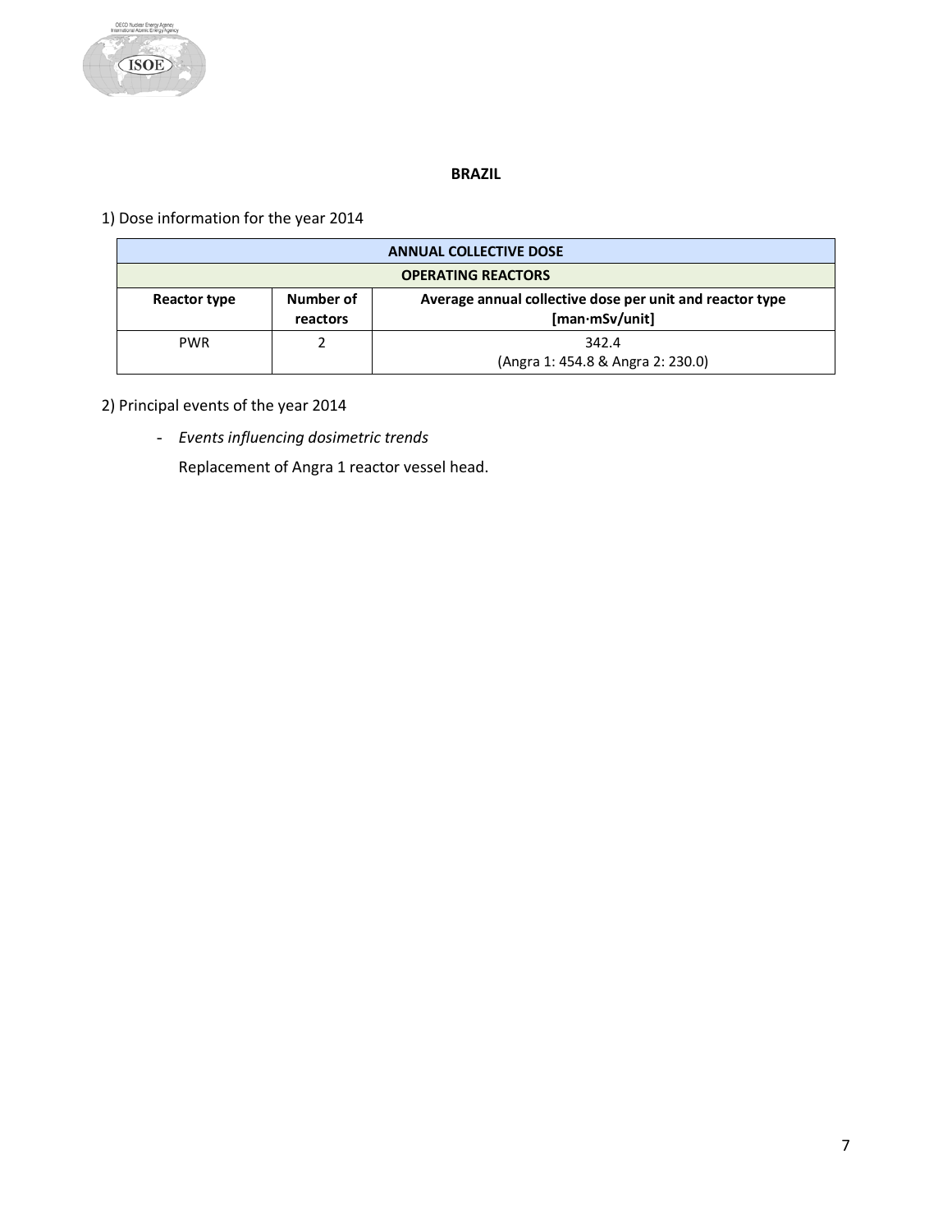# BRAZIL

1) Dose information for the year 2014

| ANNUAL COLLECTIVE DOSE | | |
|---|---|---|
| **OPERATING REACTORS** | | |
| **Reactor type** | **Number of reactors** | **Average annual collective dose per unit and reactor type [man·mSv/unit]** |
| PWR | 2 | 342.4 (Angra 1: 454.8 & Angra 2: 230.0) |

2) Principal events of the year 2014

- *Events influencing dosimetric trends*

  Replacement of Angra 1 reactor vessel head.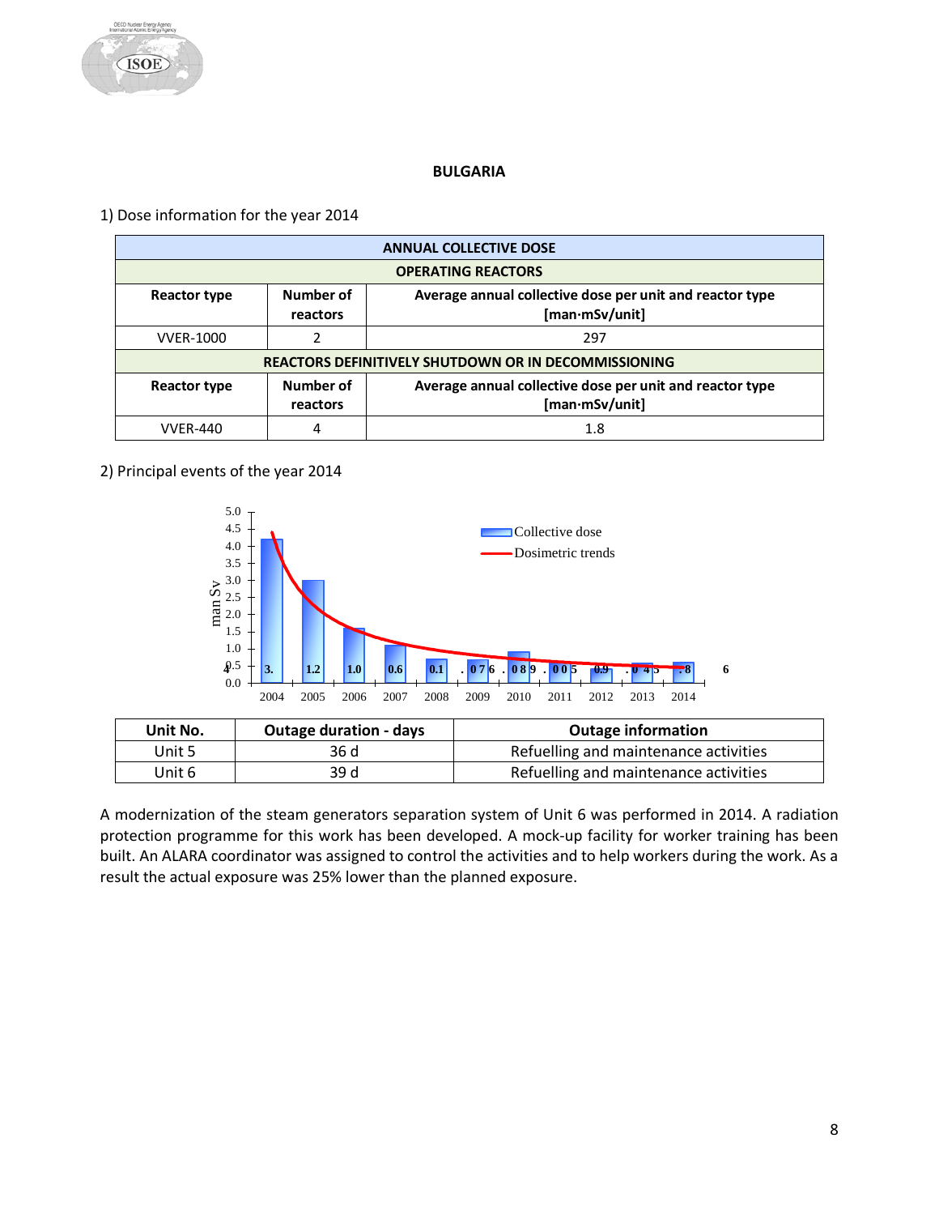# BULGARIA

1) Dose information for the year 2014

| ANNUAL COLLECTIVE DOSE | | |
|---|---|---|
| **OPERATING REACTORS** | | |
| **Reactor type** | **Number of reactors** | **Average annual collective dose per unit and reactor type [man·mSv/unit]** |
| VVER-1000 | 2 | 297 |
| **REACTORS DEFINITIVELY SHUTDOWN OR IN DECOMMISSIONING** | | |
| **Reactor type** | **Number of reactors** | **Average annual collective dose per unit and reactor type [man·mSv/unit]** |
| VVER-440 | 4 | 1.8 |

2) Principal events of the year 2014

| Unit No. | Outage duration - days | Outage information |
|---|---|---|
| Unit 5 | 36 d | Refuelling and maintenance activities |
| Unit 6 | 39 d | Refuelling and maintenance activities |

A modernization of the steam generators separation system of Unit 6 was performed in 2014. A radiation protection programme for this work has been developed. A mock-up facility for worker training has been built. An ALARA coordinator was assigned to control the activities and to help workers during the work. As a result the actual exposure was 25% lower than the planned exposure.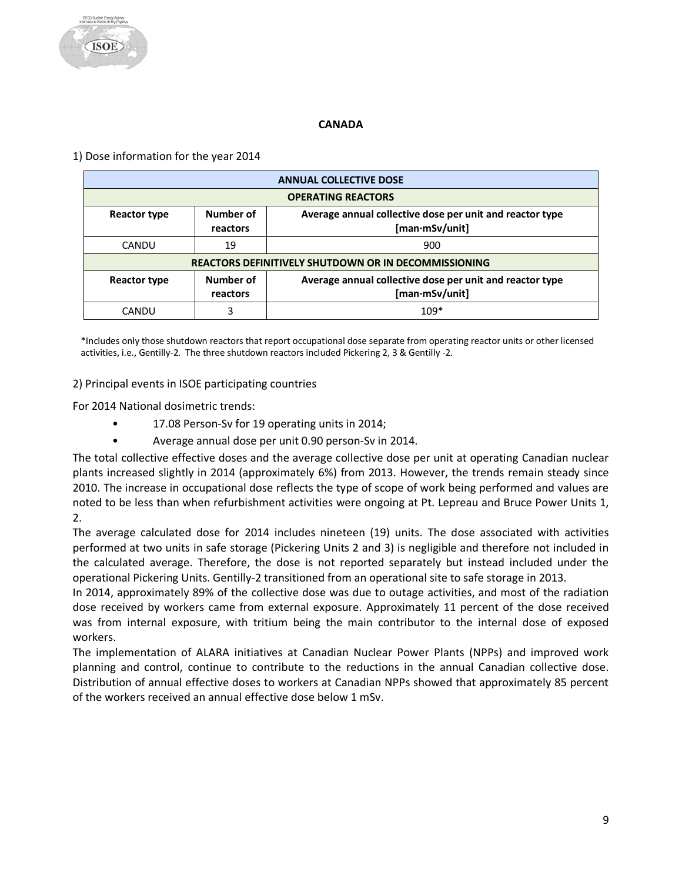## CANADA

1) Dose information for the year 2014

| ANNUAL COLLECTIVE DOSE | | |
|---|---|---|
| **OPERATING REACTORS** | | |
| **Reactor type** | **Number of reactors** | **Average annual collective dose per unit and reactor type [man·mSv/unit]** |
| CANDU | 19 | 900 |
| **REACTORS DEFINITIVELY SHUTDOWN OR IN DECOMMISSIONING** | | |
| **Reactor type** | **Number of reactors** | **Average annual collective dose per unit and reactor type [man·mSv/unit]** |
| CANDU | 3 | 109* |

*Includes only those shutdown reactors that report occupational dose separate from operating reactor units or other licensed activities, i.e., Gentilly-2. The three shutdown reactors included Pickering 2, 3 & Gentilly -2.

2) Principal events in ISOE participating countries

For 2014 National dosimetric trends:

- 17.08 Person-Sv for 19 operating units in 2014;
- Average annual dose per unit 0.90 person-Sv in 2014.

The total collective effective doses and the average collective dose per unit at operating Canadian nuclear plants increased slightly in 2014 (approximately 6%) from 2013. However, the trends remain steady since 2010. The increase in occupational dose reflects the type of scope of work being performed and values are noted to be less than when refurbishment activities were ongoing at Pt. Lepreau and Bruce Power Units 1, 2.

The average calculated dose for 2014 includes nineteen (19) units. The dose associated with activities performed at two units in safe storage (Pickering Units 2 and 3) is negligible and therefore not included in the calculated average. Therefore, the dose is not reported separately but instead included under the operational Pickering Units. Gentilly-2 transitioned from an operational site to safe storage in 2013.

In 2014, approximately 89% of the collective dose was due to outage activities, and most of the radiation dose received by workers came from external exposure. Approximately 11 percent of the dose received was from internal exposure, with tritium being the main contributor to the internal dose of exposed workers.

The implementation of ALARA initiatives at Canadian Nuclear Power Plants (NPPs) and improved work planning and control, continue to contribute to the reductions in the annual Canadian collective dose. Distribution of annual effective doses to workers at Canadian NPPs showed that approximately 85 percent of the workers received an annual effective dose below 1 mSv.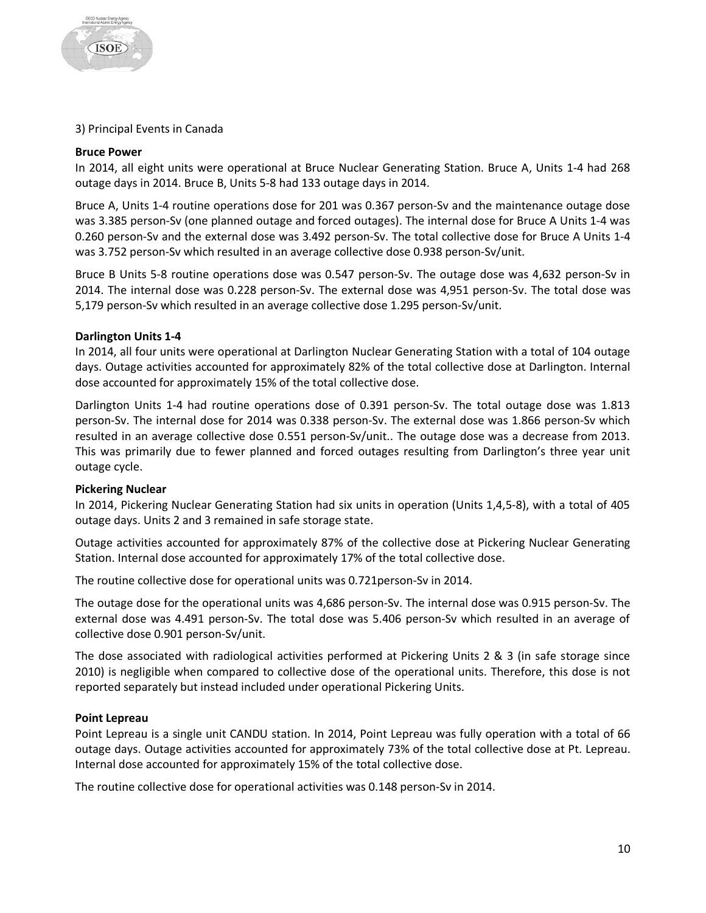3) Principal Events in Canada

**Bruce Power**

In 2014, all eight units were operational at Bruce Nuclear Generating Station. Bruce A, Units 1-4 had 268 outage days in 2014. Bruce B, Units 5-8 had 133 outage days in 2014.

Bruce A, Units 1-4 routine operations dose for 201 was 0.367 person-Sv and the maintenance outage dose was 3.385 person-Sv (one planned outage and forced outages). The internal dose for Bruce A Units 1-4 was 0.260 person-Sv and the external dose was 3.492 person-Sv. The total collective dose for Bruce A Units 1-4 was 3.752 person-Sv which resulted in an average collective dose 0.938 person-Sv/unit.

Bruce B Units 5-8 routine operations dose was 0.547 person-Sv. The outage dose was 4,632 person-Sv in 2014. The internal dose was 0.228 person-Sv. The external dose was 4,951 person-Sv. The total dose was 5,179 person-Sv which resulted in an average collective dose 1.295 person-Sv/unit.

**Darlington Units 1-4**

In 2014, all four units were operational at Darlington Nuclear Generating Station with a total of 104 outage days. Outage activities accounted for approximately 82% of the total collective dose at Darlington. Internal dose accounted for approximately 15% of the total collective dose.

Darlington Units 1-4 had routine operations dose of 0.391 person-Sv. The total outage dose was 1.813 person-Sv. The internal dose for 2014 was 0.338 person-Sv. The external dose was 1.866 person-Sv which resulted in an average collective dose 0.551 person-Sv/unit.. The outage dose was a decrease from 2013. This was primarily due to fewer planned and forced outages resulting from Darlington's three year unit outage cycle.

**Pickering Nuclear**

In 2014, Pickering Nuclear Generating Station had six units in operation (Units 1,4,5-8), with a total of 405 outage days. Units 2 and 3 remained in safe storage state.

Outage activities accounted for approximately 87% of the collective dose at Pickering Nuclear Generating Station. Internal dose accounted for approximately 17% of the total collective dose.

The routine collective dose for operational units was 0.721person-Sv in 2014.

The outage dose for the operational units was 4,686 person-Sv. The internal dose was 0.915 person-Sv. The external dose was 4.491 person-Sv. The total dose was 5.406 person-Sv which resulted in an average of collective dose 0.901 person-Sv/unit.

The dose associated with radiological activities performed at Pickering Units 2 & 3 (in safe storage since 2010) is negligible when compared to collective dose of the operational units. Therefore, this dose is not reported separately but instead included under operational Pickering Units.

**Point Lepreau**

Point Lepreau is a single unit CANDU station. In 2014, Point Lepreau was fully operation with a total of 66 outage days. Outage activities accounted for approximately 73% of the total collective dose at Pt. Lepreau. Internal dose accounted for approximately 15% of the total collective dose.

The routine collective dose for operational activities was 0.148 person-Sv in 2014.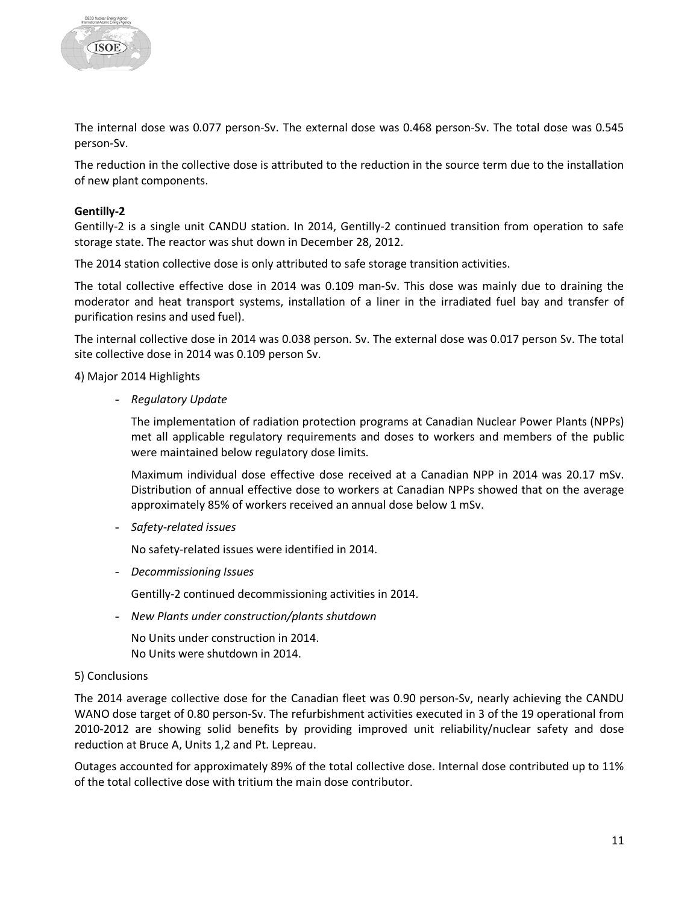The internal dose was 0.077 person-Sv. The external dose was 0.468 person-Sv. The total dose was 0.545 person-Sv.

The reduction in the collective dose is attributed to the reduction in the source term due to the installation of new plant components.

**Gentilly-2**

Gentilly-2 is a single unit CANDU station. In 2014, Gentilly-2 continued transition from operation to safe storage state. The reactor was shut down in December 28, 2012.

The 2014 station collective dose is only attributed to safe storage transition activities.

The total collective effective dose in 2014 was 0.109 man-Sv. This dose was mainly due to draining the moderator and heat transport systems, installation of a liner in the irradiated fuel bay and transfer of purification resins and used fuel).

The internal collective dose in 2014 was 0.038 person. Sv. The external dose was 0.017 person Sv. The total site collective dose in 2014 was 0.109 person Sv.

4) Major 2014 Highlights

- *Regulatory Update*

  The implementation of radiation protection programs at Canadian Nuclear Power Plants (NPPs) met all applicable regulatory requirements and doses to workers and members of the public were maintained below regulatory dose limits.

  Maximum individual dose effective dose received at a Canadian NPP in 2014 was 20.17 mSv. Distribution of annual effective dose to workers at Canadian NPPs showed that on the average approximately 85% of workers received an annual dose below 1 mSv.

- *Safety-related issues*

  No safety-related issues were identified in 2014.

- *Decommissioning Issues*

  Gentilly-2 continued decommissioning activities in 2014.

- *New Plants under construction/plants shutdown*

  No Units under construction in 2014.
  No Units were shutdown in 2014.

5) Conclusions

The 2014 average collective dose for the Canadian fleet was 0.90 person-Sv, nearly achieving the CANDU WANO dose target of 0.80 person-Sv. The refurbishment activities executed in 3 of the 19 operational from 2010-2012 are showing solid benefits by providing improved unit reliability/nuclear safety and dose reduction at Bruce A, Units 1,2 and Pt. Lepreau.

Outages accounted for approximately 89% of the total collective dose. Internal dose contributed up to 11% of the total collective dose with tritium the main dose contributor.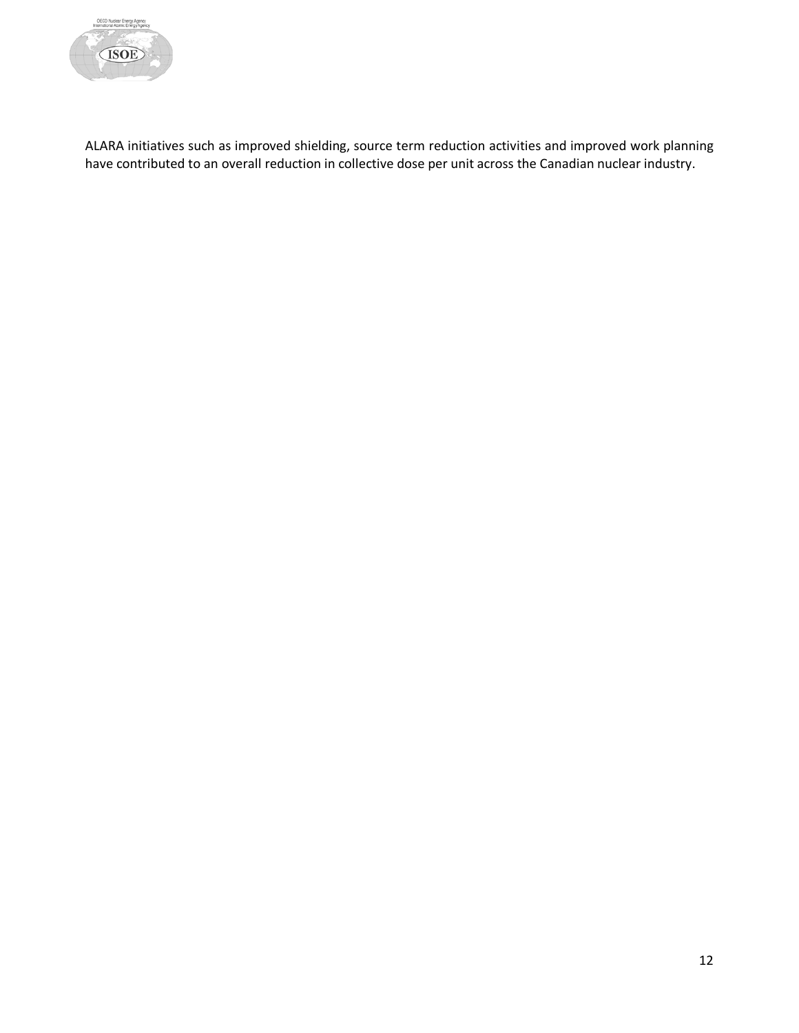ALARA initiatives such as improved shielding, source term reduction activities and improved work planning have contributed to an overall reduction in collective dose per unit across the Canadian nuclear industry.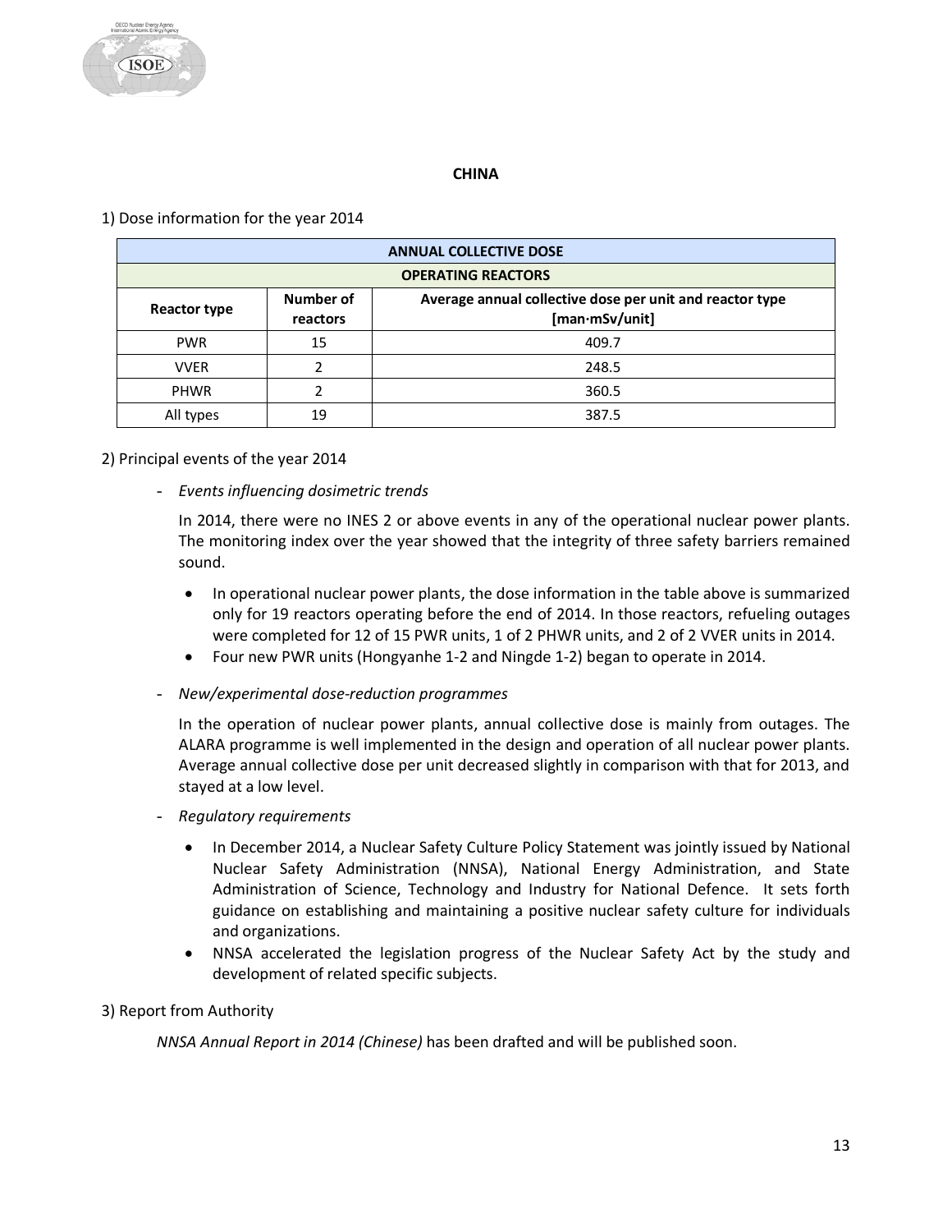## CHINA

1) Dose information for the year 2014

| ANNUAL COLLECTIVE DOSE | | |
|---|---|---|
| **OPERATING REACTORS** | | |
| **Reactor type** | **Number of reactors** | **Average annual collective dose per unit and reactor type [man·mSv/unit]** |
| PWR | 15 | 409.7 |
| VVER | 2 | 248.5 |
| PHWR | 2 | 360.5 |
| All types | 19 | 387.5 |

2) Principal events of the year 2014

- *Events influencing dosimetric trends*

  In 2014, there were no INES 2 or above events in any of the operational nuclear power plants. The monitoring index over the year showed that the integrity of three safety barriers remained sound.

  - In operational nuclear power plants, the dose information in the table above is summarized only for 19 reactors operating before the end of 2014. In those reactors, refueling outages were completed for 12 of 15 PWR units, 1 of 2 PHWR units, and 2 of 2 VVER units in 2014.
  - Four new PWR units (Hongyanhe 1-2 and Ningde 1-2) began to operate in 2014.

- *New/experimental dose-reduction programmes*

  In the operation of nuclear power plants, annual collective dose is mainly from outages. The ALARA programme is well implemented in the design and operation of all nuclear power plants. Average annual collective dose per unit decreased slightly in comparison with that for 2013, and stayed at a low level.

- *Regulatory requirements*

  - In December 2014, a Nuclear Safety Culture Policy Statement was jointly issued by National Nuclear Safety Administration (NNSA), National Energy Administration, and State Administration of Science, Technology and Industry for National Defence. It sets forth guidance on establishing and maintaining a positive nuclear safety culture for individuals and organizations.
  - NNSA accelerated the legislation progress of the Nuclear Safety Act by the study and development of related specific subjects.

3) Report from Authority

*NNSA Annual Report in 2014 (Chinese)* has been drafted and will be published soon.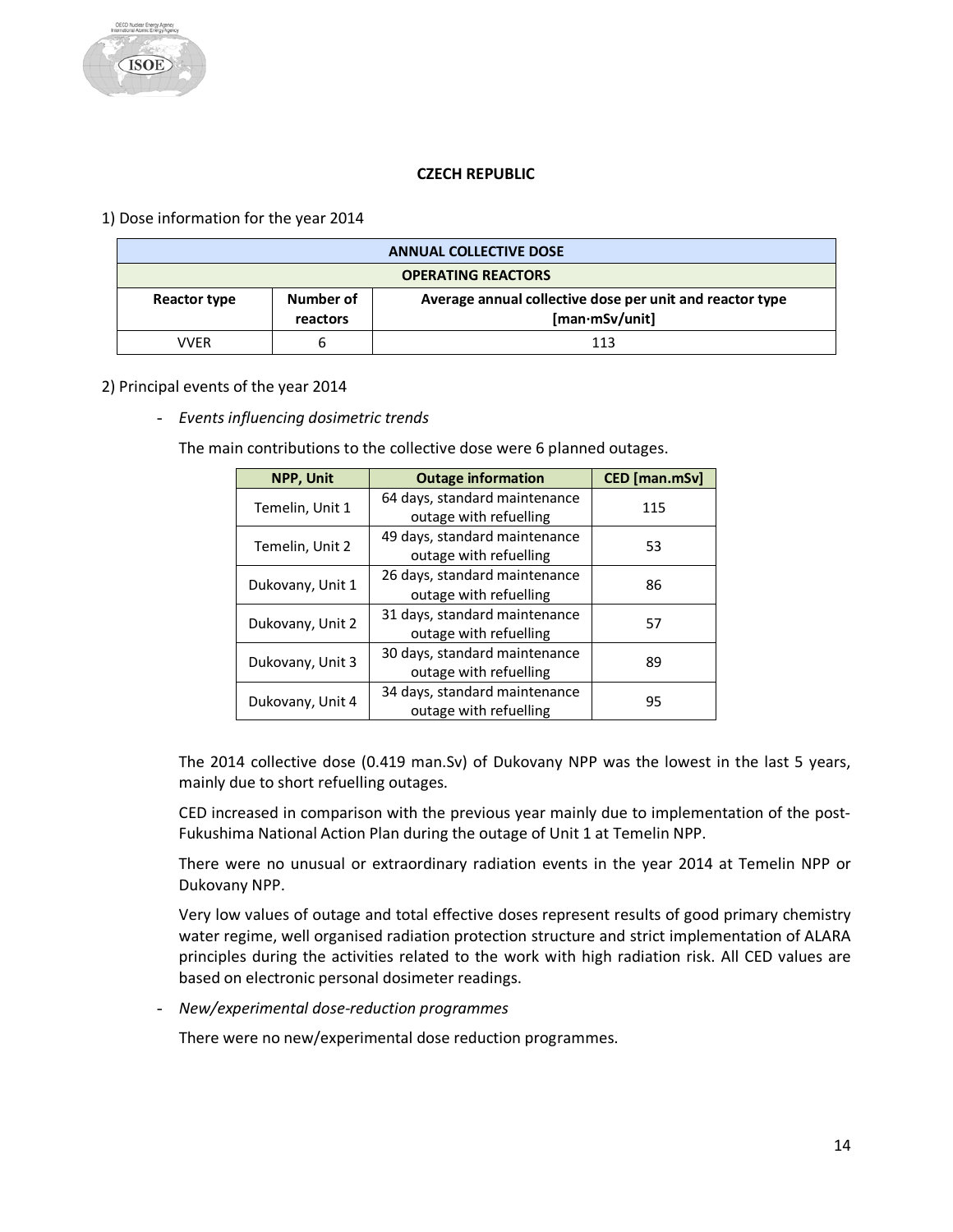**CZECH REPUBLIC**

1) Dose information for the year 2014

| ANNUAL COLLECTIVE DOSE | | |
|---|---|---|
| OPERATING REACTORS | | |
| Reactor type | Number of reactors | Average annual collective dose per unit and reactor type [man·mSv/unit] |
| VVER | 6 | 113 |

2) Principal events of the year 2014

- *Events influencing dosimetric trends*

  The main contributions to the collective dose were 6 planned outages.

| NPP, Unit | Outage information | CED [man.mSv] |
|---|---|---|
| Temelin, Unit 1 | 64 days, standard maintenance outage with refuelling | 115 |
| Temelin, Unit 2 | 49 days, standard maintenance outage with refuelling | 53 |
| Dukovany, Unit 1 | 26 days, standard maintenance outage with refuelling | 86 |
| Dukovany, Unit 2 | 31 days, standard maintenance outage with refuelling | 57 |
| Dukovany, Unit 3 | 30 days, standard maintenance outage with refuelling | 89 |
| Dukovany, Unit 4 | 34 days, standard maintenance outage with refuelling | 95 |

  The 2014 collective dose (0.419 man.Sv) of Dukovany NPP was the lowest in the last 5 years, mainly due to short refuelling outages.

  CED increased in comparison with the previous year mainly due to implementation of the post-Fukushima National Action Plan during the outage of Unit 1 at Temelin NPP.

  There were no unusual or extraordinary radiation events in the year 2014 at Temelin NPP or Dukovany NPP.

  Very low values of outage and total effective doses represent results of good primary chemistry water regime, well organised radiation protection structure and strict implementation of ALARA principles during the activities related to the work with high radiation risk. All CED values are based on electronic personal dosimeter readings.

- *New/experimental dose-reduction programmes*

  There were no new/experimental dose reduction programmes.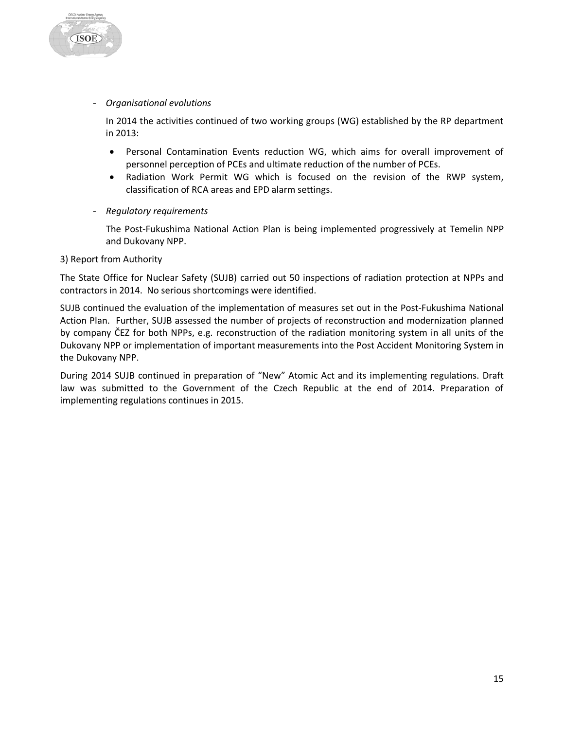- *Organisational evolutions*

  In 2014 the activities continued of two working groups (WG) established by the RP department in 2013:

  - Personal Contamination Events reduction WG, which aims for overall improvement of personnel perception of PCEs and ultimate reduction of the number of PCEs.
  - Radiation Work Permit WG which is focused on the revision of the RWP system, classification of RCA areas and EPD alarm settings.

- *Regulatory requirements*

  The Post-Fukushima National Action Plan is being implemented progressively at Temelin NPP and Dukovany NPP.

3) Report from Authority

The State Office for Nuclear Safety (SUJB) carried out 50 inspections of radiation protection at NPPs and contractors in 2014. No serious shortcomings were identified.

SUJB continued the evaluation of the implementation of measures set out in the Post-Fukushima National Action Plan. Further, SUJB assessed the number of projects of reconstruction and modernization planned by company ČEZ for both NPPs, e.g. reconstruction of the radiation monitoring system in all units of the Dukovany NPP or implementation of important measurements into the Post Accident Monitoring System in the Dukovany NPP.

During 2014 SUJB continued in preparation of "New" Atomic Act and its implementing regulations. Draft law was submitted to the Government of the Czech Republic at the end of 2014. Preparation of implementing regulations continues in 2015.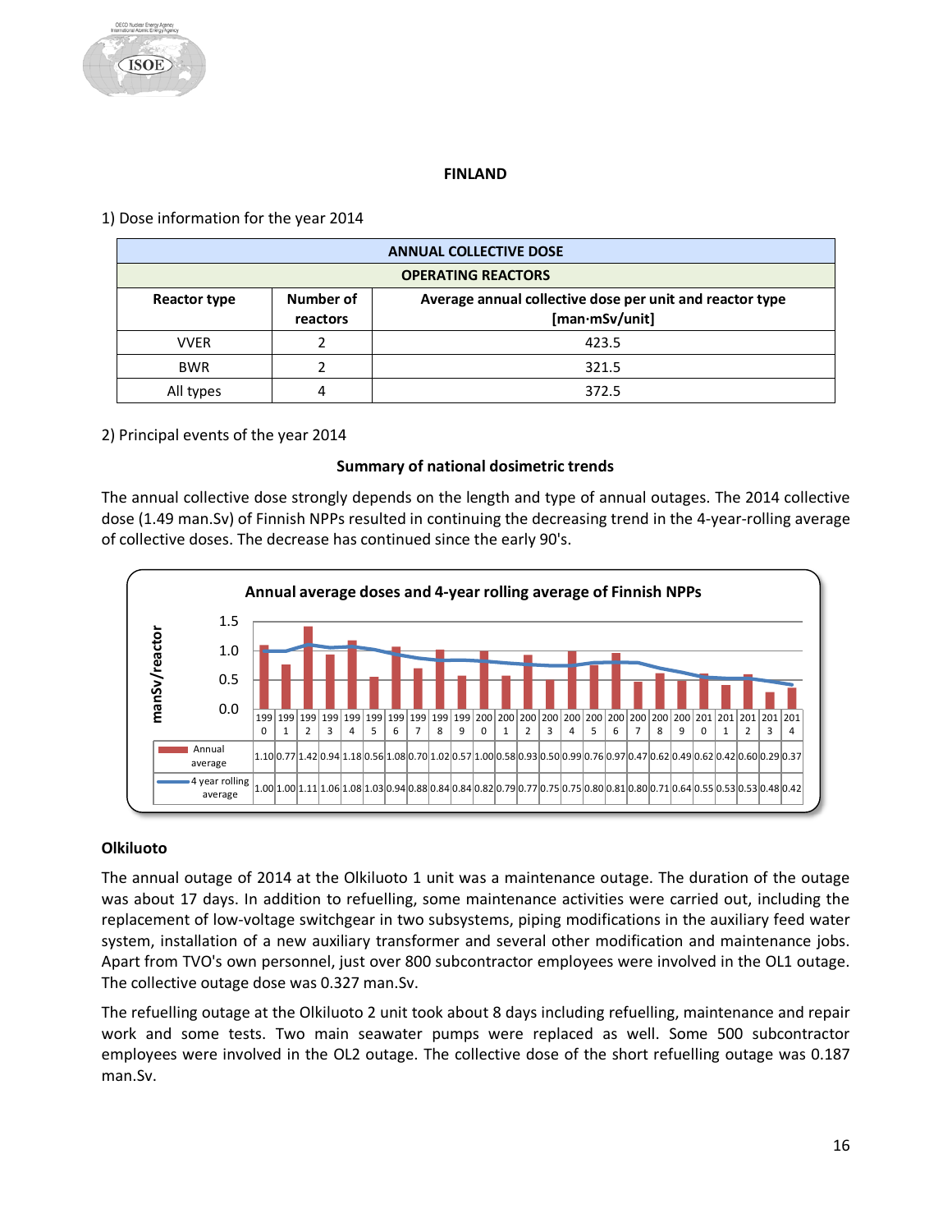# FINLAND

1) Dose information for the year 2014

| ANNUAL COLLECTIVE DOSE | | |
|---|---|---|
| OPERATING REACTORS | | |
| Reactor type | Number of reactors | Average annual collective dose per unit and reactor type [man·mSv/unit] |
| VVER | 2 | 423.5 |
| BWR | 2 | 321.5 |
| All types | 4 | 372.5 |

2) Principal events of the year 2014

**Summary of national dosimetric trends**

The annual collective dose strongly depends on the length and type of annual outages. The 2014 collective dose (1.49 man.Sv) of Finnish NPPs resulted in continuing the decreasing trend in the 4-year-rolling average of collective doses. The decrease has continued since the early 90's.

**Annual average doses and 4-year rolling average of Finnish NPPs**

| manSv/reactor | 1990 | 1991 | 1992 | 1993 | 1994 | 1995 | 1996 | 1997 | 1998 | 1999 | 2000 | 2001 | 2002 | 2003 | 2004 | 2005 | 2006 | 2007 | 2008 | 2009 | 2010 | 2011 | 2012 | 2013 | 2014 |
|---|---|---|---|---|---|---|---|---|---|---|---|---|---|---|---|---|---|---|---|---|---|---|---|---|---|
| Annual average | 1.10 | 0.77 | 1.42 | 0.94 | 1.18 | 0.56 | 1.08 | 0.70 | 1.02 | 0.57 | 1.00 | 0.58 | 0.93 | 0.50 | 0.99 | 0.76 | 0.97 | 0.47 | 0.62 | 0.49 | 0.62 | 0.42 | 0.60 | 0.29 | 0.37 |
| 4 year rolling average | 1.00 | 1.00 | 1.11 | 1.06 | 1.08 | 1.03 | 0.94 | 0.88 | 0.84 | 0.84 | 0.82 | 0.79 | 0.77 | 0.75 | 0.75 | 0.80 | 0.81 | 0.80 | 0.71 | 0.64 | 0.55 | 0.53 | 0.53 | 0.48 | 0.42 |

### Olkiluoto

The annual outage of 2014 at the Olkiluoto 1 unit was a maintenance outage. The duration of the outage was about 17 days. In addition to refuelling, some maintenance activities were carried out, including the replacement of low-voltage switchgear in two subsystems, piping modifications in the auxiliary feed water system, installation of a new auxiliary transformer and several other modification and maintenance jobs. Apart from TVO's own personnel, just over 800 subcontractor employees were involved in the OL1 outage. The collective outage dose was 0.327 man.Sv.

The refuelling outage at the Olkiluoto 2 unit took about 8 days including refuelling, maintenance and repair work and some tests. Two main seawater pumps were replaced as well. Some 500 subcontractor employees were involved in the OL2 outage. The collective dose of the short refuelling outage was 0.187 man.Sv.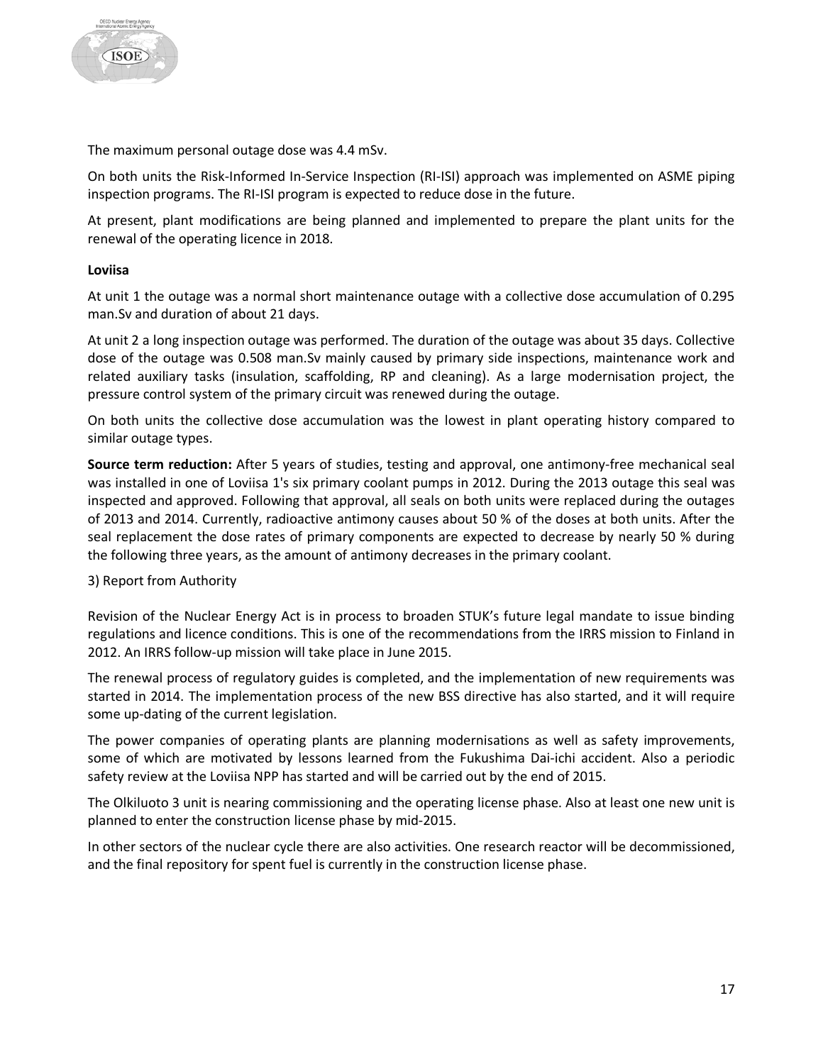The maximum personal outage dose was 4.4 mSv.

On both units the Risk-Informed In-Service Inspection (RI-ISI) approach was implemented on ASME piping inspection programs. The RI-ISI program is expected to reduce dose in the future.

At present, plant modifications are being planned and implemented to prepare the plant units for the renewal of the operating licence in 2018.

**Loviisa**

At unit 1 the outage was a normal short maintenance outage with a collective dose accumulation of 0.295 man.Sv and duration of about 21 days.

At unit 2 a long inspection outage was performed. The duration of the outage was about 35 days. Collective dose of the outage was 0.508 man.Sv mainly caused by primary side inspections, maintenance work and related auxiliary tasks (insulation, scaffolding, RP and cleaning). As a large modernisation project, the pressure control system of the primary circuit was renewed during the outage.

On both units the collective dose accumulation was the lowest in plant operating history compared to similar outage types.

**Source term reduction:** After 5 years of studies, testing and approval, one antimony-free mechanical seal was installed in one of Loviisa 1's six primary coolant pumps in 2012. During the 2013 outage this seal was inspected and approved. Following that approval, all seals on both units were replaced during the outages of 2013 and 2014. Currently, radioactive antimony causes about 50 % of the doses at both units. After the seal replacement the dose rates of primary components are expected to decrease by nearly 50 % during the following three years, as the amount of antimony decreases in the primary coolant.

3) Report from Authority

Revision of the Nuclear Energy Act is in process to broaden STUK's future legal mandate to issue binding regulations and licence conditions. This is one of the recommendations from the IRRS mission to Finland in 2012. An IRRS follow-up mission will take place in June 2015.

The renewal process of regulatory guides is completed, and the implementation of new requirements was started in 2014. The implementation process of the new BSS directive has also started, and it will require some up-dating of the current legislation.

The power companies of operating plants are planning modernisations as well as safety improvements, some of which are motivated by lessons learned from the Fukushima Dai-ichi accident. Also a periodic safety review at the Loviisa NPP has started and will be carried out by the end of 2015.

The Olkiluoto 3 unit is nearing commissioning and the operating license phase. Also at least one new unit is planned to enter the construction license phase by mid-2015.

In other sectors of the nuclear cycle there are also activities. One research reactor will be decommissioned, and the final repository for spent fuel is currently in the construction license phase.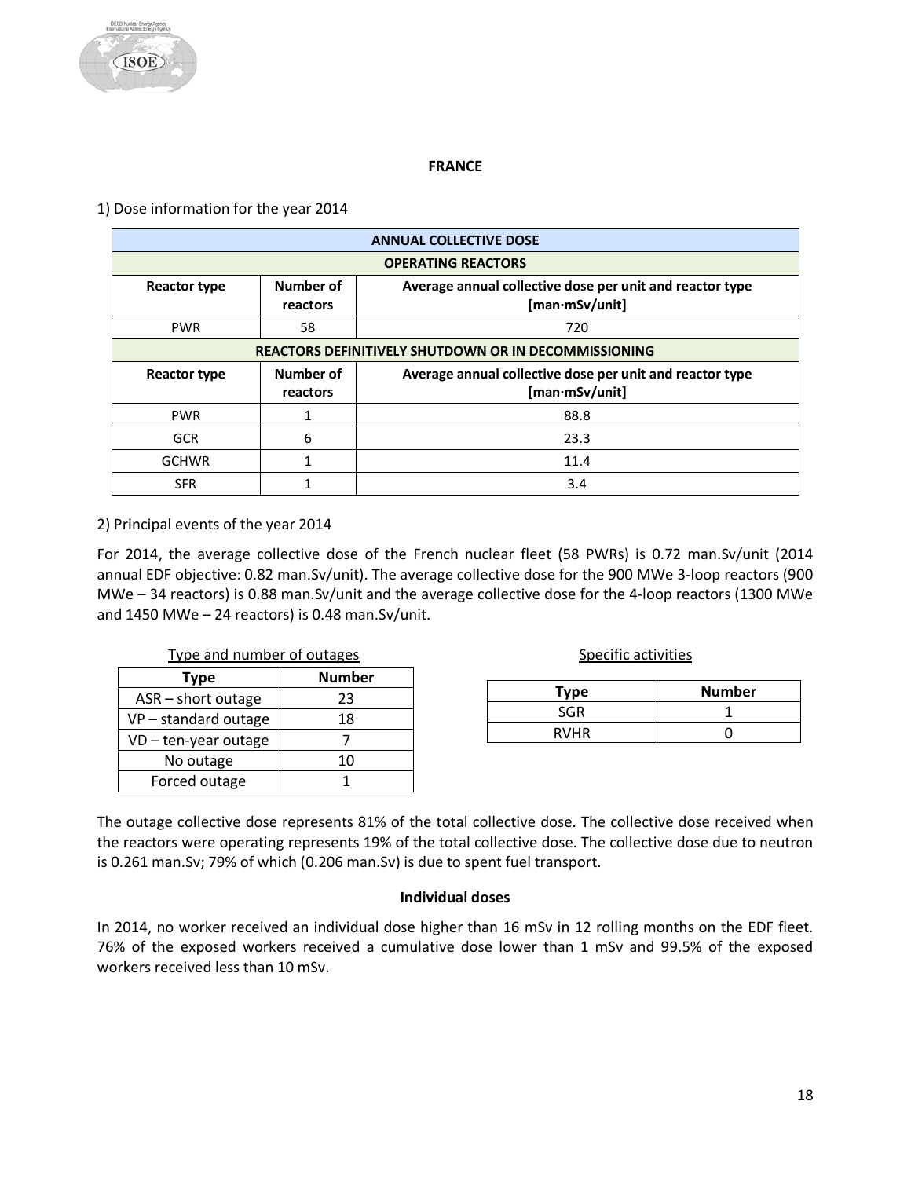## FRANCE

1) Dose information for the year 2014

| ANNUAL COLLECTIVE DOSE | | |
|---|---|---|
| **OPERATING REACTORS** | | |
| **Reactor type** | **Number of reactors** | **Average annual collective dose per unit and reactor type [man·mSv/unit]** |
| PWR | 58 | 720 |
| **REACTORS DEFINITIVELY SHUTDOWN OR IN DECOMMISSIONING** | | |
| **Reactor type** | **Number of reactors** | **Average annual collective dose per unit and reactor type [man·mSv/unit]** |
| PWR | 1 | 88.8 |
| GCR | 6 | 23.3 |
| GCHWR | 1 | 11.4 |
| SFR | 1 | 3.4 |

2) Principal events of the year 2014

For 2014, the average collective dose of the French nuclear fleet (58 PWRs) is 0.72 man.Sv/unit (2014 annual EDF objective: 0.82 man.Sv/unit). The average collective dose for the 900 MWe 3-loop reactors (900 MWe – 34 reactors) is 0.88 man.Sv/unit and the average collective dose for the 4-loop reactors (1300 MWe and 1450 MWe – 24 reactors) is 0.48 man.Sv/unit.

Type and number of outages

| Type | Number |
|---|---|
| ASR – short outage | 23 |
| VP – standard outage | 18 |
| VD – ten-year outage | 7 |
| No outage | 10 |
| Forced outage | 1 |

Specific activities

| Type | Number |
|---|---|
| SGR | 1 |
| RVHR | 0 |

The outage collective dose represents 81% of the total collective dose. The collective dose received when the reactors were operating represents 19% of the total collective dose. The collective dose due to neutron is 0.261 man.Sv; 79% of which (0.206 man.Sv) is due to spent fuel transport.

### Individual doses

In 2014, no worker received an individual dose higher than 16 mSv in 12 rolling months on the EDF fleet. 76% of the exposed workers received a cumulative dose lower than 1 mSv and 99.5% of the exposed workers received less than 10 mSv.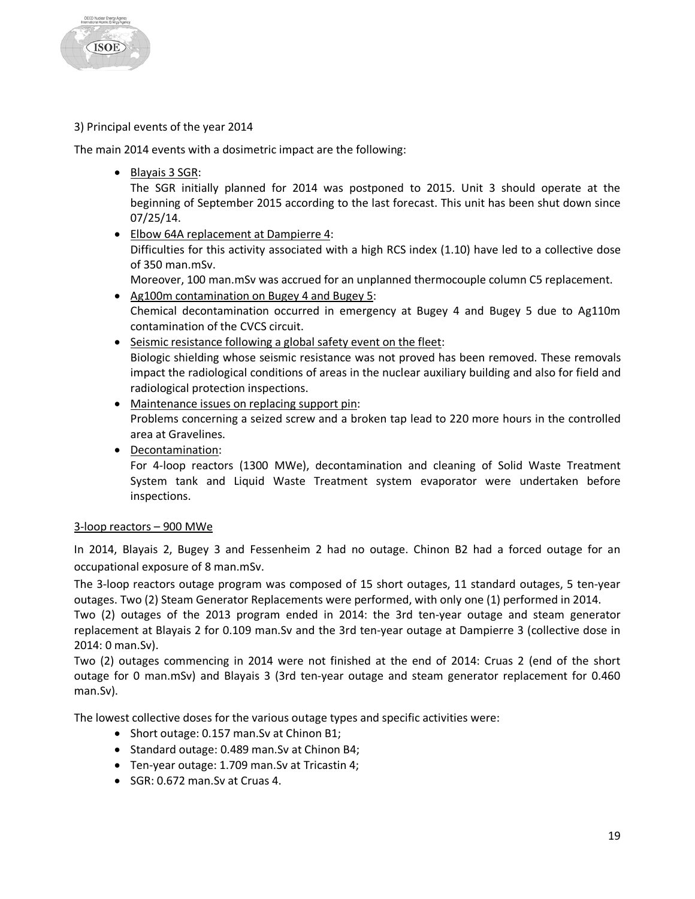3) Principal events of the year 2014

The main 2014 events with a dosimetric impact are the following:

- Blayais 3 SGR:
  The SGR initially planned for 2014 was postponed to 2015. Unit 3 should operate at the beginning of September 2015 according to the last forecast. This unit has been shut down since 07/25/14.
- Elbow 64A replacement at Dampierre 4:
  Difficulties for this activity associated with a high RCS index (1.10) have led to a collective dose of 350 man.mSv.
  Moreover, 100 man.mSv was accrued for an unplanned thermocouple column C5 replacement.
- Ag100m contamination on Bugey 4 and Bugey 5:
  Chemical decontamination occurred in emergency at Bugey 4 and Bugey 5 due to Ag110m contamination of the CVCS circuit.
- Seismic resistance following a global safety event on the fleet:
  Biologic shielding whose seismic resistance was not proved has been removed. These removals impact the radiological conditions of areas in the nuclear auxiliary building and also for field and radiological protection inspections.
- Maintenance issues on replacing support pin:
  Problems concerning a seized screw and a broken tap lead to 220 more hours in the controlled area at Gravelines.
- Decontamination:
  For 4-loop reactors (1300 MWe), decontamination and cleaning of Solid Waste Treatment System tank and Liquid Waste Treatment system evaporator were undertaken before inspections.

3-loop reactors – 900 MWe

In 2014, Blayais 2, Bugey 3 and Fessenheim 2 had no outage. Chinon B2 had a forced outage for an occupational exposure of 8 man.mSv.

The 3-loop reactors outage program was composed of 15 short outages, 11 standard outages, 5 ten-year outages. Two (2) Steam Generator Replacements were performed, with only one (1) performed in 2014.

Two (2) outages of the 2013 program ended in 2014: the 3rd ten-year outage and steam generator replacement at Blayais 2 for 0.109 man.Sv and the 3rd ten-year outage at Dampierre 3 (collective dose in 2014: 0 man.Sv).

Two (2) outages commencing in 2014 were not finished at the end of 2014: Cruas 2 (end of the short outage for 0 man.mSv) and Blayais 3 (3rd ten-year outage and steam generator replacement for 0.460 man.Sv).

The lowest collective doses for the various outage types and specific activities were:

- Short outage: 0.157 man.Sv at Chinon B1;
- Standard outage: 0.489 man.Sv at Chinon B4;
- Ten-year outage: 1.709 man.Sv at Tricastin 4;
- SGR: 0.672 man.Sv at Cruas 4.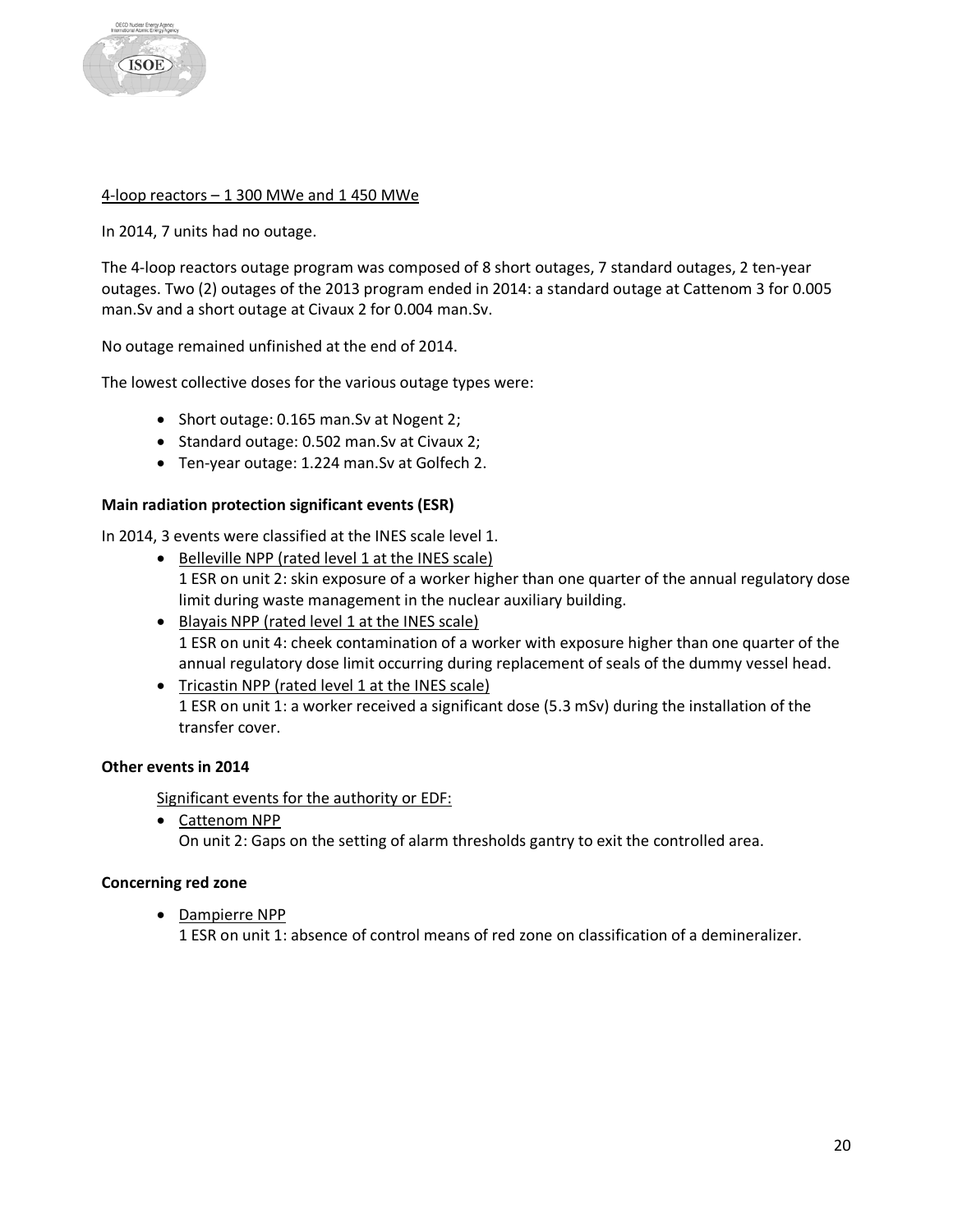4-loop reactors – 1 300 MWe and 1 450 MWe

In 2014, 7 units had no outage.

The 4-loop reactors outage program was composed of 8 short outages, 7 standard outages, 2 ten-year outages. Two (2) outages of the 2013 program ended in 2014: a standard outage at Cattenom 3 for 0.005 man.Sv and a short outage at Civaux 2 for 0.004 man.Sv.

No outage remained unfinished at the end of 2014.

The lowest collective doses for the various outage types were:

- Short outage: 0.165 man.Sv at Nogent 2;
- Standard outage: 0.502 man.Sv at Civaux 2;
- Ten-year outage: 1.224 man.Sv at Golfech 2.

**Main radiation protection significant events (ESR)**

In 2014, 3 events were classified at the INES scale level 1.

- Belleville NPP (rated level 1 at the INES scale)
  1 ESR on unit 2: skin exposure of a worker higher than one quarter of the annual regulatory dose limit during waste management in the nuclear auxiliary building.
- Blayais NPP (rated level 1 at the INES scale)
  1 ESR on unit 4: cheek contamination of a worker with exposure higher than one quarter of the annual regulatory dose limit occurring during replacement of seals of the dummy vessel head.
- Tricastin NPP (rated level 1 at the INES scale)
  1 ESR on unit 1: a worker received a significant dose (5.3 mSv) during the installation of the transfer cover.

**Other events in 2014**

Significant events for the authority or EDF:

- Cattenom NPP
  On unit 2: Gaps on the setting of alarm thresholds gantry to exit the controlled area.

**Concerning red zone**

- Dampierre NPP
  1 ESR on unit 1: absence of control means of red zone on classification of a demineralizer.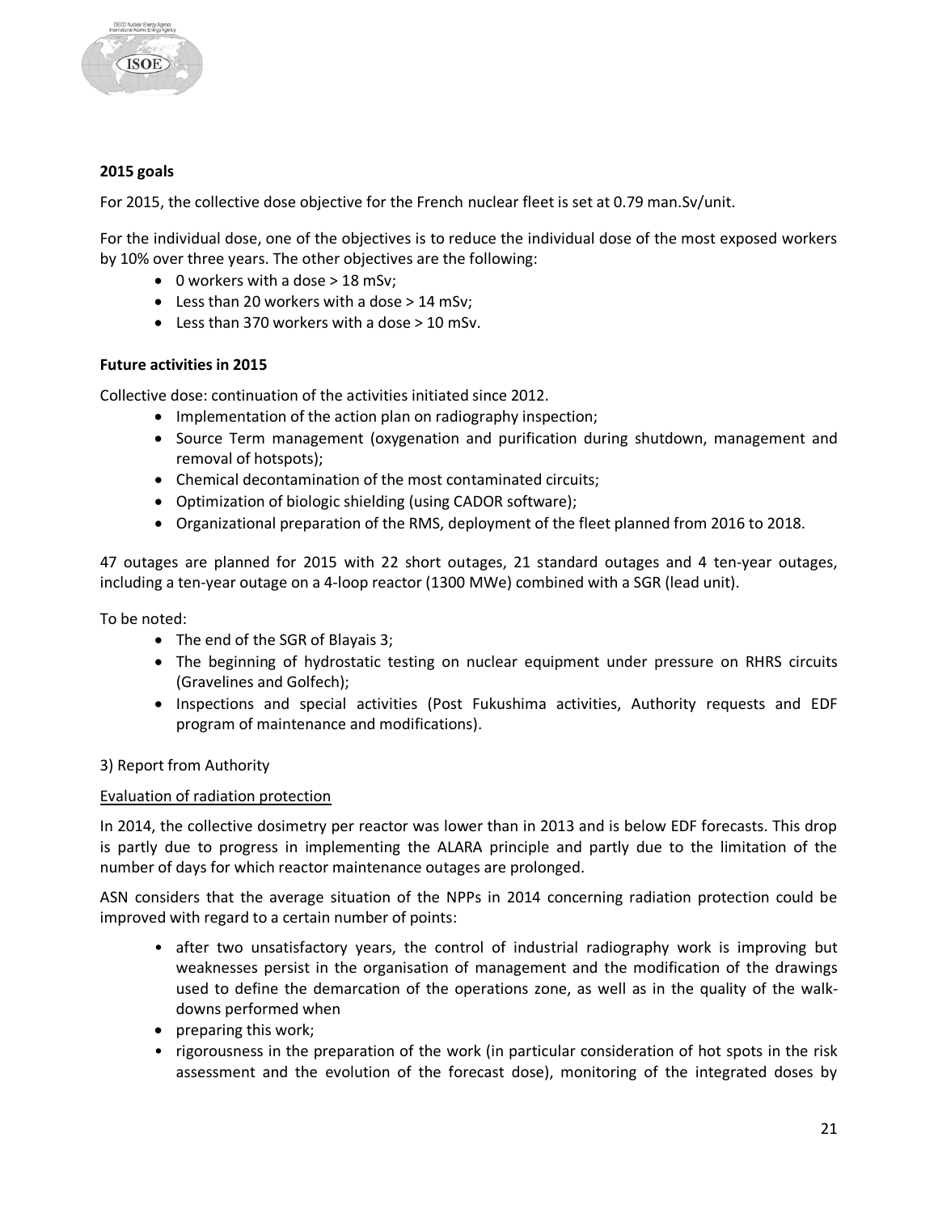**2015 goals**

For 2015, the collective dose objective for the French nuclear fleet is set at 0.79 man.Sv/unit.

For the individual dose, one of the objectives is to reduce the individual dose of the most exposed workers by 10% over three years. The other objectives are the following:

- 0 workers with a dose > 18 mSv;
- Less than 20 workers with a dose > 14 mSv;
- Less than 370 workers with a dose > 10 mSv.

**Future activities in 2015**

Collective dose: continuation of the activities initiated since 2012.

- Implementation of the action plan on radiography inspection;
- Source Term management (oxygenation and purification during shutdown, management and removal of hotspots);
- Chemical decontamination of the most contaminated circuits;
- Optimization of biologic shielding (using CADOR software);
- Organizational preparation of the RMS, deployment of the fleet planned from 2016 to 2018.

47 outages are planned for 2015 with 22 short outages, 21 standard outages and 4 ten-year outages, including a ten-year outage on a 4-loop reactor (1300 MWe) combined with a SGR (lead unit).

To be noted:

- The end of the SGR of Blayais 3;
- The beginning of hydrostatic testing on nuclear equipment under pressure on RHRS circuits (Gravelines and Golfech);
- Inspections and special activities (Post Fukushima activities, Authority requests and EDF program of maintenance and modifications).

3) Report from Authority

Evaluation of radiation protection

In 2014, the collective dosimetry per reactor was lower than in 2013 and is below EDF forecasts. This drop is partly due to progress in implementing the ALARA principle and partly due to the limitation of the number of days for which reactor maintenance outages are prolonged.

ASN considers that the average situation of the NPPs in 2014 concerning radiation protection could be improved with regard to a certain number of points:

- after two unsatisfactory years, the control of industrial radiography work is improving but weaknesses persist in the organisation of management and the modification of the drawings used to define the demarcation of the operations zone, as well as in the quality of the walk-downs performed when
- preparing this work;
- rigorousness in the preparation of the work (in particular consideration of hot spots in the risk assessment and the evolution of the forecast dose), monitoring of the integrated doses by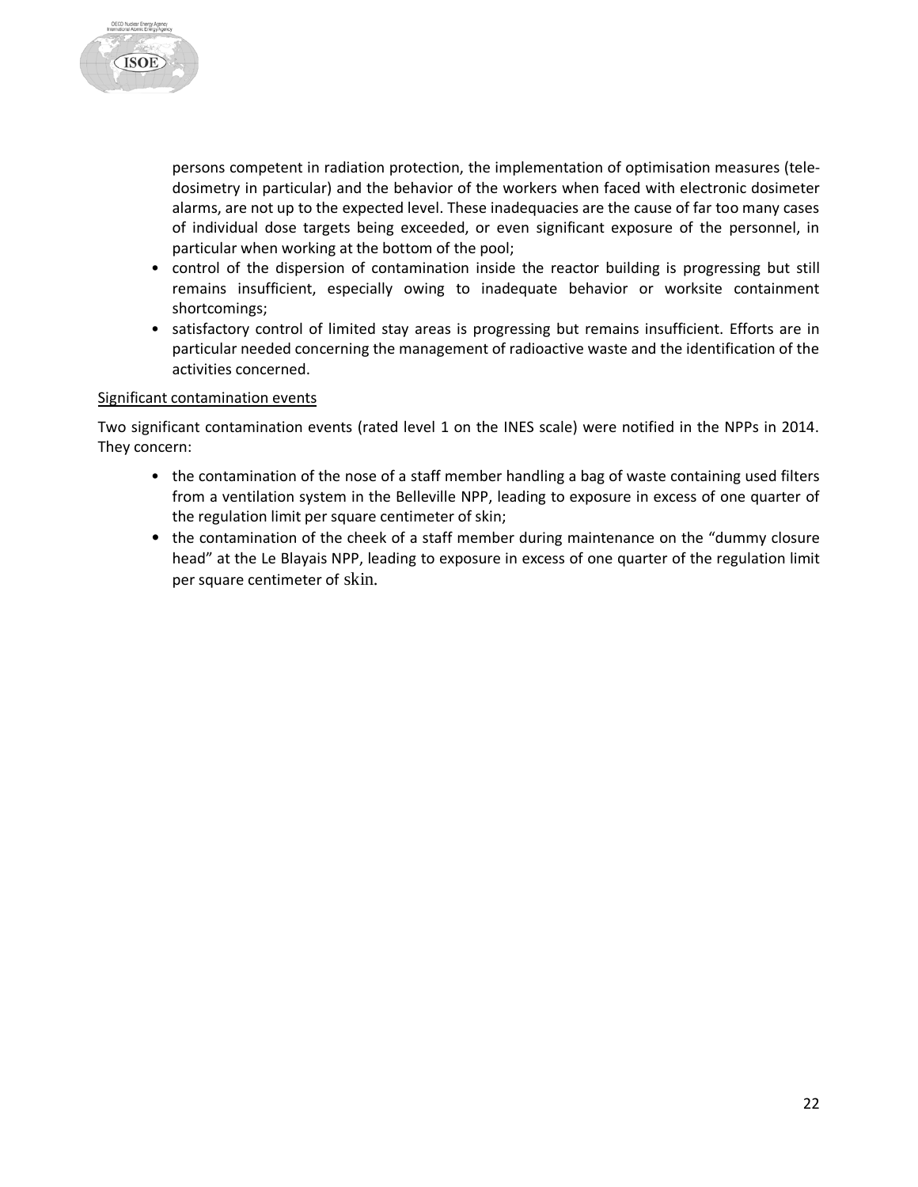persons competent in radiation protection, the implementation of optimisation measures (tele-dosimetry in particular) and the behavior of the workers when faced with electronic dosimeter alarms, are not up to the expected level. These inadequacies are the cause of far too many cases of individual dose targets being exceeded, or even significant exposure of the personnel, in particular when working at the bottom of the pool;

- control of the dispersion of contamination inside the reactor building is progressing but still remains insufficient, especially owing to inadequate behavior or worksite containment shortcomings;
- satisfactory control of limited stay areas is progressing but remains insufficient. Efforts are in particular needed concerning the management of radioactive waste and the identification of the activities concerned.

Significant contamination events

Two significant contamination events (rated level 1 on the INES scale) were notified in the NPPs in 2014. They concern:

- the contamination of the nose of a staff member handling a bag of waste containing used filters from a ventilation system in the Belleville NPP, leading to exposure in excess of one quarter of the regulation limit per square centimeter of skin;
- the contamination of the cheek of a staff member during maintenance on the "dummy closure head" at the Le Blayais NPP, leading to exposure in excess of one quarter of the regulation limit per square centimeter of skin.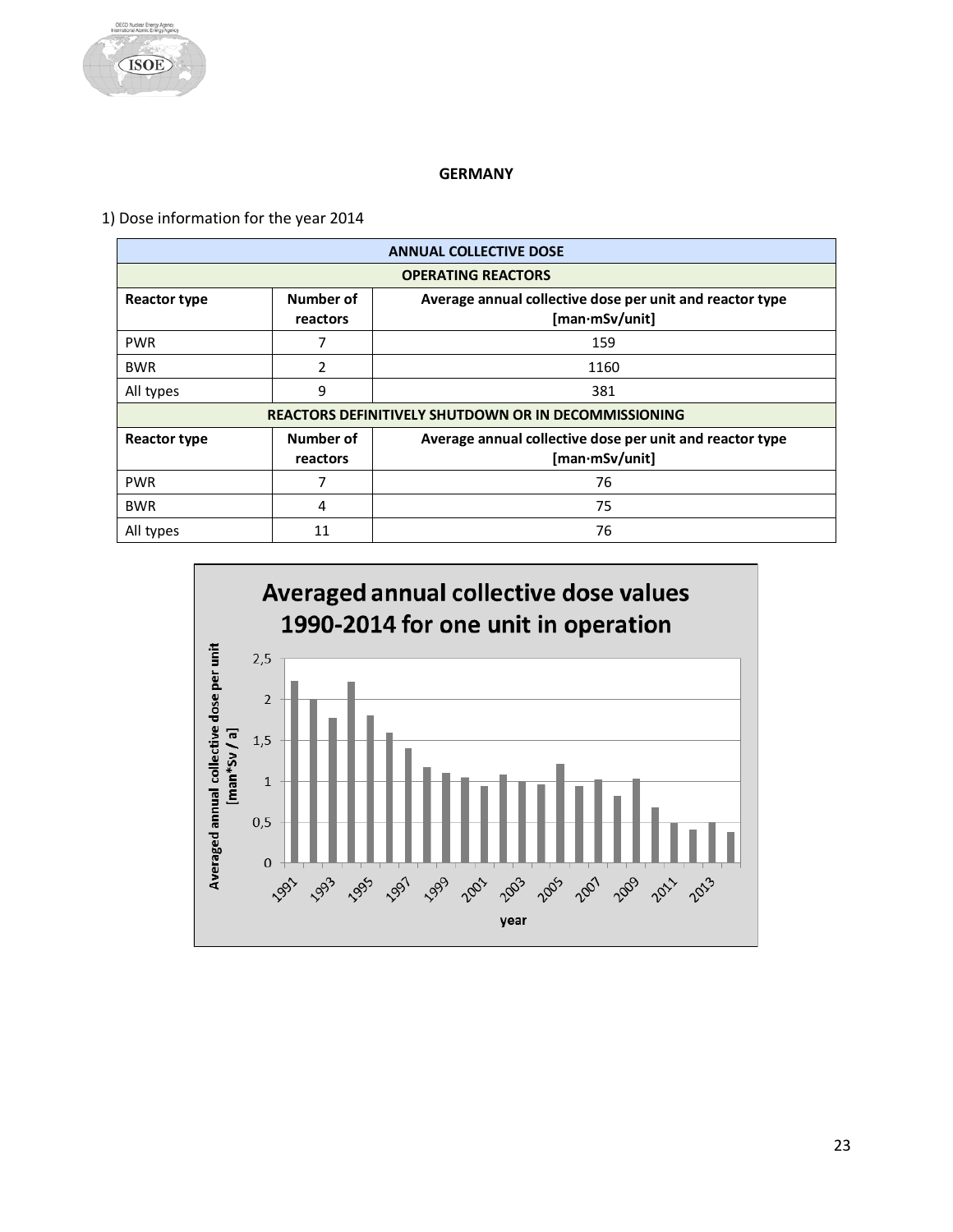# GERMANY

1) Dose information for the year 2014

| ANNUAL COLLECTIVE DOSE | | |
|---|---|---|
| **OPERATING REACTORS** | | |
| **Reactor type** | **Number of reactors** | **Average annual collective dose per unit and reactor type [man·mSv/unit]** |
| PWR | 7 | 159 |
| BWR | 2 | 1160 |
| All types | 9 | 381 |
| **REACTORS DEFINITIVELY SHUTDOWN OR IN DECOMMISSIONING** | | |
| **Reactor type** | **Number of reactors** | **Average annual collective dose per unit and reactor type [man·mSv/unit]** |
| PWR | 7 | 76 |
| BWR | 4 | 75 |
| All types | 11 | 76 |

**Averaged annual collective dose values 1990-2014 for one unit in operation**

Averaged annual collective dose per unit [man*Sv / a]

year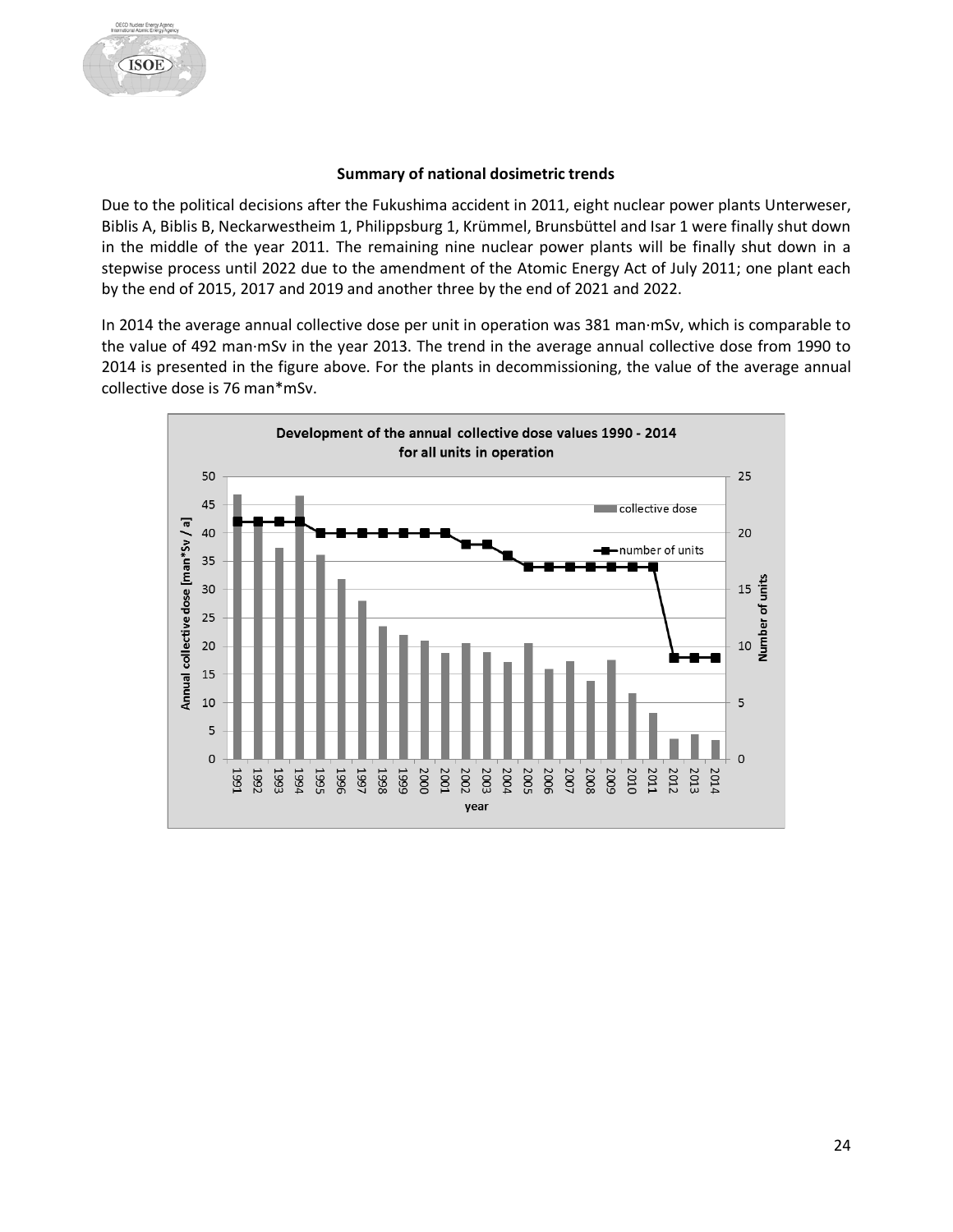### Summary of national dosimetric trends

Due to the political decisions after the Fukushima accident in 2011, eight nuclear power plants Unterweser, Biblis A, Biblis B, Neckarwestheim 1, Philippsburg 1, Krümmel, Brunsbüttel and Isar 1 were finally shut down in the middle of the year 2011. The remaining nine nuclear power plants will be finally shut down in a stepwise process until 2022 due to the amendment of the Atomic Energy Act of July 2011; one plant each by the end of 2015, 2017 and 2019 and another three by the end of 2021 and 2022.

In 2014 the average annual collective dose per unit in operation was 381 man·mSv, which is comparable to the value of 492 man·mSv in the year 2013. The trend in the average annual collective dose from 1990 to 2014 is presented in the figure above. For the plants in decommissioning, the value of the average annual collective dose is 76 man*mSv.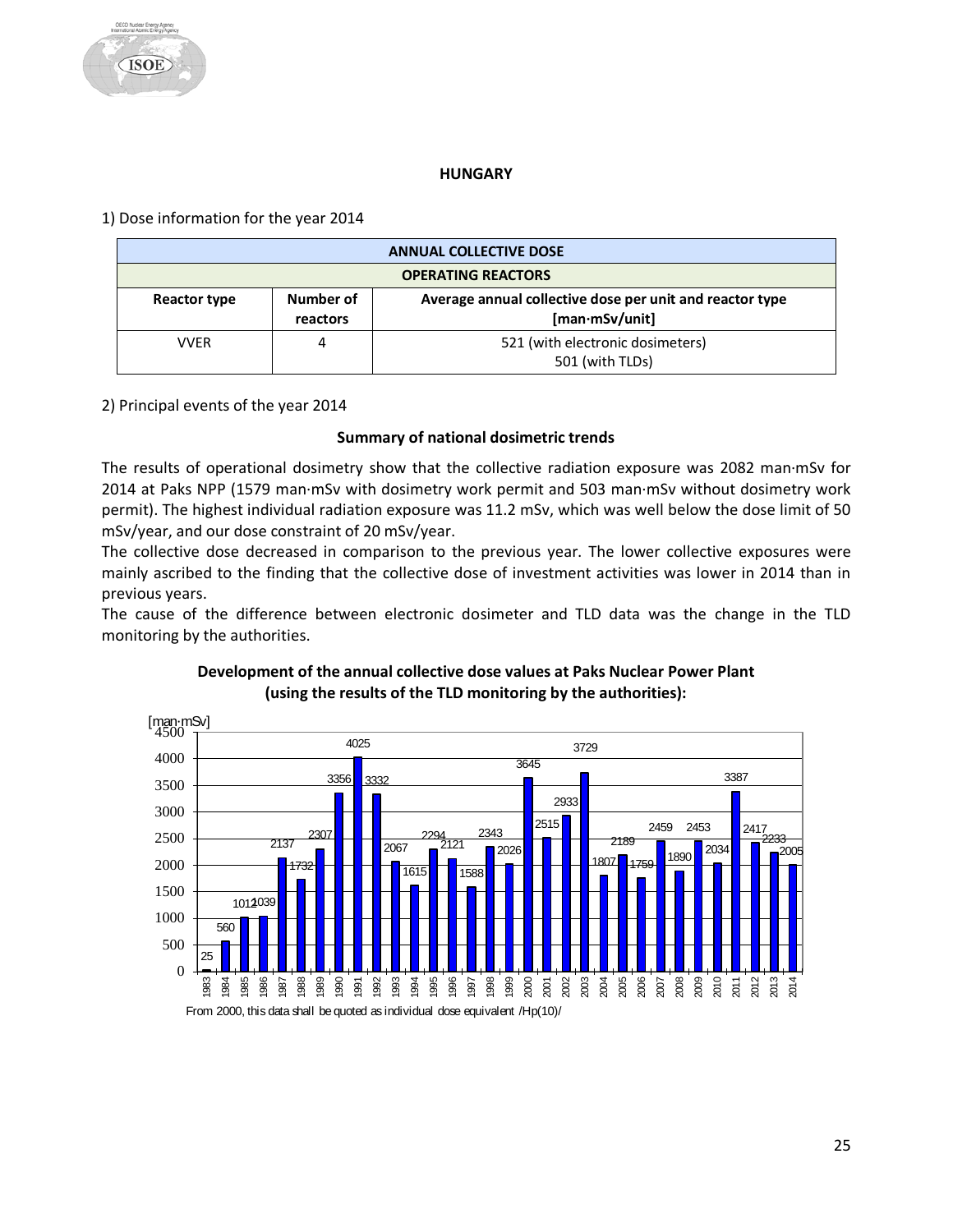## HUNGARY

1) Dose information for the year 2014

| ANNUAL COLLECTIVE DOSE | | |
|---|---|---|
| OPERATING REACTORS | | |
| Reactor type | Number of reactors | Average annual collective dose per unit and reactor type [man·mSv/unit] |
| VVER | 4 | 521 (with electronic dosimeters)<br>501 (with TLDs) |

2) Principal events of the year 2014

**Summary of national dosimetric trends**

The results of operational dosimetry show that the collective radiation exposure was 2082 man·mSv for 2014 at Paks NPP (1579 man·mSv with dosimetry work permit and 503 man·mSv without dosimetry work permit). The highest individual radiation exposure was 11.2 mSv, which was well below the dose limit of 50 mSv/year, and our dose constraint of 20 mSv/year.

The collective dose decreased in comparison to the previous year. The lower collective exposures were mainly ascribed to the finding that the collective dose of investment activities was lower in 2014 than in previous years.

The cause of the difference between electronic dosimeter and TLD data was the change in the TLD monitoring by the authorities.

**Development of the annual collective dose values at Paks Nuclear Power Plant (using the results of the TLD monitoring by the authorities):**

| Year | Collective dose [man·mSv] |
|---|---|
| 1983 | 25 |
| 1984 | 560 |
| 1985 | 1012 |
| 1986 | 1039 |
| 1987 | 2137 |
| 1988 | 1732 |
| 1989 | 2307 |
| 1990 | 3356 |
| 1991 | 4025 |
| 1992 | 3332 |
| 1993 | 2067 |
| 1994 | 1615 |
| 1995 | 2294 |
| 1996 | 2121 |
| 1997 | 1588 |
| 1998 | 2343 |
| 1999 | 2026 |
| 2000 | 3645 |
| 2001 | 2515 |
| 2002 | 2933 |
| 2003 | 3729 |
| 2004 | 1807 |
| 2005 | 2189 |
| 2006 | 1759 |
| 2007 | 2459 |
| 2008 | 1890 |
| 2009 | 2453 |
| 2010 | 2034 |
| 2011 | 3387 |
| 2012 | 2417 |
| 2013 | 2233 |
| 2014 | 2005 |

From 2000, this data shall be quoted as individual dose equivalent /Hp(10)/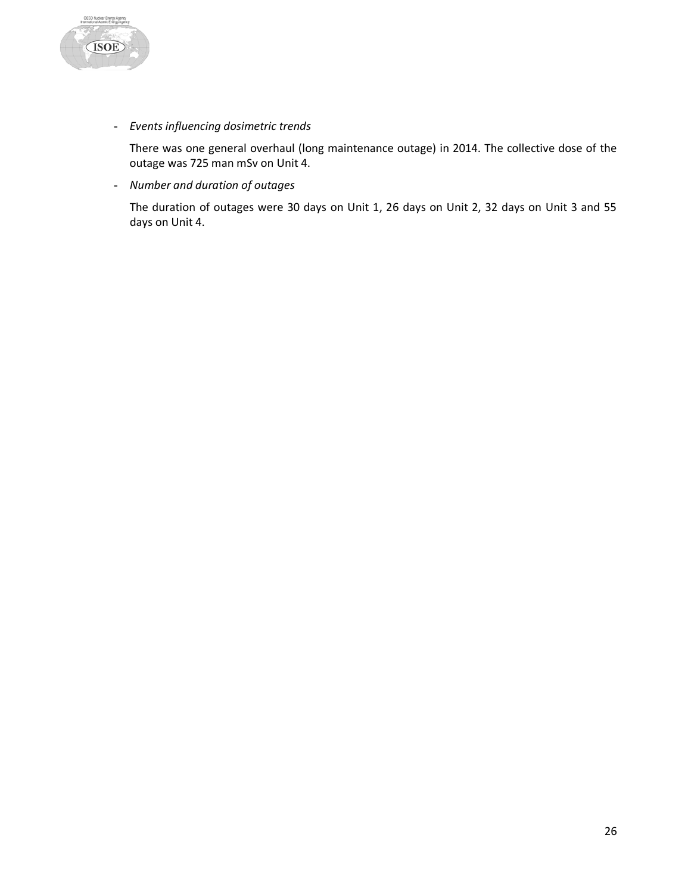- *Events influencing dosimetric trends*

  There was one general overhaul (long maintenance outage) in 2014. The collective dose of the outage was 725 man mSv on Unit 4.

- *Number and duration of outages*

  The duration of outages were 30 days on Unit 1, 26 days on Unit 2, 32 days on Unit 3 and 55 days on Unit 4.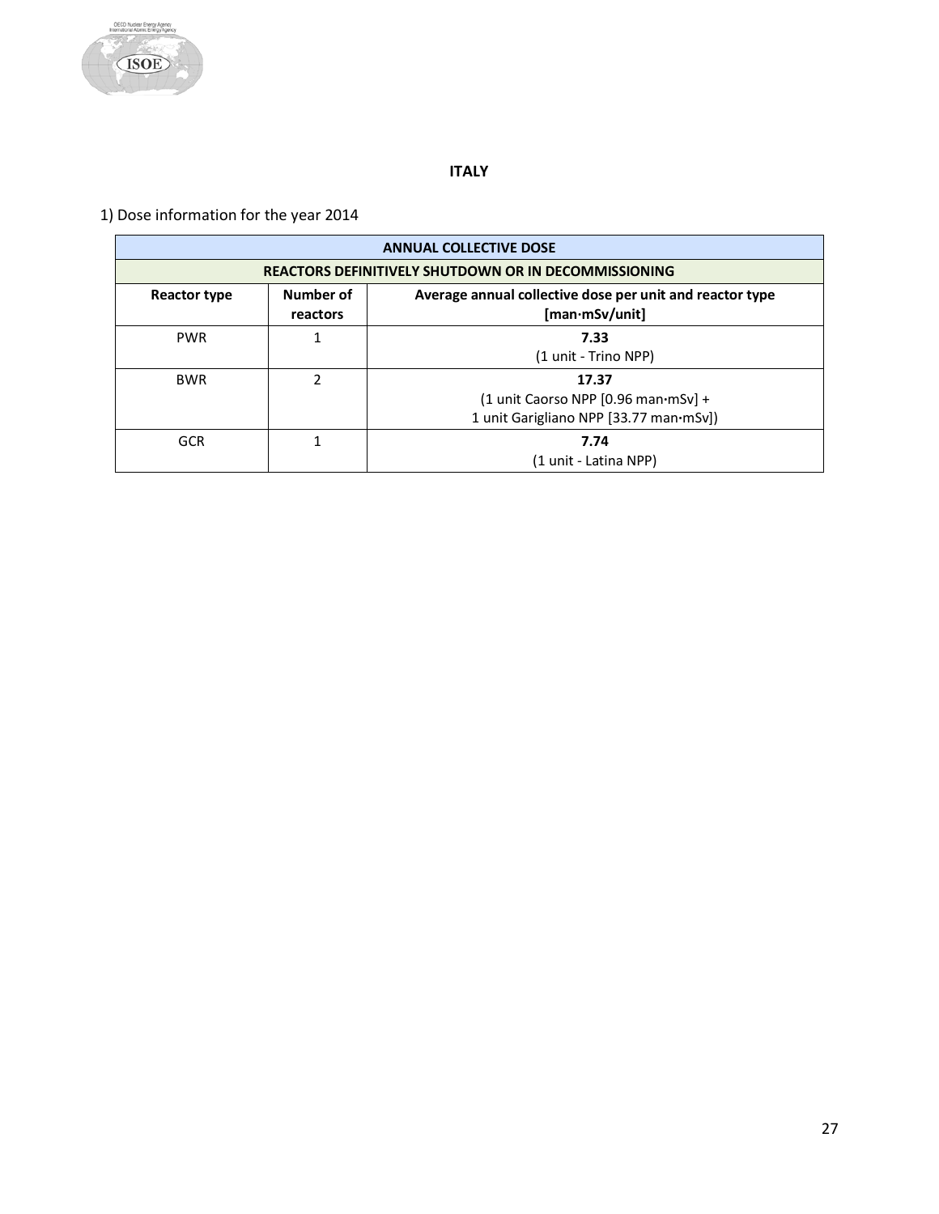# ITALY

1) Dose information for the year 2014

| ANNUAL COLLECTIVE DOSE | | |
|---|---|---|
| **REACTORS DEFINITIVELY SHUTDOWN OR IN DECOMMISSIONING** | | |
| **Reactor type** | **Number of reactors** | **Average annual collective dose per unit and reactor type [man·mSv/unit]** |
| PWR | 1 | **7.33** (1 unit - Trino NPP) |
| BWR | 2 | **17.37** (1 unit Caorso NPP [0.96 man·mSv] + 1 unit Garigliano NPP [33.77 man·mSv]) |
| GCR | 1 | **7.74** (1 unit - Latina NPP) |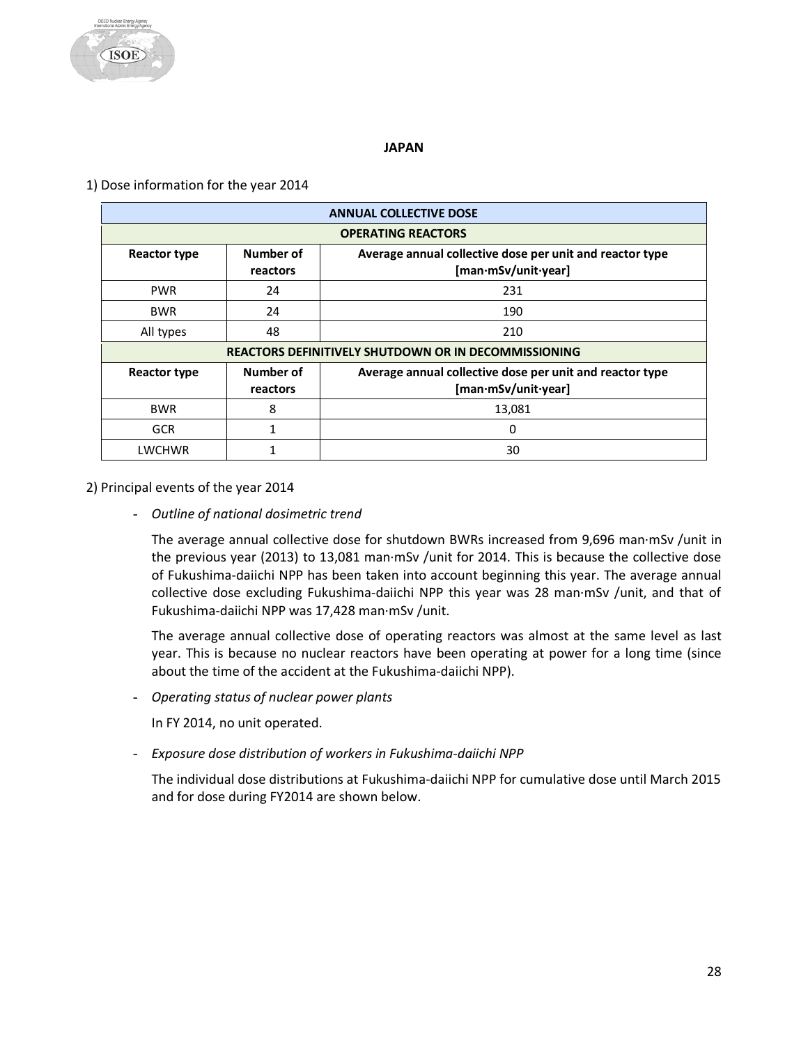# JAPAN

1) Dose information for the year 2014

| ANNUAL COLLECTIVE DOSE | | |
|---|---|---|
| **OPERATING REACTORS** | | |
| **Reactor type** | **Number of reactors** | **Average annual collective dose per unit and reactor type [man·mSv/unit·year]** |
| PWR | 24 | 231 |
| BWR | 24 | 190 |
| All types | 48 | 210 |
| **REACTORS DEFINITIVELY SHUTDOWN OR IN DECOMMISSIONING** | | |
| **Reactor type** | **Number of reactors** | **Average annual collective dose per unit and reactor type [man·mSv/unit·year]** |
| BWR | 8 | 13,081 |
| GCR | 1 | 0 |
| LWCHWR | 1 | 30 |

2) Principal events of the year 2014

- *Outline of national dosimetric trend*

  The average annual collective dose for shutdown BWRs increased from 9,696 man·mSv /unit in the previous year (2013) to 13,081 man·mSv /unit for 2014. This is because the collective dose of Fukushima-daiichi NPP has been taken into account beginning this year. The average annual collective dose excluding Fukushima-daiichi NPP this year was 28 man·mSv /unit, and that of Fukushima-daiichi NPP was 17,428 man·mSv /unit.

  The average annual collective dose of operating reactors was almost at the same level as last year. This is because no nuclear reactors have been operating at power for a long time (since about the time of the accident at the Fukushima-daiichi NPP).

- *Operating status of nuclear power plants*

  In FY 2014, no unit operated.

- *Exposure dose distribution of workers in Fukushima-daiichi NPP*

  The individual dose distributions at Fukushima-daiichi NPP for cumulative dose until March 2015 and for dose during FY2014 are shown below.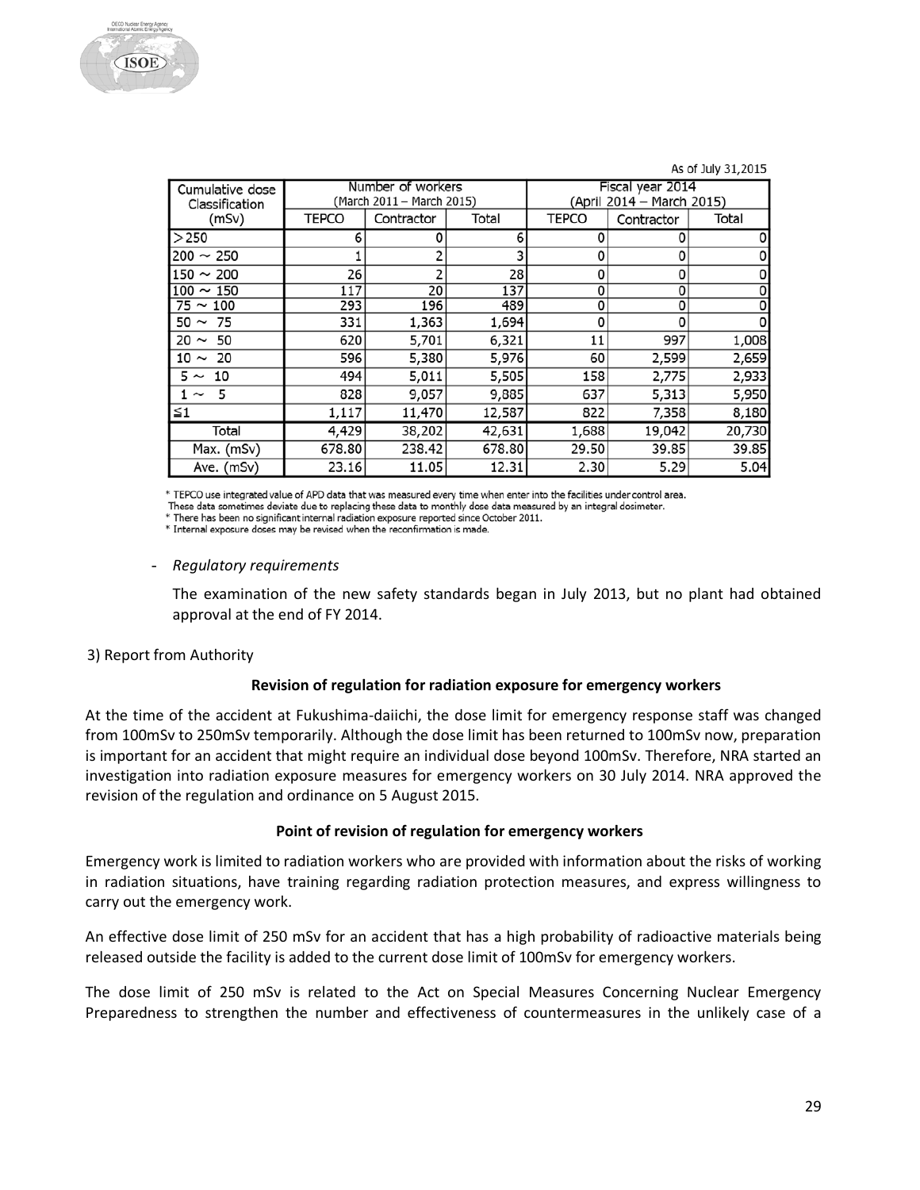As of July 31,2015

| Cumulative dose Classification (mSv) | Number of workers (March 2011 – March 2015) | | | Fiscal year 2014 (April 2014 – March 2015) | | |
|---|---|---|---|---|---|---|
| | TEPCO | Contractor | Total | TEPCO | Contractor | Total |
| >250 | 6 | 0 | 6 | 0 | 0 | 0 |
| 200 ~ 250 | 1 | 2 | 3 | 0 | 0 | 0 |
| 150 ~ 200 | 26 | 2 | 28 | 0 | 0 | 0 |
| 100 ~ 150 | 117 | 20 | 137 | 0 | 0 | 0 |
| 75 ~ 100 | 293 | 196 | 489 | 0 | 0 | 0 |
| 50 ~ 75 | 331 | 1,363 | 1,694 | 0 | 0 | 0 |
| 20 ~ 50 | 620 | 5,701 | 6,321 | 11 | 997 | 1,008 |
| 10 ~ 20 | 596 | 5,380 | 5,976 | 60 | 2,599 | 2,659 |
| 5 ~ 10 | 494 | 5,011 | 5,505 | 158 | 2,775 | 2,933 |
| 1 ~ 5 | 828 | 9,057 | 9,885 | 637 | 5,313 | 5,950 |
| ≦1 | 1,117 | 11,470 | 12,587 | 822 | 7,358 | 8,180 |
| Total | 4,429 | 38,202 | 42,631 | 1,688 | 19,042 | 20,730 |
| Max. (mSv) | 678.80 | 238.42 | 678.80 | 29.50 | 39.85 | 39.85 |
| Ave. (mSv) | 23.16 | 11.05 | 12.31 | 2.30 | 5.29 | 5.04 |

\* TEPCO use integrated value of APD data that was measured every time when enter into the facilities under control area. These data sometimes deviate due to replacing these data to monthly dose data measured by an integral dosimeter.
\* There has been no significant internal radiation exposure reported since October 2011.
\* Internal exposure doses may be revised when the reconfirmation is made.

- *Regulatory requirements*

  The examination of the new safety standards began in July 2013, but no plant had obtained approval at the end of FY 2014.

3) Report from Authority

**Revision of regulation for radiation exposure for emergency workers**

At the time of the accident at Fukushima-daiichi, the dose limit for emergency response staff was changed from 100mSv to 250mSv temporarily. Although the dose limit has been returned to 100mSv now, preparation is important for an accident that might require an individual dose beyond 100mSv. Therefore, NRA started an investigation into radiation exposure measures for emergency workers on 30 July 2014. NRA approved the revision of the regulation and ordinance on 5 August 2015.

**Point of revision of regulation for emergency workers**

Emergency work is limited to radiation workers who are provided with information about the risks of working in radiation situations, have training regarding radiation protection measures, and express willingness to carry out the emergency work.

An effective dose limit of 250 mSv for an accident that has a high probability of radioactive materials being released outside the facility is added to the current dose limit of 100mSv for emergency workers.

The dose limit of 250 mSv is related to the Act on Special Measures Concerning Nuclear Emergency Preparedness to strengthen the number and effectiveness of countermeasures in the unlikely case of a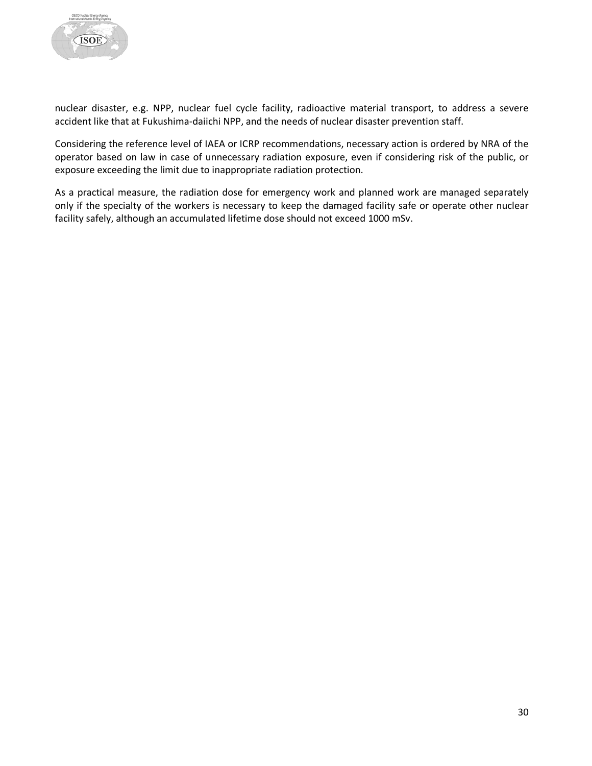nuclear disaster, e.g. NPP, nuclear fuel cycle facility, radioactive material transport, to address a severe accident like that at Fukushima-daiichi NPP, and the needs of nuclear disaster prevention staff.

Considering the reference level of IAEA or ICRP recommendations, necessary action is ordered by NRA of the operator based on law in case of unnecessary radiation exposure, even if considering risk of the public, or exposure exceeding the limit due to inappropriate radiation protection.

As a practical measure, the radiation dose for emergency work and planned work are managed separately only if the specialty of the workers is necessary to keep the damaged facility safe or operate other nuclear facility safely, although an accumulated lifetime dose should not exceed 1000 mSv.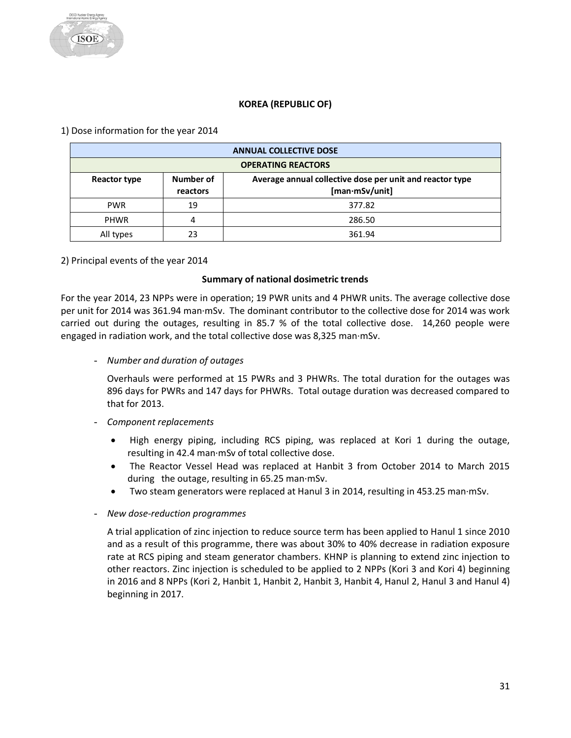## KOREA (REPUBLIC OF)

1) Dose information for the year 2014

| ANNUAL COLLECTIVE DOSE | | |
|---|---|---|
| OPERATING REACTORS | | |
| Reactor type | Number of reactors | Average annual collective dose per unit and reactor type [man·mSv/unit] |
| PWR | 19 | 377.82 |
| PHWR | 4 | 286.50 |
| All types | 23 | 361.94 |

2) Principal events of the year 2014

**Summary of national dosimetric trends**

For the year 2014, 23 NPPs were in operation; 19 PWR units and 4 PHWR units. The average collective dose per unit for 2014 was 361.94 man·mSv. The dominant contributor to the collective dose for 2014 was work carried out during the outages, resulting in 85.7 % of the total collective dose. 14,260 people were engaged in radiation work, and the total collective dose was 8,325 man·mSv.

- *Number and duration of outages*

  Overhauls were performed at 15 PWRs and 3 PHWRs. The total duration for the outages was 896 days for PWRs and 147 days for PHWRs. Total outage duration was decreased compared to that for 2013.

- *Component replacements*

  - High energy piping, including RCS piping, was replaced at Kori 1 during the outage, resulting in 42.4 man·mSv of total collective dose.
  - The Reactor Vessel Head was replaced at Hanbit 3 from October 2014 to March 2015 during the outage, resulting in 65.25 man·mSv.
  - Two steam generators were replaced at Hanul 3 in 2014, resulting in 453.25 man·mSv.

- *New dose-reduction programmes*

  A trial application of zinc injection to reduce source term has been applied to Hanul 1 since 2010 and as a result of this programme, there was about 30% to 40% decrease in radiation exposure rate at RCS piping and steam generator chambers. KHNP is planning to extend zinc injection to other reactors. Zinc injection is scheduled to be applied to 2 NPPs (Kori 3 and Kori 4) beginning in 2016 and 8 NPPs (Kori 2, Hanbit 1, Hanbit 2, Hanbit 3, Hanbit 4, Hanul 2, Hanul 3 and Hanul 4) beginning in 2017.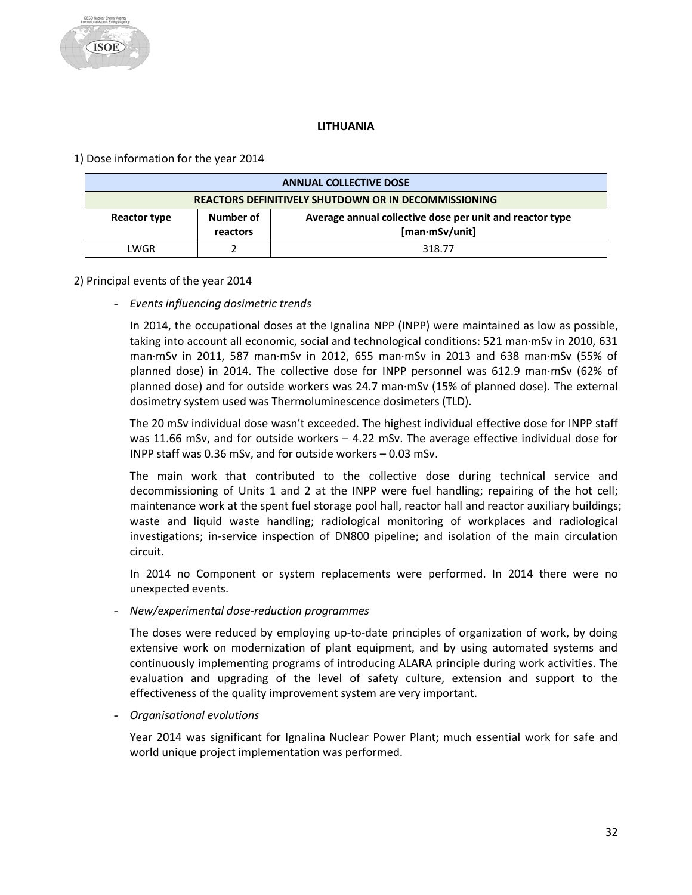**LITHUANIA**

1) Dose information for the year 2014

| ANNUAL COLLECTIVE DOSE | | |
|---|---|---|
| REACTORS DEFINITIVELY SHUTDOWN OR IN DECOMMISSIONING | | |
| Reactor type | Number of reactors | Average annual collective dose per unit and reactor type [man·mSv/unit] |
| LWGR | 2 | 318.77 |

2) Principal events of the year 2014

- *Events influencing dosimetric trends*

  In 2014, the occupational doses at the Ignalina NPP (INPP) were maintained as low as possible, taking into account all economic, social and technological conditions: 521 man·mSv in 2010, 631 man·mSv in 2011, 587 man·mSv in 2012, 655 man·mSv in 2013 and 638 man·mSv (55% of planned dose) in 2014. The collective dose for INPP personnel was 612.9 man·mSv (62% of planned dose) and for outside workers was 24.7 man·mSv (15% of planned dose). The external dosimetry system used was Thermoluminescence dosimeters (TLD).

  The 20 mSv individual dose wasn't exceeded. The highest individual effective dose for INPP staff was 11.66 mSv, and for outside workers – 4.22 mSv. The average effective individual dose for INPP staff was 0.36 mSv, and for outside workers – 0.03 mSv.

  The main work that contributed to the collective dose during technical service and decommissioning of Units 1 and 2 at the INPP were fuel handling; repairing of the hot cell; maintenance work at the spent fuel storage pool hall, reactor hall and reactor auxiliary buildings; waste and liquid waste handling; radiological monitoring of workplaces and radiological investigations; in-service inspection of DN800 pipeline; and isolation of the main circulation circuit.

  In 2014 no Component or system replacements were performed. In 2014 there were no unexpected events.

- *New/experimental dose-reduction programmes*

  The doses were reduced by employing up-to-date principles of organization of work, by doing extensive work on modernization of plant equipment, and by using automated systems and continuously implementing programs of introducing ALARA principle during work activities. The evaluation and upgrading of the level of safety culture, extension and support to the effectiveness of the quality improvement system are very important.

- *Organisational evolutions*

  Year 2014 was significant for Ignalina Nuclear Power Plant; much essential work for safe and world unique project implementation was performed.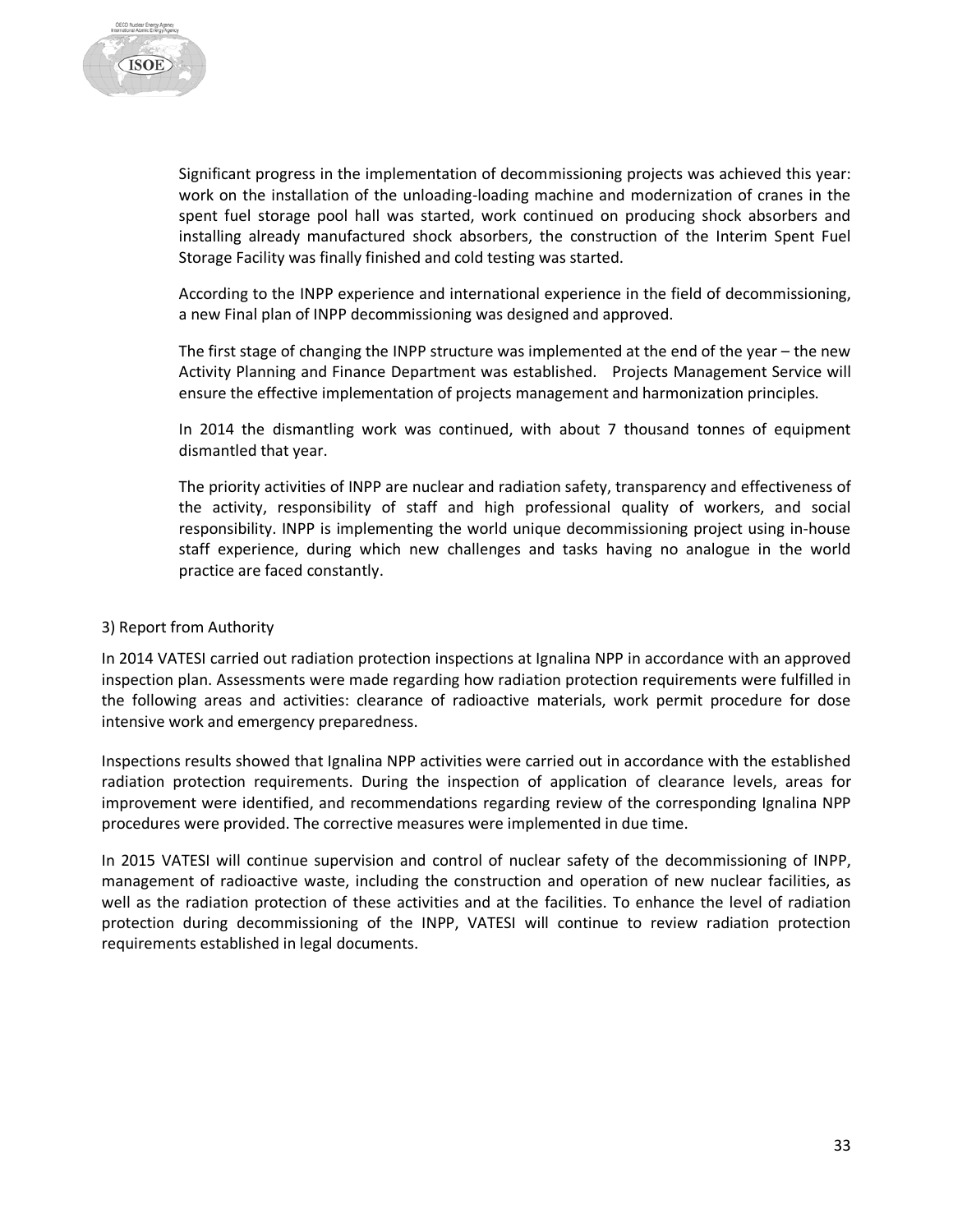Significant progress in the implementation of decommissioning projects was achieved this year: work on the installation of the unloading-loading machine and modernization of cranes in the spent fuel storage pool hall was started, work continued on producing shock absorbers and installing already manufactured shock absorbers, the construction of the Interim Spent Fuel Storage Facility was finally finished and cold testing was started.

According to the INPP experience and international experience in the field of decommissioning, a new Final plan of INPP decommissioning was designed and approved.

The first stage of changing the INPP structure was implemented at the end of the year – the new Activity Planning and Finance Department was established. Projects Management Service will ensure the effective implementation of projects management and harmonization principles.

In 2014 the dismantling work was continued, with about 7 thousand tonnes of equipment dismantled that year.

The priority activities of INPP are nuclear and radiation safety, transparency and effectiveness of the activity, responsibility of staff and high professional quality of workers, and social responsibility. INPP is implementing the world unique decommissioning project using in-house staff experience, during which new challenges and tasks having no analogue in the world practice are faced constantly.

3) Report from Authority

In 2014 VATESI carried out radiation protection inspections at Ignalina NPP in accordance with an approved inspection plan. Assessments were made regarding how radiation protection requirements were fulfilled in the following areas and activities: clearance of radioactive materials, work permit procedure for dose intensive work and emergency preparedness.

Inspections results showed that Ignalina NPP activities were carried out in accordance with the established radiation protection requirements. During the inspection of application of clearance levels, areas for improvement were identified, and recommendations regarding review of the corresponding Ignalina NPP procedures were provided. The corrective measures were implemented in due time.

In 2015 VATESI will continue supervision and control of nuclear safety of the decommissioning of INPP, management of radioactive waste, including the construction and operation of new nuclear facilities, as well as the radiation protection of these activities and at the facilities. To enhance the level of radiation protection during decommissioning of the INPP, VATESI will continue to review radiation protection requirements established in legal documents.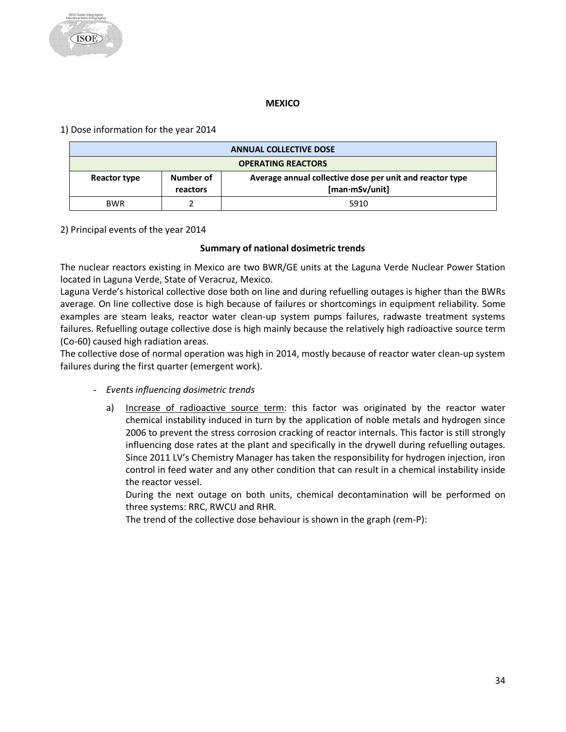## MEXICO

1) Dose information for the year 2014

| ANNUAL COLLECTIVE DOSE | | |
|---|---|---|
| OPERATING REACTORS | | |
| **Reactor type** | **Number of reactors** | **Average annual collective dose per unit and reactor type [man·mSv/unit]** |
| BWR | 2 | 5910 |

2) Principal events of the year 2014

### Summary of national dosimetric trends

The nuclear reactors existing in Mexico are two BWR/GE units at the Laguna Verde Nuclear Power Station located in Laguna Verde, State of Veracruz, Mexico.
Laguna Verde's historical collective dose both on line and during refuelling outages is higher than the BWRs average. On line collective dose is high because of failures or shortcomings in equipment reliability. Some examples are steam leaks, reactor water clean-up system pumps failures, radwaste treatment systems failures. Refuelling outage collective dose is high mainly because the relatively high radioactive source term (Co-60) caused high radiation areas.
The collective dose of normal operation was high in 2014, mostly because of reactor water clean-up system failures during the first quarter (emergent work).

- *Events influencing dosimetric trends*

  a) Increase of radioactive source term: this factor was originated by the reactor water chemical instability induced in turn by the application of noble metals and hydrogen since 2006 to prevent the stress corrosion cracking of reactor internals. This factor is still strongly influencing dose rates at the plant and specifically in the drywell during refuelling outages. Since 2011 LV's Chemistry Manager has taken the responsibility for hydrogen injection, iron control in feed water and any other condition that can result in a chemical instability inside the reactor vessel.
  During the next outage on both units, chemical decontamination will be performed on three systems: RRC, RWCU and RHR.
  The trend of the collective dose behaviour is shown in the graph (rem-P):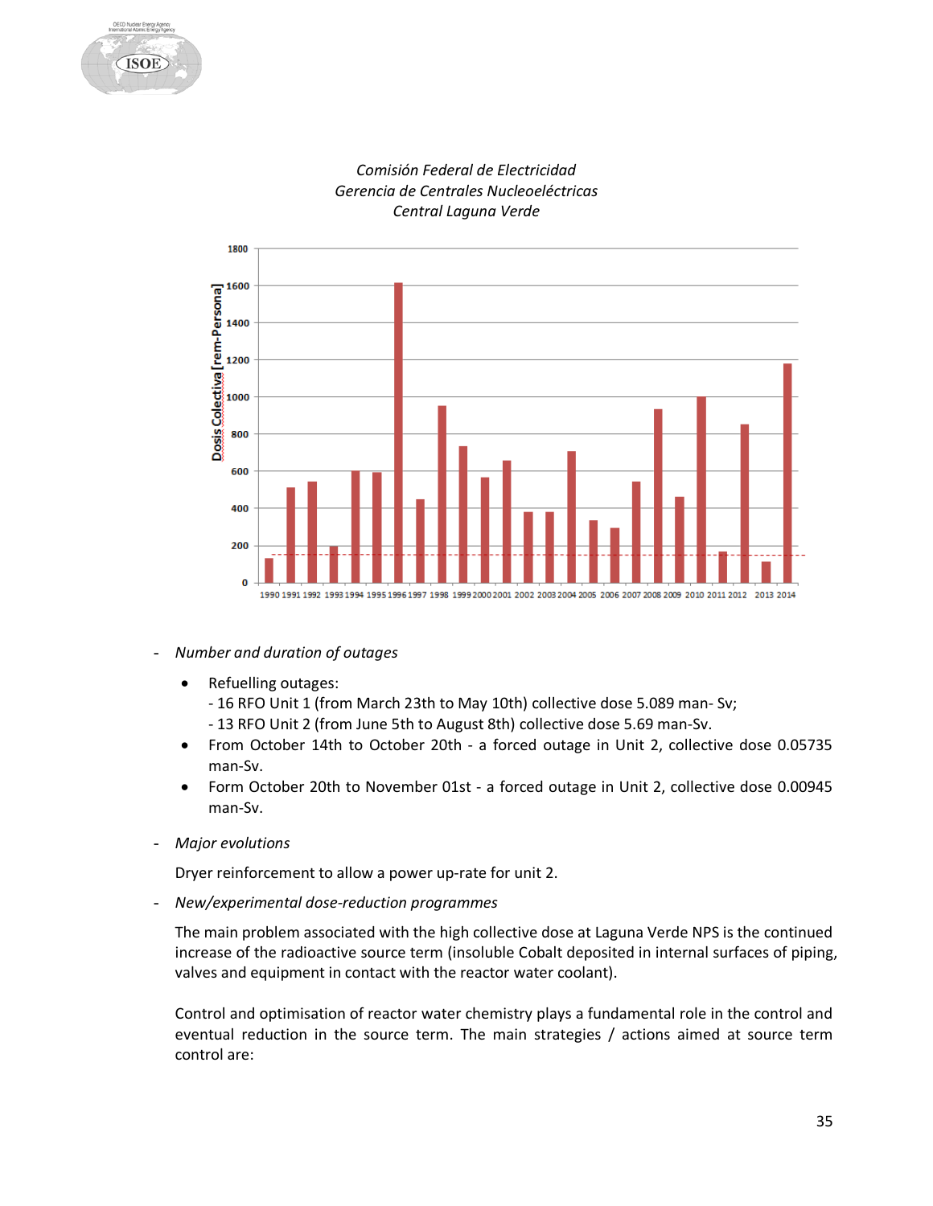*Comisión Federal de Electricidad*
*Gerencia de Centrales Nucleoeléctricas*
*Central Laguna Verde*

- *Number and duration of outages*
  - Refuelling outages:
    - 16 RFO Unit 1 (from March 23th to May 10th) collective dose 5.089 man- Sv;
    - 13 RFO Unit 2 (from June 5th to August 8th) collective dose 5.69 man-Sv.
  - From October 14th to October 20th - a forced outage in Unit 2, collective dose 0.05735 man-Sv.
  - Form October 20th to November 01st - a forced outage in Unit 2, collective dose 0.00945 man-Sv.

- *Major evolutions*

  Dryer reinforcement to allow a power up-rate for unit 2.

- *New/experimental dose-reduction programmes*

  The main problem associated with the high collective dose at Laguna Verde NPS is the continued increase of the radioactive source term (insoluble Cobalt deposited in internal surfaces of piping, valves and equipment in contact with the reactor water coolant).

  Control and optimisation of reactor water chemistry plays a fundamental role in the control and eventual reduction in the source term. The main strategies / actions aimed at source term control are: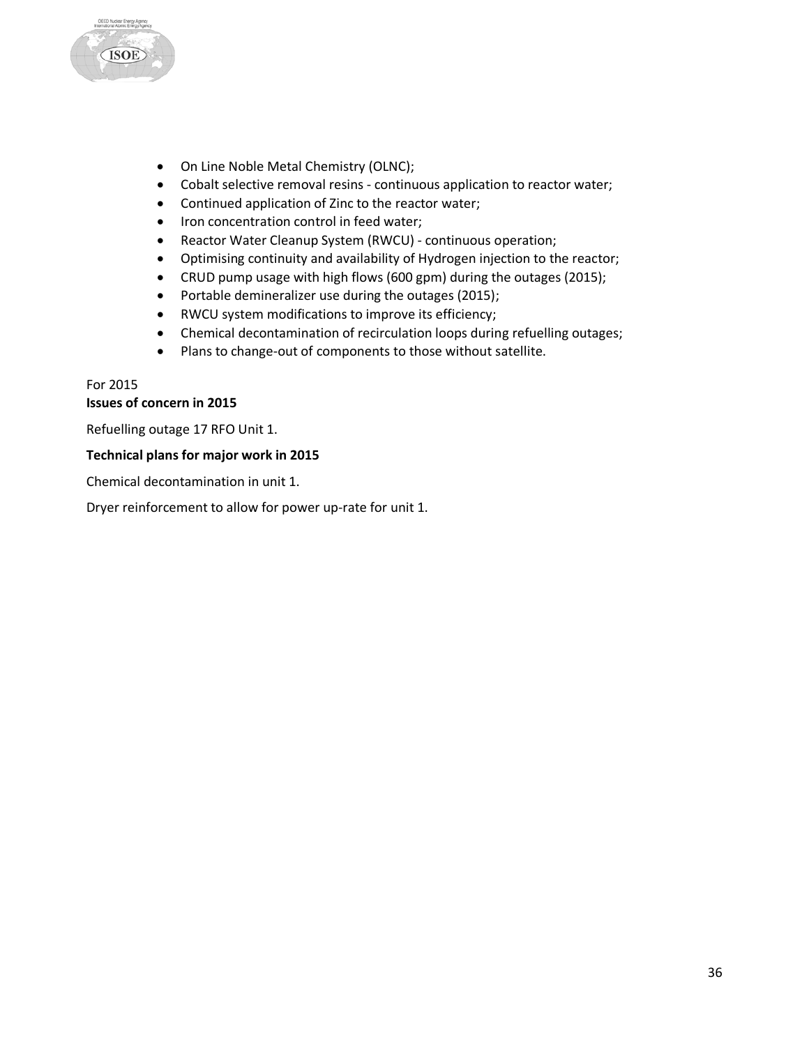- On Line Noble Metal Chemistry (OLNC);
- Cobalt selective removal resins - continuous application to reactor water;
- Continued application of Zinc to the reactor water;
- Iron concentration control in feed water;
- Reactor Water Cleanup System (RWCU) - continuous operation;
- Optimising continuity and availability of Hydrogen injection to the reactor;
- CRUD pump usage with high flows (600 gpm) during the outages (2015);
- Portable demineralizer use during the outages (2015);
- RWCU system modifications to improve its efficiency;
- Chemical decontamination of recirculation loops during refuelling outages;
- Plans to change-out of components to those without satellite.

For 2015

**Issues of concern in 2015**

Refuelling outage 17 RFO Unit 1.

**Technical plans for major work in 2015**

Chemical decontamination in unit 1.

Dryer reinforcement to allow for power up-rate for unit 1.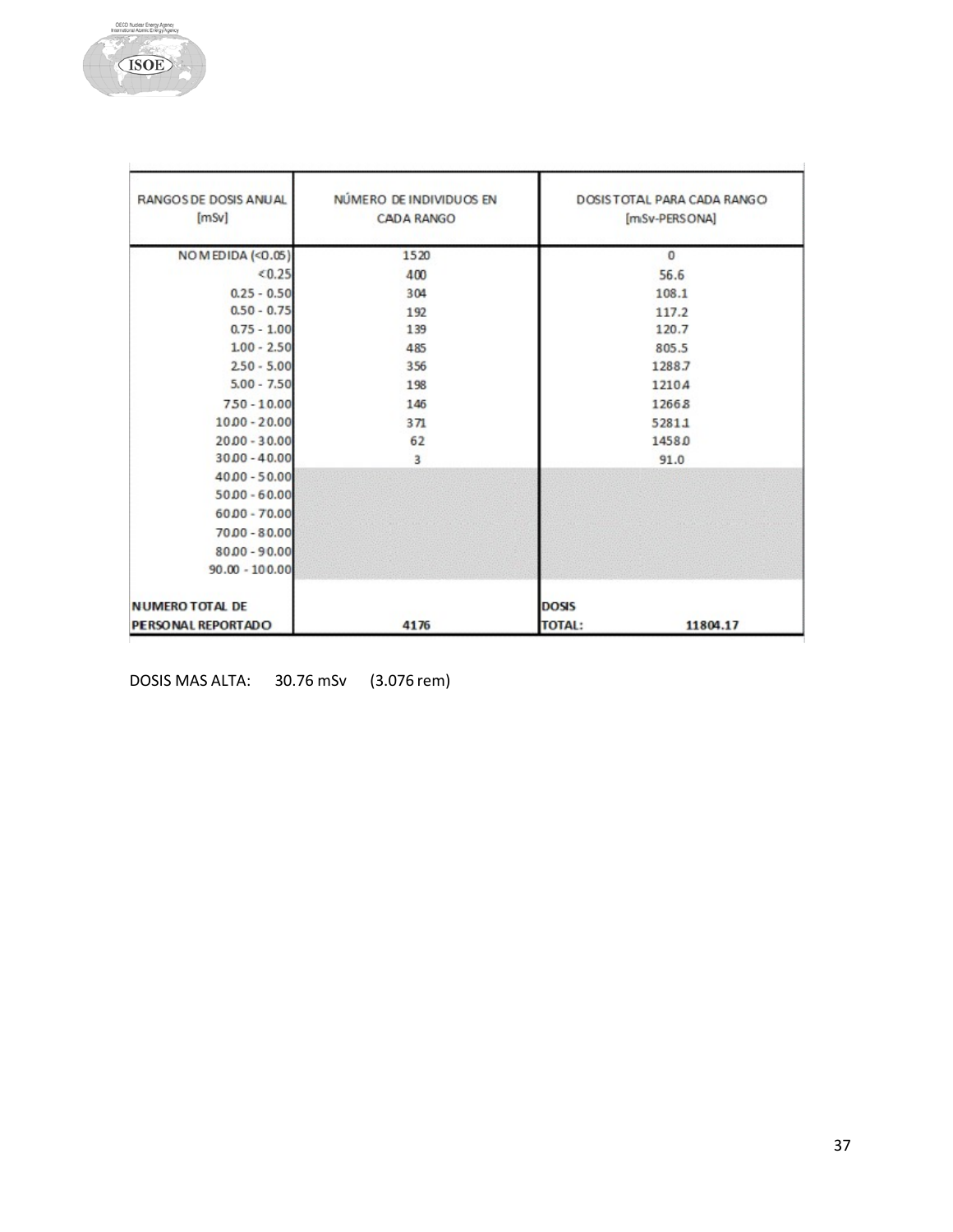| RANGOS DE DOSIS ANUAL [mSv] | NÚMERO DE INDIVIDUOS EN CADA RANGO | DOSIS TOTAL PARA CADA RANGO [mSv-PERSONA] |
|---|---|---|
| NO MEDIDA (<0.05) | 1520 | 0 |
| <0.25 | 400 | 56.6 |
| 0.25 - 0.50 | 304 | 108.1 |
| 0.50 - 0.75 | 192 | 117.2 |
| 0.75 - 1.00 | 139 | 120.7 |
| 1.00 - 2.50 | 485 | 805.5 |
| 2.50 - 5.00 | 356 | 1288.7 |
| 5.00 - 7.50 | 198 | 1210.4 |
| 7.50 - 10.00 | 146 | 1266.8 |
| 10.00 - 20.00 | 371 | 5281.1 |
| 20.00 - 30.00 | 62 | 1458.0 |
| 30.00 - 40.00 | 3 | 91.0 |
| 40.00 - 50.00 | | |
| 50.00 - 60.00 | | |
| 60.00 - 70.00 | | |
| 70.00 - 80.00 | | |
| 80.00 - 90.00 | | |
| 90.00 - 100.00 | | |
| NUMERO TOTAL DE PERSONAL REPORTADO | 4176 | DOSIS TOTAL: 11804.17 |

DOSIS MAS ALTA: 30.76 mSv (3.076 rem)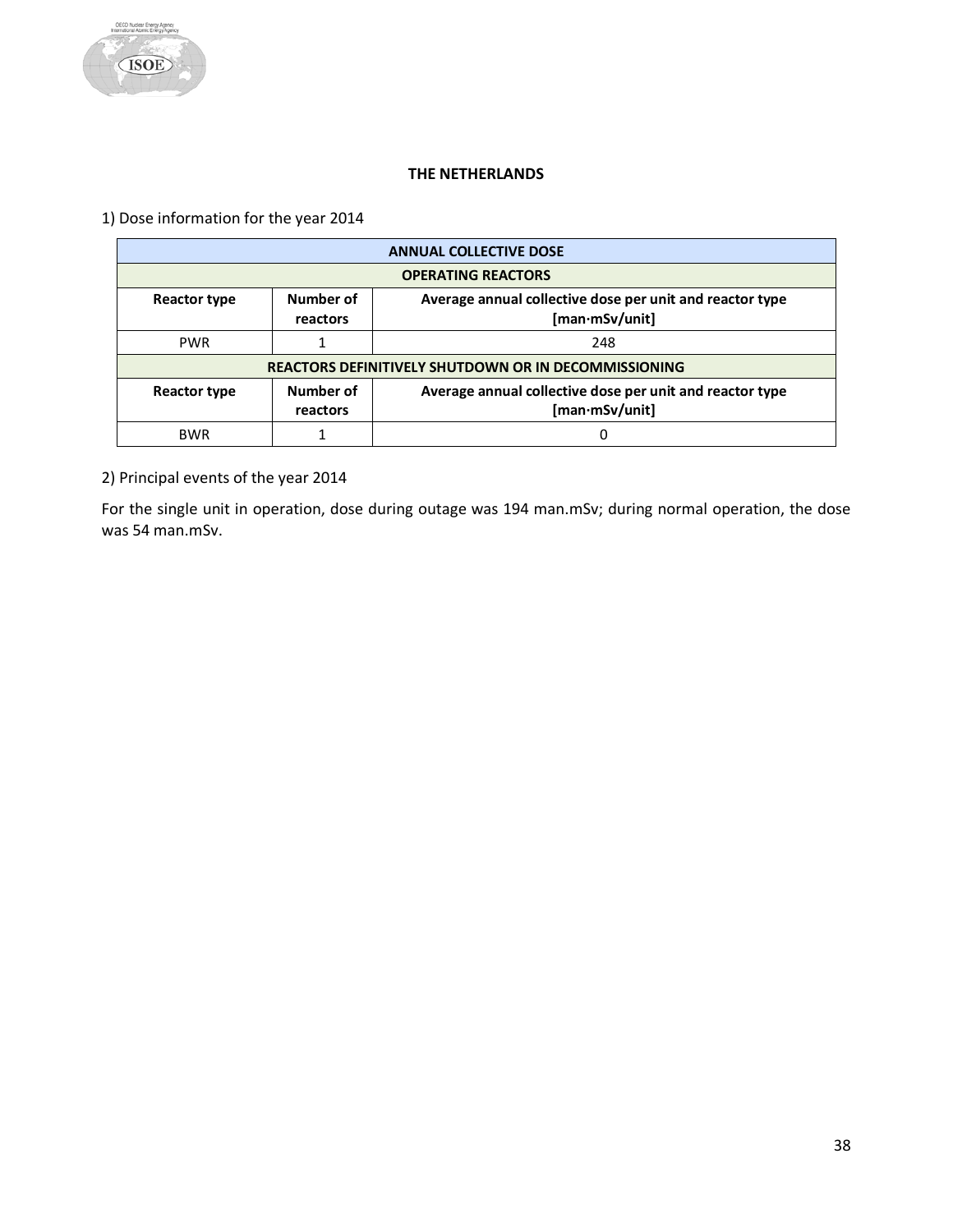## THE NETHERLANDS

1) Dose information for the year 2014

| ANNUAL COLLECTIVE DOSE | | |
|---|---|---|
| **OPERATING REACTORS** | | |
| **Reactor type** | **Number of reactors** | **Average annual collective dose per unit and reactor type [man·mSv/unit]** |
| PWR | 1 | 248 |
| **REACTORS DEFINITIVELY SHUTDOWN OR IN DECOMMISSIONING** | | |
| **Reactor type** | **Number of reactors** | **Average annual collective dose per unit and reactor type [man·mSv/unit]** |
| BWR | 1 | 0 |

2) Principal events of the year 2014

For the single unit in operation, dose during outage was 194 man.mSv; during normal operation, the dose was 54 man.mSv.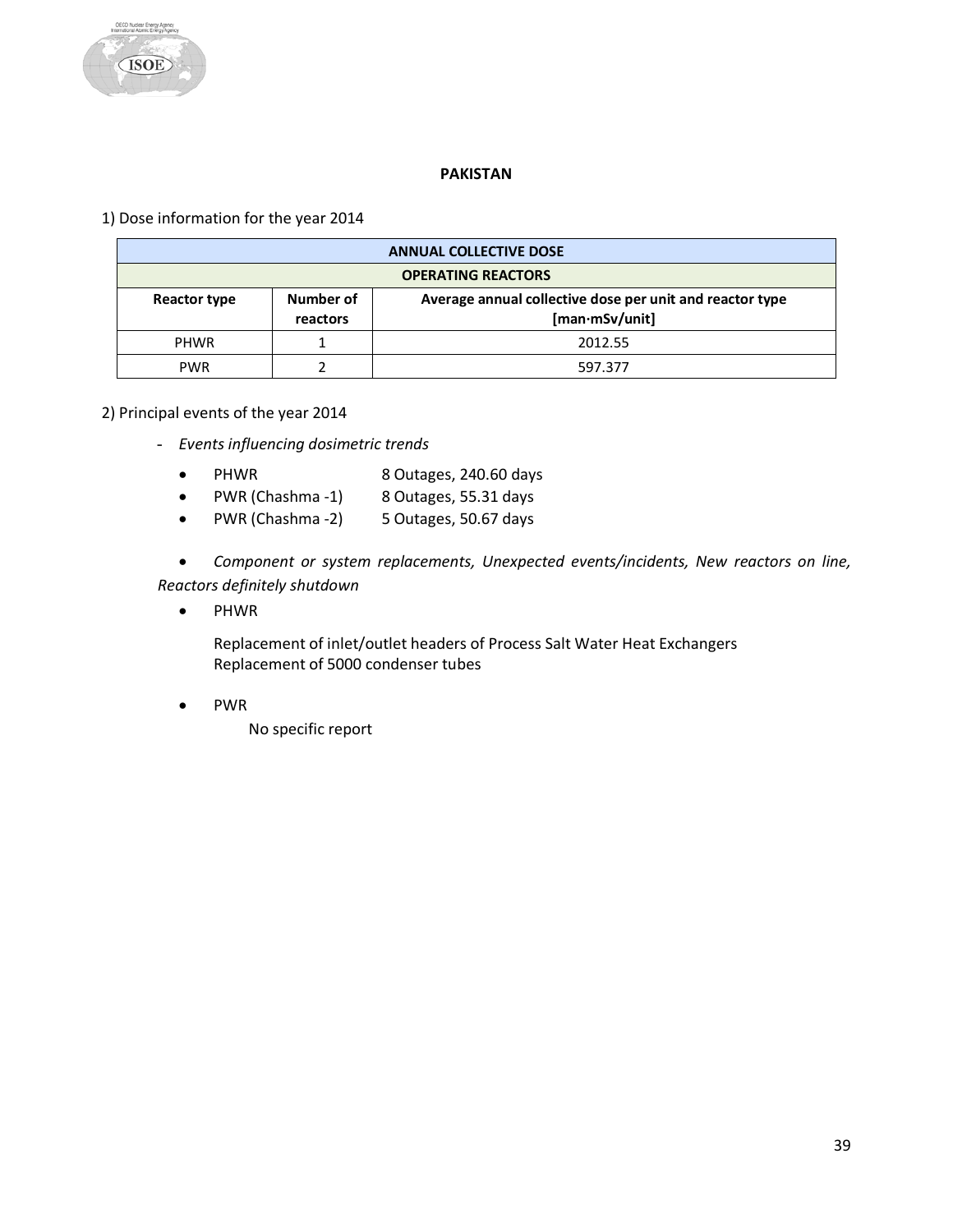## PAKISTAN

1) Dose information for the year 2014

| ANNUAL COLLECTIVE DOSE | | |
|---|---|---|
| **OPERATING REACTORS** | | |
| **Reactor type** | **Number of reactors** | **Average annual collective dose per unit and reactor type [man·mSv/unit]** |
| PHWR | 1 | 2012.55 |
| PWR | 2 | 597.377 |

2) Principal events of the year 2014

- *Events influencing dosimetric trends*

  - PHWR 8 Outages, 240.60 days
  - PWR (Chashma -1) 8 Outages, 55.31 days
  - PWR (Chashma -2) 5 Outages, 50.67 days

- *Component or system replacements, Unexpected events/incidents, New reactors on line, Reactors definitely shutdown*

  - PHWR

    Replacement of inlet/outlet headers of Process Salt Water Heat Exchangers
    Replacement of 5000 condenser tubes

  - PWR

    No specific report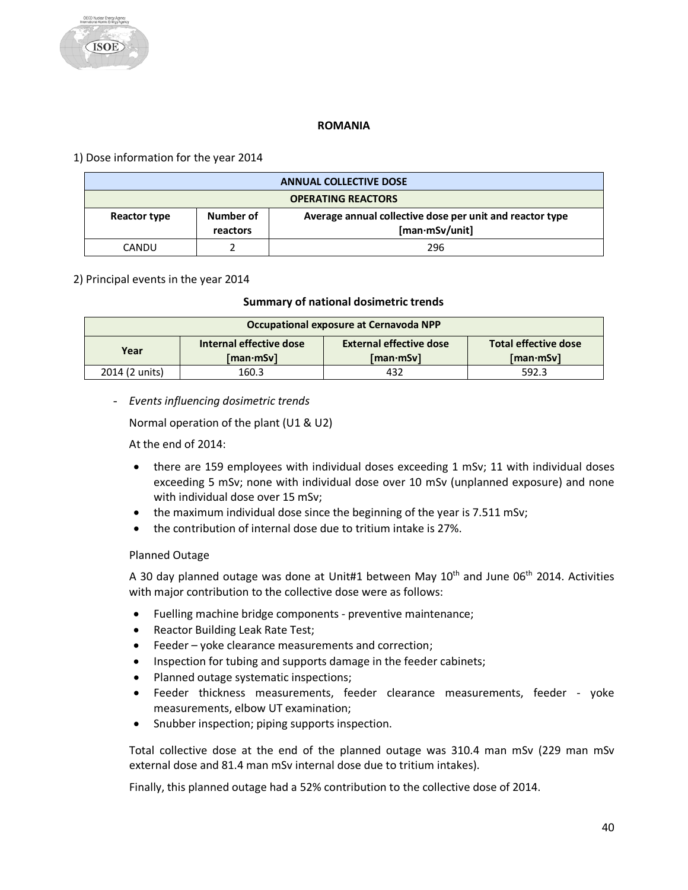**ROMANIA**

1) Dose information for the year 2014

| ANNUAL COLLECTIVE DOSE | | |
|---|---|---|
| OPERATING REACTORS | | |
| Reactor type | Number of reactors | Average annual collective dose per unit and reactor type [man·mSv/unit] |
| CANDU | 2 | 296 |

2) Principal events in the year 2014

**Summary of national dosimetric trends**

| Occupational exposure at Cernavoda NPP | | | |
|---|---|---|---|
| Year | Internal effective dose [man·mSv] | External effective dose [man·mSv] | Total effective dose [man·mSv] |
| 2014 (2 units) | 160.3 | 432 | 592.3 |

- *Events influencing dosimetric trends*

  Normal operation of the plant (U1 & U2)

  At the end of 2014:

  - there are 159 employees with individual doses exceeding 1 mSv; 11 with individual doses exceeding 5 mSv; none with individual dose over 10 mSv (unplanned exposure) and none with individual dose over 15 mSv;
  - the maximum individual dose since the beginning of the year is 7.511 mSv;
  - the contribution of internal dose due to tritium intake is 27%.

  Planned Outage

  A 30 day planned outage was done at Unit#1 between May 10th and June 06th 2014. Activities with major contribution to the collective dose were as follows:

  - Fuelling machine bridge components - preventive maintenance;
  - Reactor Building Leak Rate Test;
  - Feeder – yoke clearance measurements and correction;
  - Inspection for tubing and supports damage in the feeder cabinets;
  - Planned outage systematic inspections;
  - Feeder thickness measurements, feeder clearance measurements, feeder - yoke measurements, elbow UT examination;
  - Snubber inspection; piping supports inspection.

  Total collective dose at the end of the planned outage was 310.4 man mSv (229 man mSv external dose and 81.4 man mSv internal dose due to tritium intakes).

  Finally, this planned outage had a 52% contribution to the collective dose of 2014.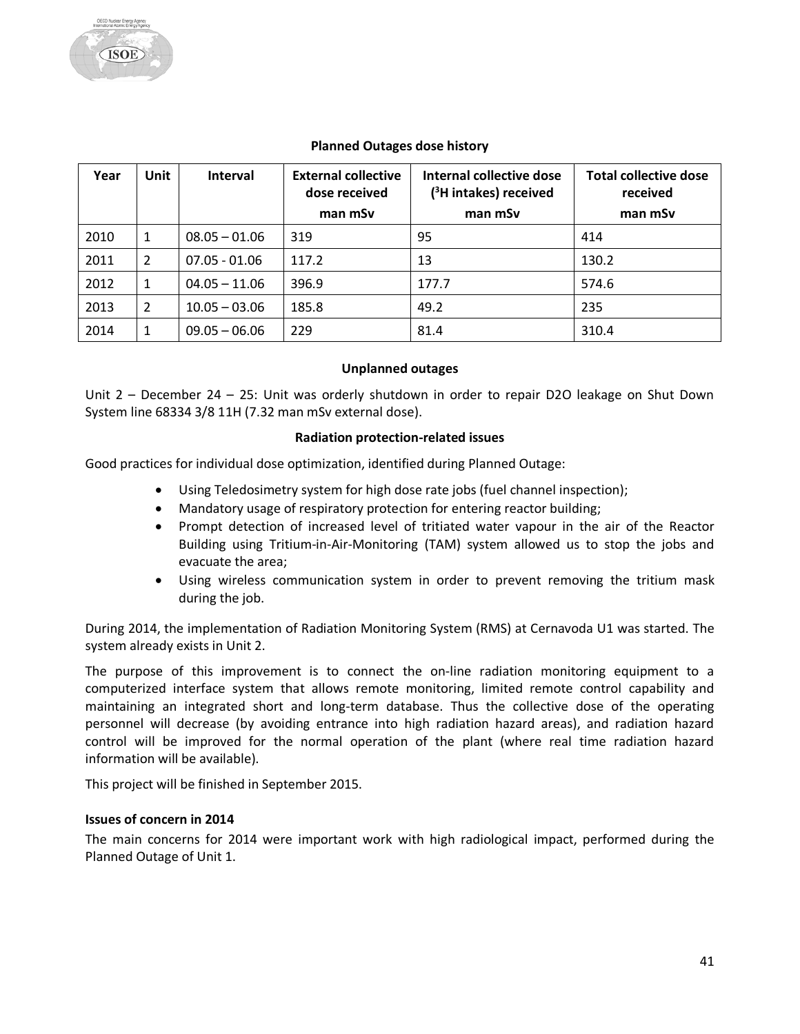**Planned Outages dose history**

| Year | Unit | Interval | External collective dose received<br>man mSv | Internal collective dose ($^3H$ intakes) received<br>man mSv | Total collective dose received<br>man mSv |
|---|---|---|---|---|---|
| 2010 | 1 | 08.05 – 01.06 | 319 | 95 | 414 |
| 2011 | 2 | 07.05 - 01.06 | 117.2 | 13 | 130.2 |
| 2012 | 1 | 04.05 – 11.06 | 396.9 | 177.7 | 574.6 |
| 2013 | 2 | 10.05 – 03.06 | 185.8 | 49.2 | 235 |
| 2014 | 1 | 09.05 – 06.06 | 229 | 81.4 | 310.4 |

**Unplanned outages**

Unit 2 – December 24 – 25: Unit was orderly shutdown in order to repair D2O leakage on Shut Down System line 68334 3/8 11H (7.32 man mSv external dose).

**Radiation protection-related issues**

Good practices for individual dose optimization, identified during Planned Outage:

- Using Teledosimetry system for high dose rate jobs (fuel channel inspection);
- Mandatory usage of respiratory protection for entering reactor building;
- Prompt detection of increased level of tritiated water vapour in the air of the Reactor Building using Tritium-in-Air-Monitoring (TAM) system allowed us to stop the jobs and evacuate the area;
- Using wireless communication system in order to prevent removing the tritium mask during the job.

During 2014, the implementation of Radiation Monitoring System (RMS) at Cernavoda U1 was started. The system already exists in Unit 2.

The purpose of this improvement is to connect the on-line radiation monitoring equipment to a computerized interface system that allows remote monitoring, limited remote control capability and maintaining an integrated short and long-term database. Thus the collective dose of the operating personnel will decrease (by avoiding entrance into high radiation hazard areas), and radiation hazard control will be improved for the normal operation of the plant (where real time radiation hazard information will be available).

This project will be finished in September 2015.

**Issues of concern in 2014**

The main concerns for 2014 were important work with high radiological impact, performed during the Planned Outage of Unit 1.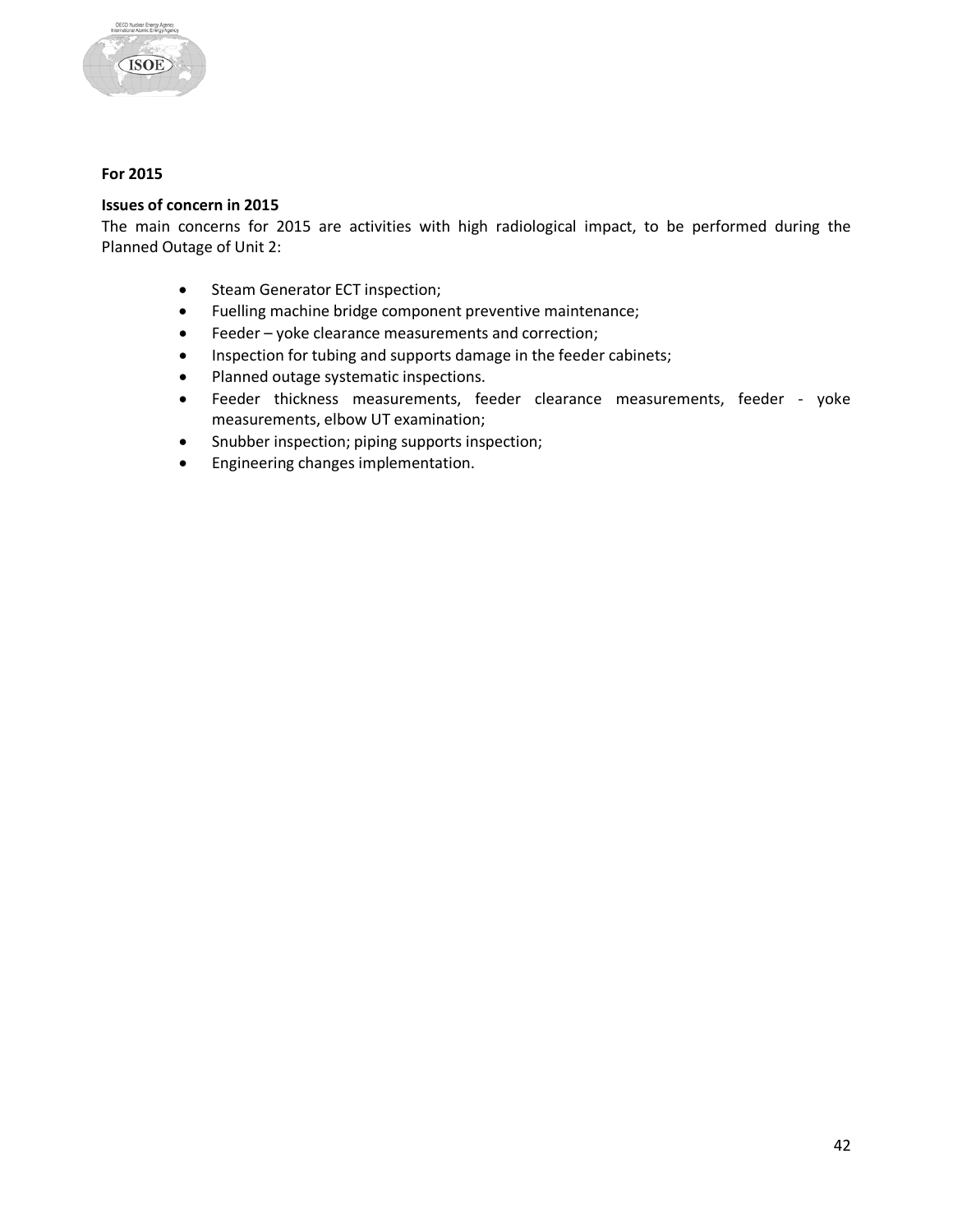**For 2015**

**Issues of concern in 2015**

The main concerns for 2015 are activities with high radiological impact, to be performed during the Planned Outage of Unit 2:

- Steam Generator ECT inspection;
- Fuelling machine bridge component preventive maintenance;
- Feeder – yoke clearance measurements and correction;
- Inspection for tubing and supports damage in the feeder cabinets;
- Planned outage systematic inspections.
- Feeder thickness measurements, feeder clearance measurements, feeder - yoke measurements, elbow UT examination;
- Snubber inspection; piping supports inspection;
- Engineering changes implementation.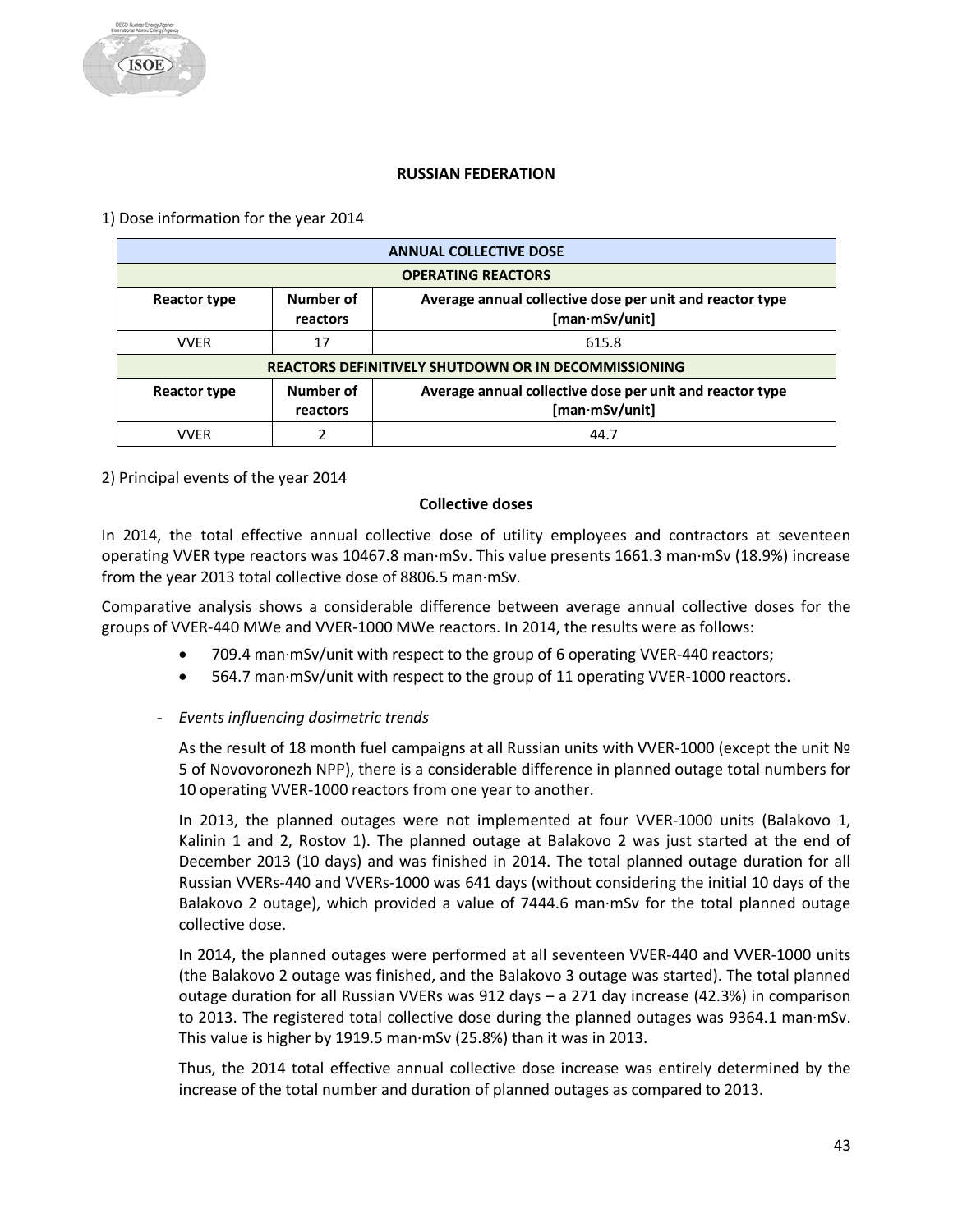**RUSSIAN FEDERATION**

1) Dose information for the year 2014

| ANNUAL COLLECTIVE DOSE | | |
|---|---|---|
| **OPERATING REACTORS** | | |
| **Reactor type** | **Number of reactors** | **Average annual collective dose per unit and reactor type [man·mSv/unit]** |
| VVER | 17 | 615.8 |
| **REACTORS DEFINITIVELY SHUTDOWN OR IN DECOMMISSIONING** | | |
| **Reactor type** | **Number of reactors** | **Average annual collective dose per unit and reactor type [man·mSv/unit]** |
| VVER | 2 | 44.7 |

2) Principal events of the year 2014

**Collective doses**

In 2014, the total effective annual collective dose of utility employees and contractors at seventeen operating VVER type reactors was 10467.8 man·mSv. This value presents 1661.3 man·mSv (18.9%) increase from the year 2013 total collective dose of 8806.5 man·mSv.

Comparative analysis shows a considerable difference between average annual collective doses for the groups of VVER-440 MWe and VVER-1000 MWe reactors. In 2014, the results were as follows:

- 709.4 man·mSv/unit with respect to the group of 6 operating VVER-440 reactors;
- 564.7 man·mSv/unit with respect to the group of 11 operating VVER-1000 reactors.

- *Events influencing dosimetric trends*

  As the result of 18 month fuel campaigns at all Russian units with VVER-1000 (except the unit № 5 of Novovoronezh NPP), there is a considerable difference in planned outage total numbers for 10 operating VVER-1000 reactors from one year to another.

  In 2013, the planned outages were not implemented at four VVER-1000 units (Balakovo 1, Kalinin 1 and 2, Rostov 1). The planned outage at Balakovo 2 was just started at the end of December 2013 (10 days) and was finished in 2014. The total planned outage duration for all Russian VVERs-440 and VVERs-1000 was 641 days (without considering the initial 10 days of the Balakovo 2 outage), which provided a value of 7444.6 man·mSv for the total planned outage collective dose.

  In 2014, the planned outages were performed at all seventeen VVER-440 and VVER-1000 units (the Balakovo 2 outage was finished, and the Balakovo 3 outage was started). The total planned outage duration for all Russian VVERs was 912 days – a 271 day increase (42.3%) in comparison to 2013. The registered total collective dose during the planned outages was 9364.1 man·mSv. This value is higher by 1919.5 man·mSv (25.8%) than it was in 2013.

  Thus, the 2014 total effective annual collective dose increase was entirely determined by the increase of the total number and duration of planned outages as compared to 2013.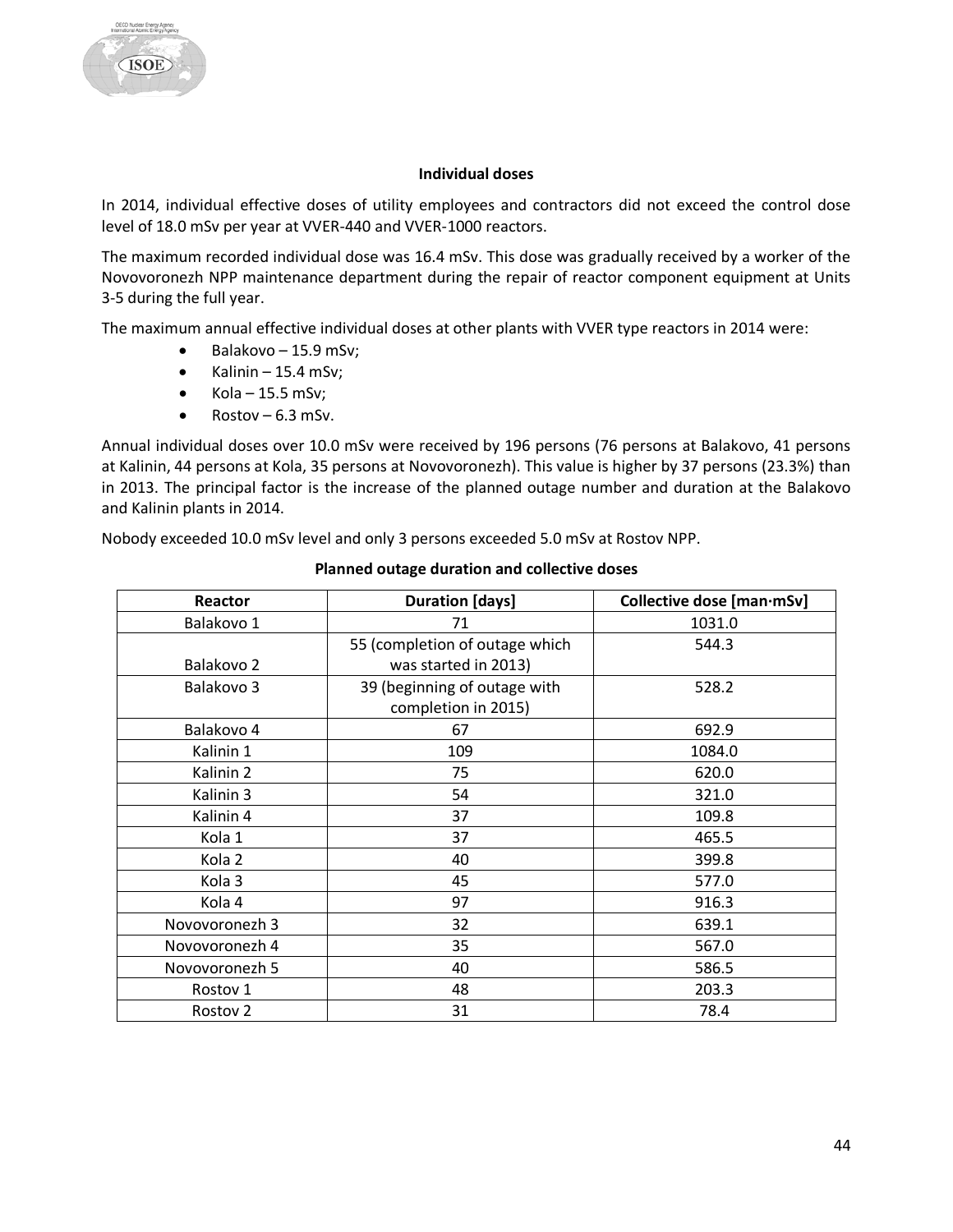### Individual doses

In 2014, individual effective doses of utility employees and contractors did not exceed the control dose level of 18.0 mSv per year at VVER-440 and VVER-1000 reactors.

The maximum recorded individual dose was 16.4 mSv. This dose was gradually received by a worker of the Novovoronezh NPP maintenance department during the repair of reactor component equipment at Units 3-5 during the full year.

The maximum annual effective individual doses at other plants with VVER type reactors in 2014 were:

- Balakovo – 15.9 mSv;
- Kalinin – 15.4 mSv;
- Kola – 15.5 mSv;
- Rostov – 6.3 mSv.

Annual individual doses over 10.0 mSv were received by 196 persons (76 persons at Balakovo, 41 persons at Kalinin, 44 persons at Kola, 35 persons at Novovoronezh). This value is higher by 37 persons (23.3%) than in 2013. The principal factor is the increase of the planned outage number and duration at the Balakovo and Kalinin plants in 2014.

Nobody exceeded 10.0 mSv level and only 3 persons exceeded 5.0 mSv at Rostov NPP.

**Planned outage duration and collective doses**

| Reactor | Duration [days] | Collective dose [man·mSv] |
|---|---|---|
| Balakovo 1 | 71 | 1031.0 |
| Balakovo 2 | 55 (completion of outage which was started in 2013) | 544.3 |
| Balakovo 3 | 39 (beginning of outage with completion in 2015) | 528.2 |
| Balakovo 4 | 67 | 692.9 |
| Kalinin 1 | 109 | 1084.0 |
| Kalinin 2 | 75 | 620.0 |
| Kalinin 3 | 54 | 321.0 |
| Kalinin 4 | 37 | 109.8 |
| Kola 1 | 37 | 465.5 |
| Kola 2 | 40 | 399.8 |
| Kola 3 | 45 | 577.0 |
| Kola 4 | 97 | 916.3 |
| Novovoronezh 3 | 32 | 639.1 |
| Novovoronezh 4 | 35 | 567.0 |
| Novovoronezh 5 | 40 | 586.5 |
| Rostov 1 | 48 | 203.3 |
| Rostov 2 | 31 | 78.4 |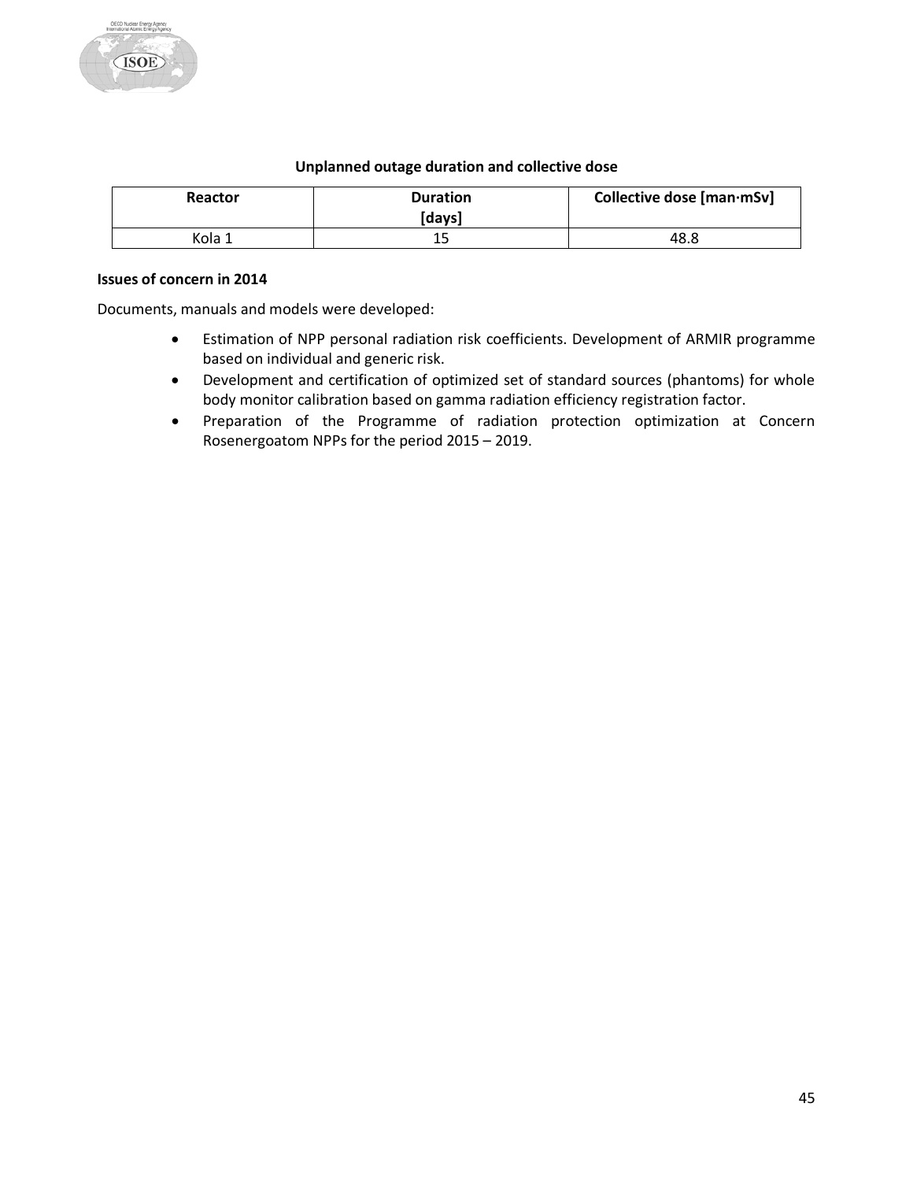**Unplanned outage duration and collective dose**

| Reactor | Duration [days] | Collective dose [man·mSv] |
|---|---|---|
| Kola 1 | 15 | 48.8 |

**Issues of concern in 2014**

Documents, manuals and models were developed:

- Estimation of NPP personal radiation risk coefficients. Development of ARMIR programme based on individual and generic risk.
- Development and certification of optimized set of standard sources (phantoms) for whole body monitor calibration based on gamma radiation efficiency registration factor.
- Preparation of the Programme of radiation protection optimization at Concern Rosenergoatom NPPs for the period 2015 – 2019.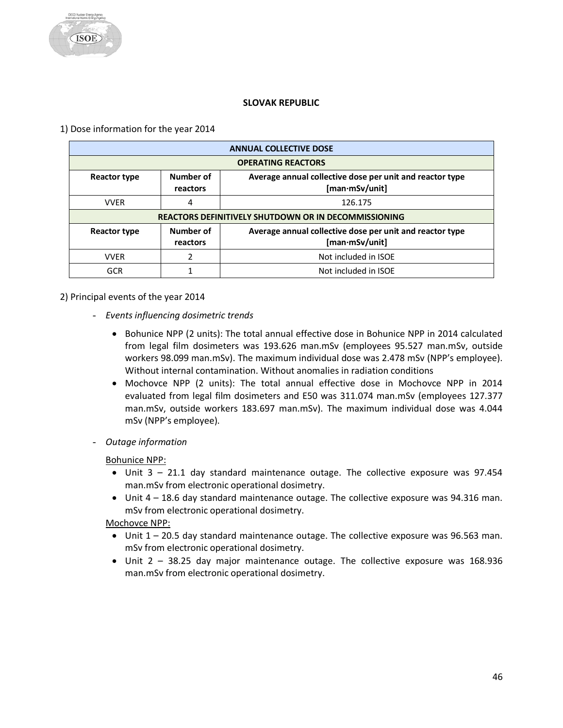## SLOVAK REPUBLIC

1) Dose information for the year 2014

| ANNUAL COLLECTIVE DOSE | | |
|---|---|---|
| **OPERATING REACTORS** | | |
| **Reactor type** | **Number of reactors** | **Average annual collective dose per unit and reactor type [man·mSv/unit]** |
| VVER | 4 | 126.175 |
| **REACTORS DEFINITIVELY SHUTDOWN OR IN DECOMMISSIONING** | | |
| **Reactor type** | **Number of reactors** | **Average annual collective dose per unit and reactor type [man·mSv/unit]** |
| VVER | 2 | Not included in ISOE |
| GCR | 1 | Not included in ISOE |

2) Principal events of the year 2014

- *Events influencing dosimetric trends*
  - Bohunice NPP (2 units): The total annual effective dose in Bohunice NPP in 2014 calculated from legal film dosimeters was 193.626 man.mSv (employees 95.527 man.mSv, outside workers 98.099 man.mSv). The maximum individual dose was 2.478 mSv (NPP's employee). Without internal contamination. Without anomalies in radiation conditions
  - Mochovce NPP (2 units): The total annual effective dose in Mochovce NPP in 2014 evaluated from legal film dosimeters and E50 was 311.074 man.mSv (employees 127.377 man.mSv, outside workers 183.697 man.mSv). The maximum individual dose was 4.044 mSv (NPP's employee).

- *Outage information*

  Bohunice NPP:
  - Unit 3 – 21.1 day standard maintenance outage. The collective exposure was 97.454 man.mSv from electronic operational dosimetry.
  - Unit 4 – 18.6 day standard maintenance outage. The collective exposure was 94.316 man. mSv from electronic operational dosimetry.

  Mochovce NPP:
  - Unit 1 – 20.5 day standard maintenance outage. The collective exposure was 96.563 man. mSv from electronic operational dosimetry.
  - Unit 2 – 38.25 day major maintenance outage. The collective exposure was 168.936 man.mSv from electronic operational dosimetry.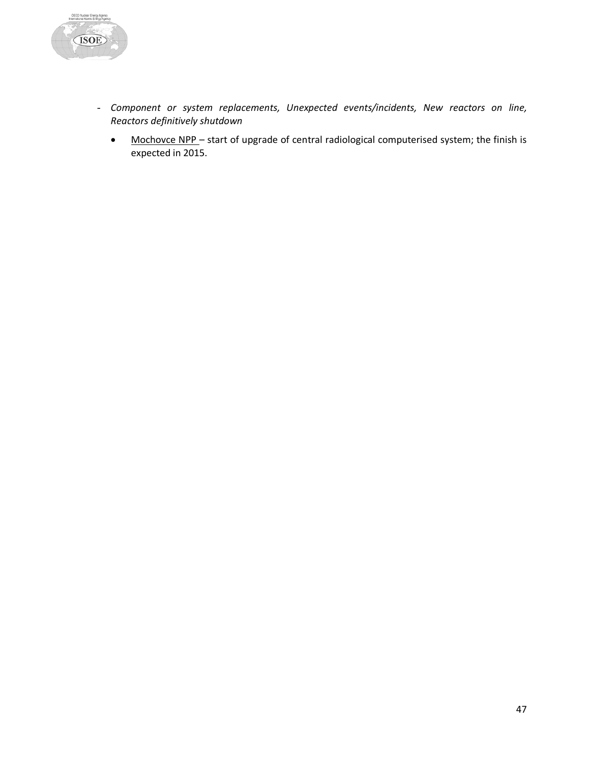- *Component or system replacements, Unexpected events/incidents, New reactors on line, Reactors definitively shutdown*

  - Mochovce NPP – start of upgrade of central radiological computerised system; the finish is expected in 2015.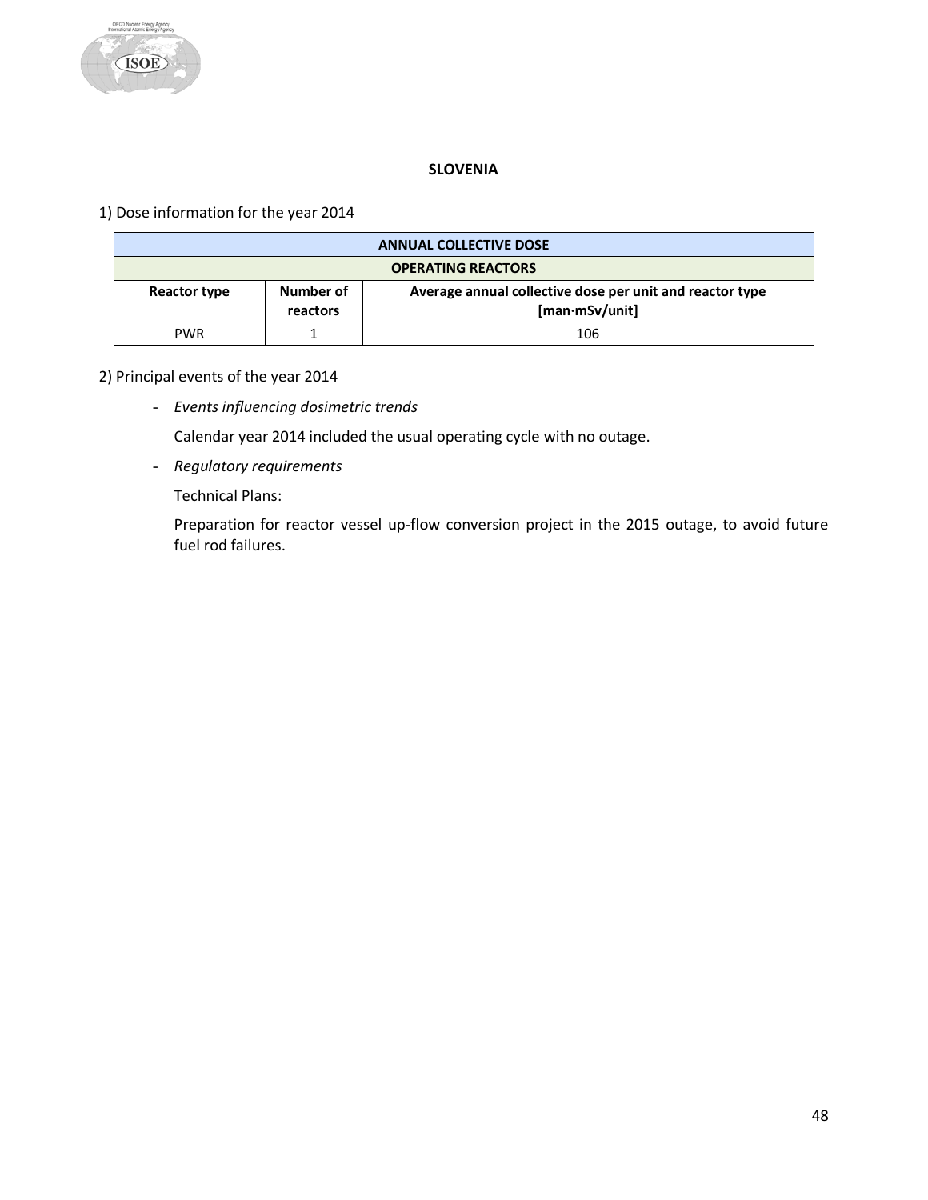## SLOVENIA

1) Dose information for the year 2014

| ANNUAL COLLECTIVE DOSE | | |
|---|---|---|
| OPERATING REACTORS | | |
| Reactor type | Number of reactors | Average annual collective dose per unit and reactor type [man·mSv/unit] |
| PWR | 1 | 106 |

2) Principal events of the year 2014

- *Events influencing dosimetric trends*

  Calendar year 2014 included the usual operating cycle with no outage.

- *Regulatory requirements*

  Technical Plans:

  Preparation for reactor vessel up-flow conversion project in the 2015 outage, to avoid future fuel rod failures.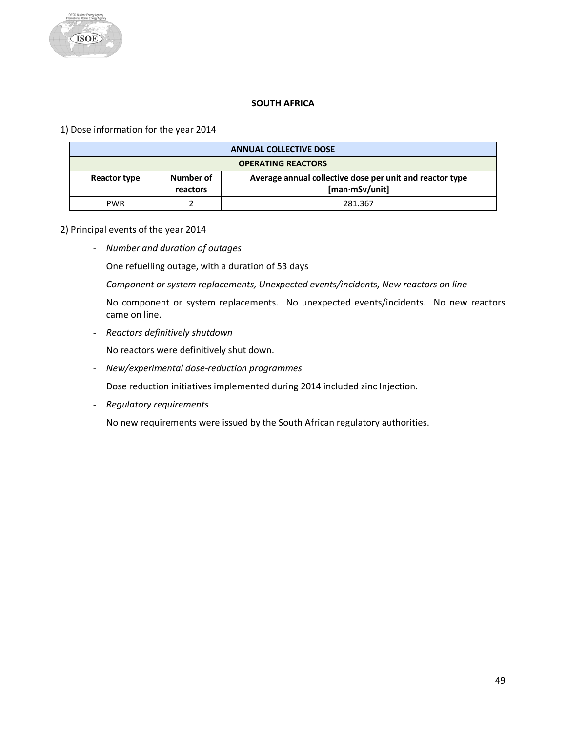# SOUTH AFRICA

1) Dose information for the year 2014

| ANNUAL COLLECTIVE DOSE | | |
|---|---|---|
| **OPERATING REACTORS** | | |
| **Reactor type** | **Number of reactors** | **Average annual collective dose per unit and reactor type [man·mSv/unit]** |
| PWR | 2 | 281.367 |

2) Principal events of the year 2014

- *Number and duration of outages*

  One refuelling outage, with a duration of 53 days

- *Component or system replacements, Unexpected events/incidents, New reactors on line*

  No component or system replacements. No unexpected events/incidents. No new reactors came on line.

- *Reactors definitively shutdown*

  No reactors were definitively shut down.

- *New/experimental dose-reduction programmes*

  Dose reduction initiatives implemented during 2014 included zinc Injection.

- *Regulatory requirements*

  No new requirements were issued by the South African regulatory authorities.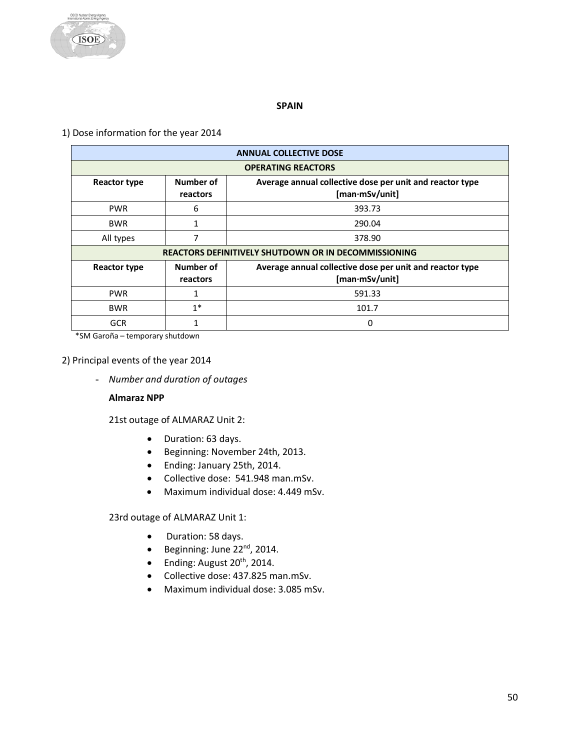## SPAIN

1) Dose information for the year 2014

| ANNUAL COLLECTIVE DOSE | | |
|---|---|---|
| **OPERATING REACTORS** | | |
| **Reactor type** | **Number of reactors** | **Average annual collective dose per unit and reactor type [man·mSv/unit]** |
| PWR | 6 | 393.73 |
| BWR | 1 | 290.04 |
| All types | 7 | 378.90 |
| **REACTORS DEFINITIVELY SHUTDOWN OR IN DECOMMISSIONING** | | |
| **Reactor type** | **Number of reactors** | **Average annual collective dose per unit and reactor type [man·mSv/unit]** |
| PWR | 1 | 591.33 |
| BWR | 1* | 101.7 |
| GCR | 1 | 0 |

*SM Garoña – temporary shutdown

2) Principal events of the year 2014

- *Number and duration of outages*

**Almaraz NPP**

21st outage of ALMARAZ Unit 2:

- Duration: 63 days.
- Beginning: November 24th, 2013.
- Ending: January 25th, 2014.
- Collective dose: 541.948 man.mSv.
- Maximum individual dose: 4.449 mSv.

23rd outage of ALMARAZ Unit 1:

- Duration: 58 days.
- Beginning: June 22nd, 2014.
- Ending: August 20th, 2014.
- Collective dose: 437.825 man.mSv.
- Maximum individual dose: 3.085 mSv.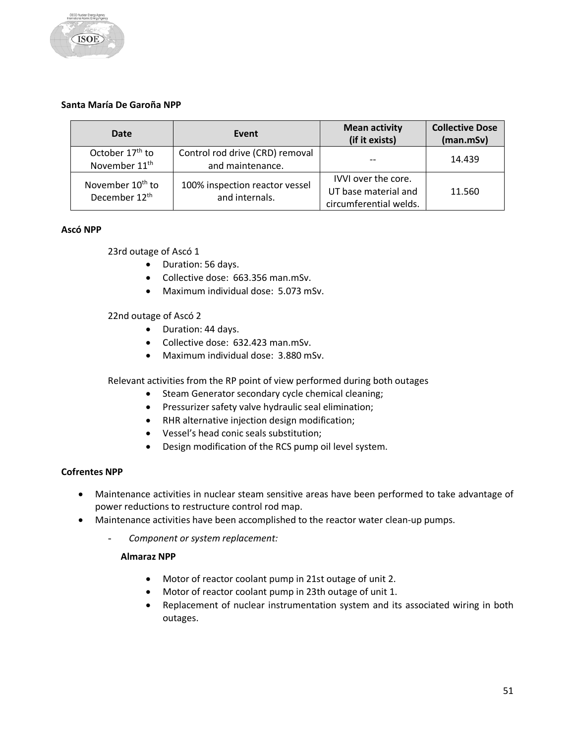**Santa María De Garoña NPP**

| Date | Event | Mean activity (if it exists) | Collective Dose (man.mSv) |
|---|---|---|---|
| October 17th to November 11th | Control rod drive (CRD) removal and maintenance. | -- | 14.439 |
| November 10th to December 12th | 100% inspection reactor vessel and internals. | IVVI over the core. UT base material and circumferential welds. | 11.560 |

**Ascó NPP**

23rd outage of Ascó 1

- Duration: 56 days.
- Collective dose: 663.356 man.mSv.
- Maximum individual dose: 5.073 mSv.

22nd outage of Ascó 2

- Duration: 44 days.
- Collective dose: 632.423 man.mSv.
- Maximum individual dose: 3.880 mSv.

Relevant activities from the RP point of view performed during both outages

- Steam Generator secondary cycle chemical cleaning;
- Pressurizer safety valve hydraulic seal elimination;
- RHR alternative injection design modification;
- Vessel's head conic seals substitution;
- Design modification of the RCS pump oil level system.

**Cofrentes NPP**

- Maintenance activities in nuclear steam sensitive areas have been performed to take advantage of power reductions to restructure control rod map.
- Maintenance activities have been accomplished to the reactor water clean-up pumps.

  - *Component or system replacement:*

**Almaraz NPP**

- Motor of reactor coolant pump in 21st outage of unit 2.
- Motor of reactor coolant pump in 23th outage of unit 1.
- Replacement of nuclear instrumentation system and its associated wiring in both outages.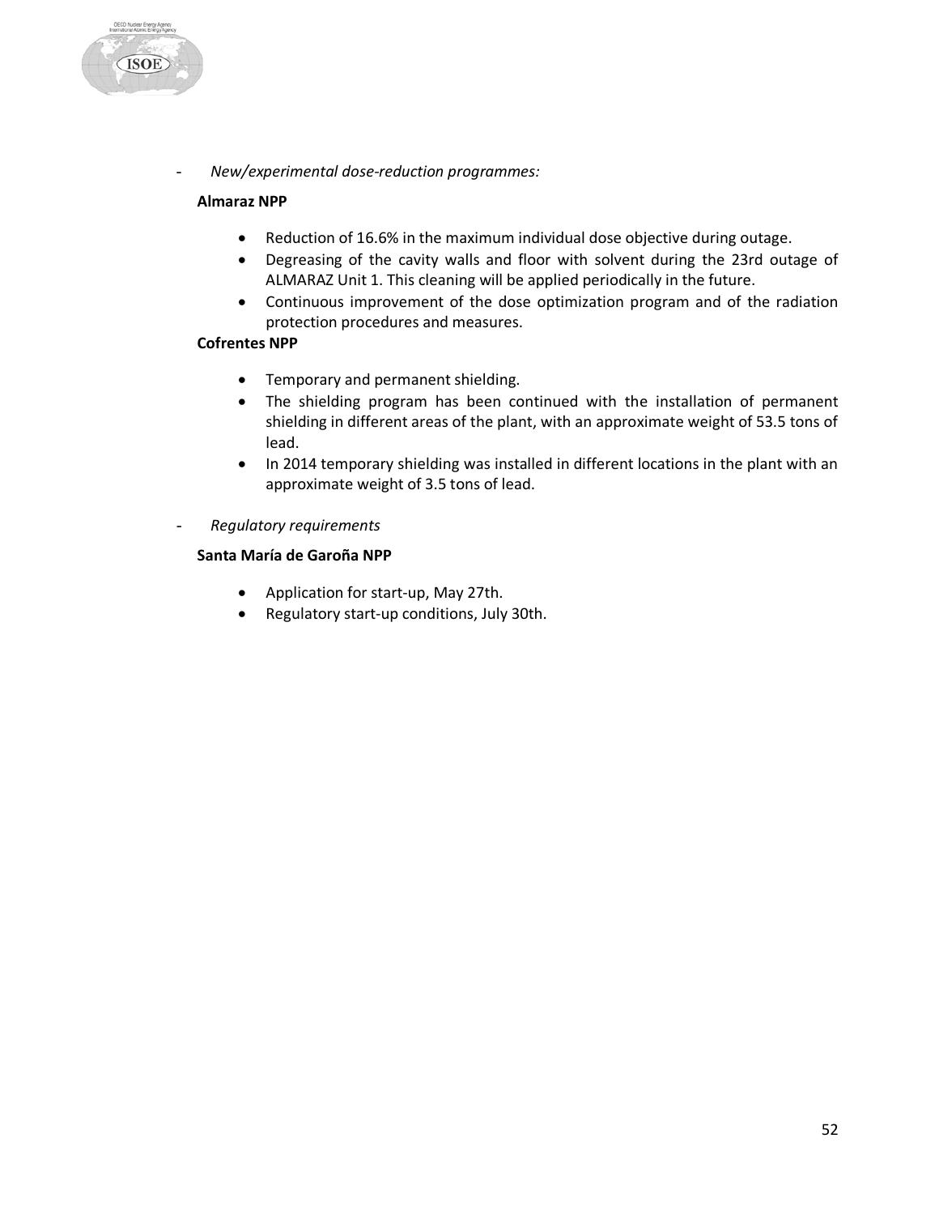- *New/experimental dose-reduction programmes:*

  **Almaraz NPP**

  - Reduction of 16.6% in the maximum individual dose objective during outage.
  - Degreasing of the cavity walls and floor with solvent during the 23rd outage of ALMARAZ Unit 1. This cleaning will be applied periodically in the future.
  - Continuous improvement of the dose optimization program and of the radiation protection procedures and measures.

  **Cofrentes NPP**

  - Temporary and permanent shielding.
  - The shielding program has been continued with the installation of permanent shielding in different areas of the plant, with an approximate weight of 53.5 tons of lead.
  - In 2014 temporary shielding was installed in different locations in the plant with an approximate weight of 3.5 tons of lead.

- *Regulatory requirements*

  **Santa María de Garoña NPP**

  - Application for start-up, May 27th.
  - Regulatory start-up conditions, July 30th.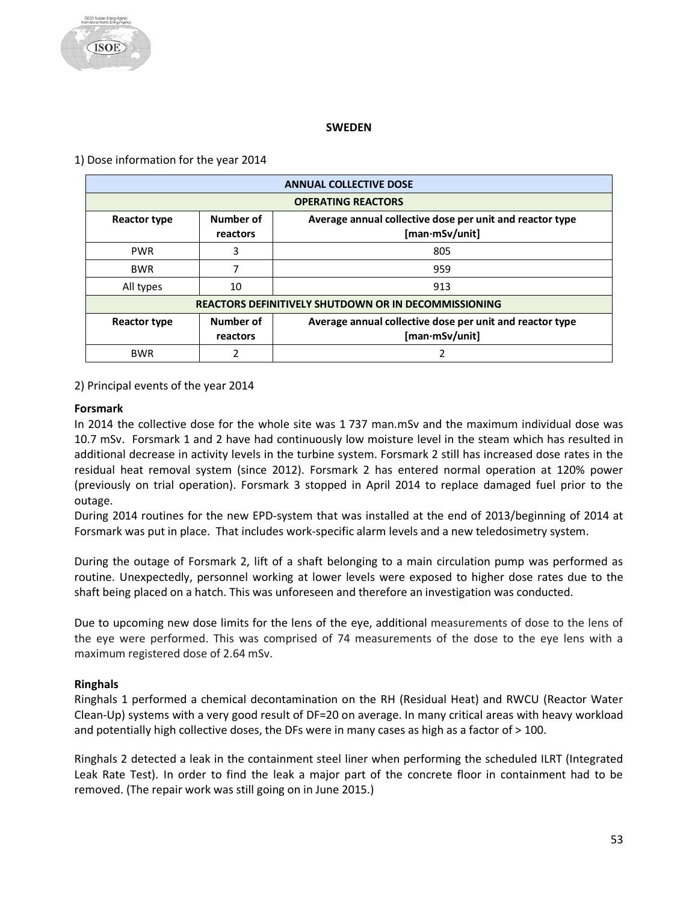**SWEDEN**

1) Dose information for the year 2014

| ANNUAL COLLECTIVE DOSE | | |
|---|---|---|
| **OPERATING REACTORS** | | |
| **Reactor type** | **Number of reactors** | **Average annual collective dose per unit and reactor type [man·mSv/unit]** |
| PWR | 3 | 805 |
| BWR | 7 | 959 |
| All types | 10 | 913 |
| **REACTORS DEFINITIVELY SHUTDOWN OR IN DECOMMISSIONING** | | |
| **Reactor type** | **Number of reactors** | **Average annual collective dose per unit and reactor type [man·mSv/unit]** |
| BWR | 2 | 2 |

2) Principal events of the year 2014

**Forsmark**

In 2014 the collective dose for the whole site was 1 737 man.mSv and the maximum individual dose was 10.7 mSv. Forsmark 1 and 2 have had continuously low moisture level in the steam which has resulted in additional decrease in activity levels in the turbine system. Forsmark 2 still has increased dose rates in the residual heat removal system (since 2012). Forsmark 2 has entered normal operation at 120% power (previously on trial operation). Forsmark 3 stopped in April 2014 to replace damaged fuel prior to the outage.

During 2014 routines for the new EPD-system that was installed at the end of 2013/beginning of 2014 at Forsmark was put in place. That includes work-specific alarm levels and a new teledosimetry system.

During the outage of Forsmark 2, lift of a shaft belonging to a main circulation pump was performed as routine. Unexpectedly, personnel working at lower levels were exposed to higher dose rates due to the shaft being placed on a hatch. This was unforeseen and therefore an investigation was conducted.

Due to upcoming new dose limits for the lens of the eye, additional measurements of dose to the lens of the eye were performed. This was comprised of 74 measurements of the dose to the eye lens with a maximum registered dose of 2.64 mSv.

**Ringhals**

Ringhals 1 performed a chemical decontamination on the RH (Residual Heat) and RWCU (Reactor Water Clean-Up) systems with a very good result of DF=20 on average. In many critical areas with heavy workload and potentially high collective doses, the DFs were in many cases as high as a factor of > 100.

Ringhals 2 detected a leak in the containment steel liner when performing the scheduled ILRT (Integrated Leak Rate Test). In order to find the leak a major part of the concrete floor in containment had to be removed. (The repair work was still going on in June 2015.)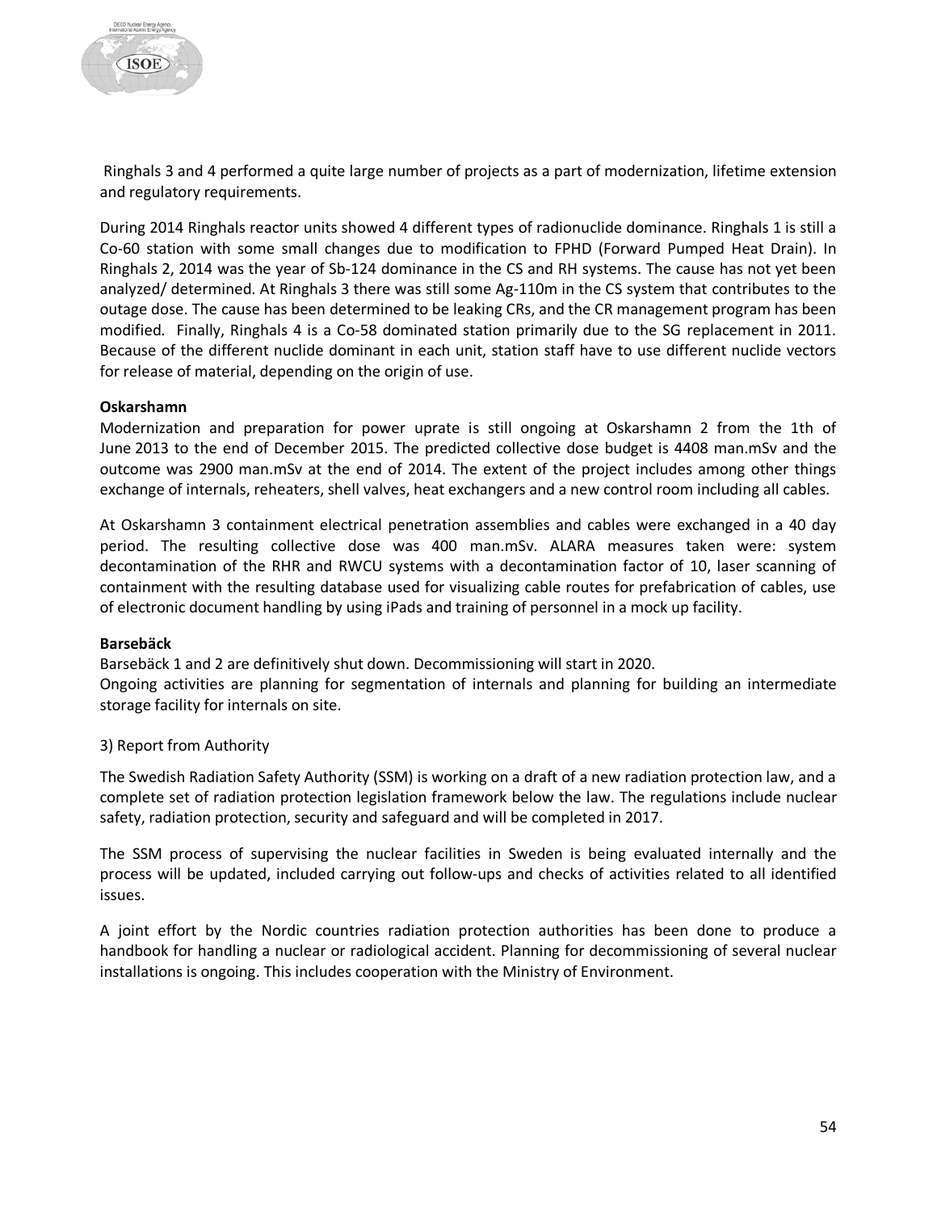Ringhals 3 and 4 performed a quite large number of projects as a part of modernization, lifetime extension and regulatory requirements.

During 2014 Ringhals reactor units showed 4 different types of radionuclide dominance. Ringhals 1 is still a Co-60 station with some small changes due to modification to FPHD (Forward Pumped Heat Drain). In Ringhals 2, 2014 was the year of Sb-124 dominance in the CS and RH systems. The cause has not yet been analyzed/ determined. At Ringhals 3 there was still some Ag-110m in the CS system that contributes to the outage dose. The cause has been determined to be leaking CRs, and the CR management program has been modified. Finally, Ringhals 4 is a Co-58 dominated station primarily due to the SG replacement in 2011. Because of the different nuclide dominant in each unit, station staff have to use different nuclide vectors for release of material, depending on the origin of use.

**Oskarshamn**

Modernization and preparation for power uprate is still ongoing at Oskarshamn 2 from the 1th of June 2013 to the end of December 2015. The predicted collective dose budget is 4408 man.mSv and the outcome was 2900 man.mSv at the end of 2014. The extent of the project includes among other things exchange of internals, reheaters, shell valves, heat exchangers and a new control room including all cables.

At Oskarshamn 3 containment electrical penetration assemblies and cables were exchanged in a 40 day period. The resulting collective dose was 400 man.mSv. ALARA measures taken were: system decontamination of the RHR and RWCU systems with a decontamination factor of 10, laser scanning of containment with the resulting database used for visualizing cable routes for prefabrication of cables, use of electronic document handling by using iPads and training of personnel in a mock up facility.

**Barsebäck**

Barsebäck 1 and 2 are definitively shut down. Decommissioning will start in 2020.
Ongoing activities are planning for segmentation of internals and planning for building an intermediate storage facility for internals on site.

3) Report from Authority

The Swedish Radiation Safety Authority (SSM) is working on a draft of a new radiation protection law, and a complete set of radiation protection legislation framework below the law. The regulations include nuclear safety, radiation protection, security and safeguard and will be completed in 2017.

The SSM process of supervising the nuclear facilities in Sweden is being evaluated internally and the process will be updated, included carrying out follow-ups and checks of activities related to all identified issues.

A joint effort by the Nordic countries radiation protection authorities has been done to produce a handbook for handling a nuclear or radiological accident. Planning for decommissioning of several nuclear installations is ongoing. This includes cooperation with the Ministry of Environment.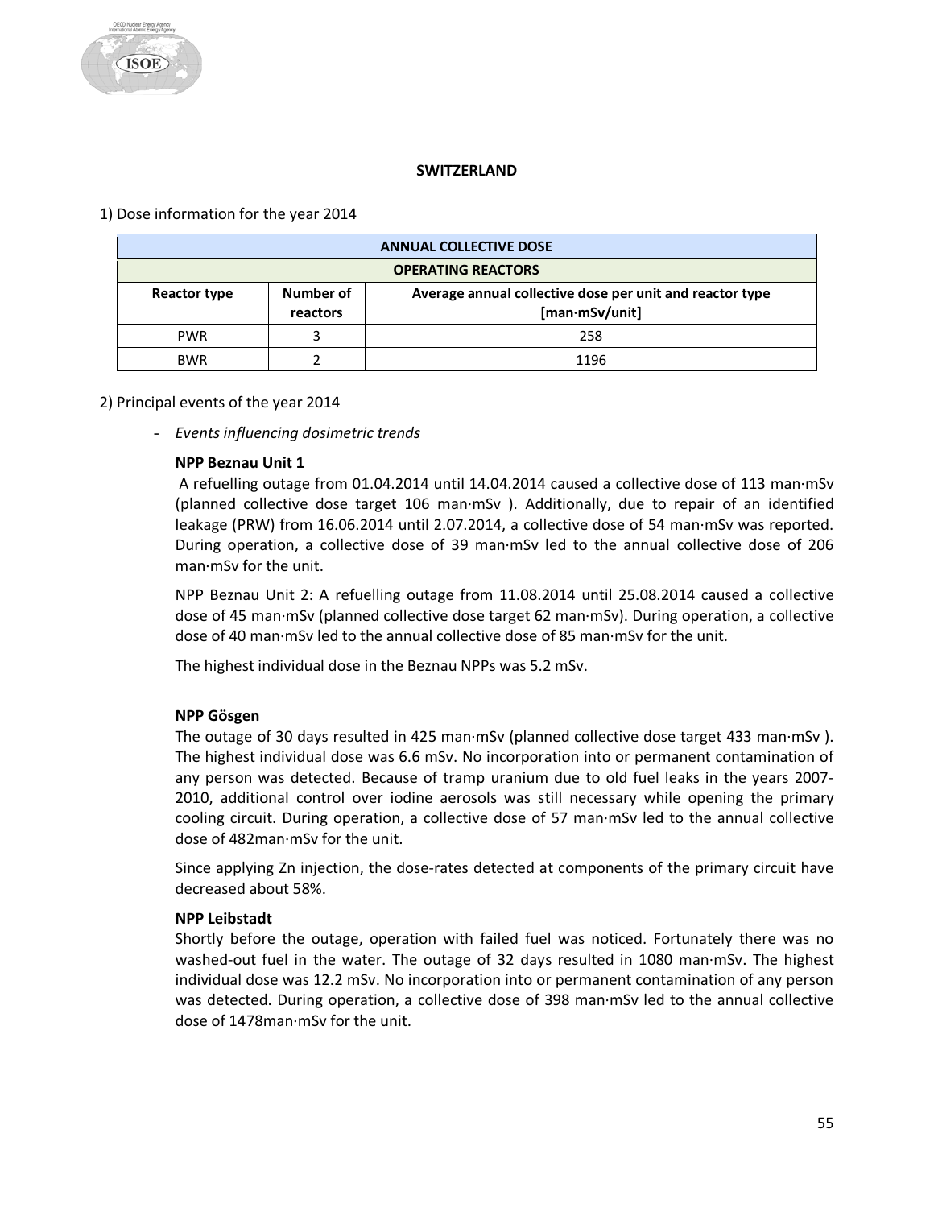**SWITZERLAND**

1) Dose information for the year 2014

| ANNUAL COLLECTIVE DOSE | | |
|---|---|---|
| **OPERATING REACTORS** | | |
| **Reactor type** | **Number of reactors** | **Average annual collective dose per unit and reactor type [man·mSv/unit]** |
| PWR | 3 | 258 |
| BWR | 2 | 1196 |

2) Principal events of the year 2014

- *Events influencing dosimetric trends*

**NPP Beznau Unit 1**

A refuelling outage from 01.04.2014 until 14.04.2014 caused a collective dose of 113 man·mSv (planned collective dose target 106 man·mSv ). Additionally, due to repair of an identified leakage (PRW) from 16.06.2014 until 2.07.2014, a collective dose of 54 man·mSv was reported. During operation, a collective dose of 39 man·mSv led to the annual collective dose of 206 man·mSv for the unit.

NPP Beznau Unit 2: A refuelling outage from 11.08.2014 until 25.08.2014 caused a collective dose of 45 man·mSv (planned collective dose target 62 man·mSv). During operation, a collective dose of 40 man·mSv led to the annual collective dose of 85 man·mSv for the unit.

The highest individual dose in the Beznau NPPs was 5.2 mSv.

**NPP Gösgen**

The outage of 30 days resulted in 425 man·mSv (planned collective dose target 433 man·mSv ). The highest individual dose was 6.6 mSv. No incorporation into or permanent contamination of any person was detected. Because of tramp uranium due to old fuel leaks in the years 2007-2010, additional control over iodine aerosols was still necessary while opening the primary cooling circuit. During operation, a collective dose of 57 man·mSv led to the annual collective dose of 482man·mSv for the unit.

Since applying Zn injection, the dose-rates detected at components of the primary circuit have decreased about 58%.

**NPP Leibstadt**

Shortly before the outage, operation with failed fuel was noticed. Fortunately there was no washed-out fuel in the water. The outage of 32 days resulted in 1080 man·mSv. The highest individual dose was 12.2 mSv. No incorporation into or permanent contamination of any person was detected. During operation, a collective dose of 398 man·mSv led to the annual collective dose of 1478man·mSv for the unit.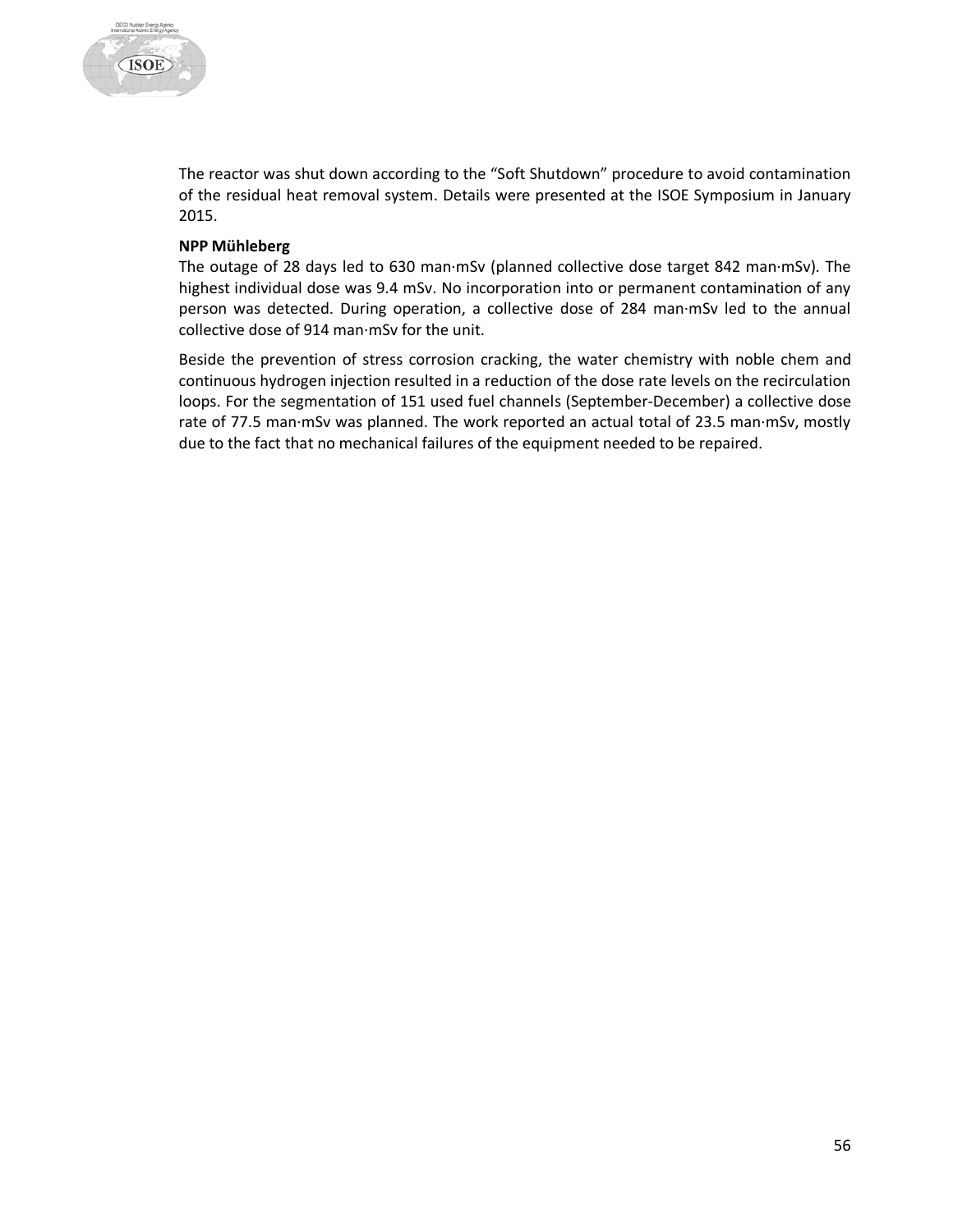The reactor was shut down according to the “Soft Shutdown” procedure to avoid contamination of the residual heat removal system. Details were presented at the ISOE Symposium in January 2015.

**NPP Mühleberg**

The outage of 28 days led to 630 man·mSv (planned collective dose target 842 man·mSv). The highest individual dose was 9.4 mSv. No incorporation into or permanent contamination of any person was detected. During operation, a collective dose of 284 man·mSv led to the annual collective dose of 914 man·mSv for the unit.

Beside the prevention of stress corrosion cracking, the water chemistry with noble chem and continuous hydrogen injection resulted in a reduction of the dose rate levels on the recirculation loops. For the segmentation of 151 used fuel channels (September-December) a collective dose rate of 77.5 man·mSv was planned. The work reported an actual total of 23.5 man·mSv, mostly due to the fact that no mechanical failures of the equipment needed to be repaired.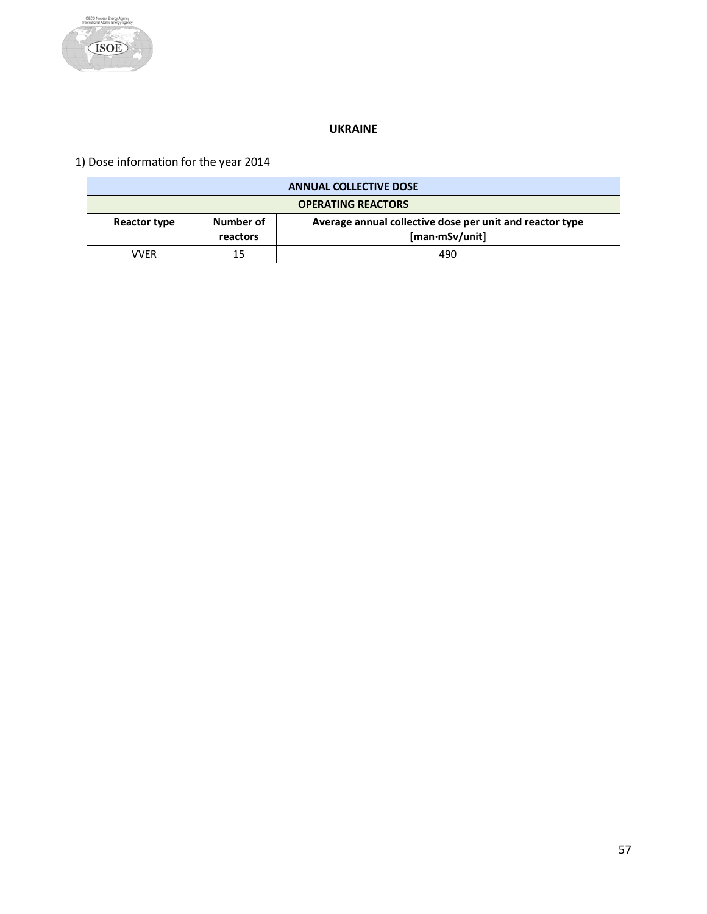## UKRAINE

1) Dose information for the year 2014

| ANNUAL COLLECTIVE DOSE | | |
|---|---|---|
| OPERATING REACTORS | | |
| **Reactor type** | **Number of reactors** | **Average annual collective dose per unit and reactor type [man·mSv/unit]** |
| VVER | 15 | 490 |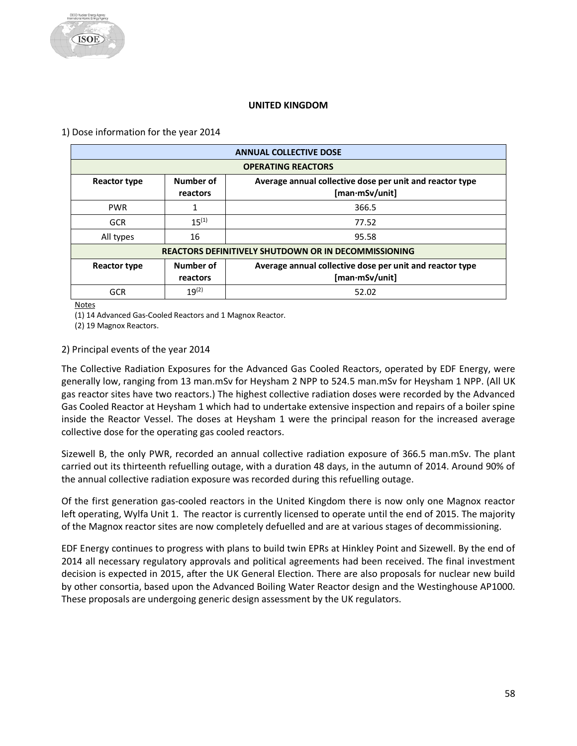## UNITED KINGDOM

1) Dose information for the year 2014

| ANNUAL COLLECTIVE DOSE | | |
|---|---|---|
| **OPERATING REACTORS** | | |
| **Reactor type** | **Number of reactors** | **Average annual collective dose per unit and reactor type [man·mSv/unit]** |
| PWR | 1 | 366.5 |
| GCR | 15(1) | 77.52 |
| All types | 16 | 95.58 |
| **REACTORS DEFINITIVELY SHUTDOWN OR IN DECOMMISSIONING** | | |
| **Reactor type** | **Number of reactors** | **Average annual collective dose per unit and reactor type [man·mSv/unit]** |
| GCR | 19(2) | 52.02 |

Notes

(1) 14 Advanced Gas-Cooled Reactors and 1 Magnox Reactor.

(2) 19 Magnox Reactors.

2) Principal events of the year 2014

The Collective Radiation Exposures for the Advanced Gas Cooled Reactors, operated by EDF Energy, were generally low, ranging from 13 man.mSv for Heysham 2 NPP to 524.5 man.mSv for Heysham 1 NPP. (All UK gas reactor sites have two reactors.) The highest collective radiation doses were recorded by the Advanced Gas Cooled Reactor at Heysham 1 which had to undertake extensive inspection and repairs of a boiler spine inside the Reactor Vessel. The doses at Heysham 1 were the principal reason for the increased average collective dose for the operating gas cooled reactors.

Sizewell B, the only PWR, recorded an annual collective radiation exposure of 366.5 man.mSv. The plant carried out its thirteenth refuelling outage, with a duration 48 days, in the autumn of 2014. Around 90% of the annual collective radiation exposure was recorded during this refuelling outage.

Of the first generation gas-cooled reactors in the United Kingdom there is now only one Magnox reactor left operating, Wylfa Unit 1. The reactor is currently licensed to operate until the end of 2015. The majority of the Magnox reactor sites are now completely defuelled and are at various stages of decommissioning.

EDF Energy continues to progress with plans to build twin EPRs at Hinkley Point and Sizewell. By the end of 2014 all necessary regulatory approvals and political agreements had been received. The final investment decision is expected in 2015, after the UK General Election. There are also proposals for nuclear new build by other consortia, based upon the Advanced Boiling Water Reactor design and the Westinghouse AP1000. These proposals are undergoing generic design assessment by the UK regulators.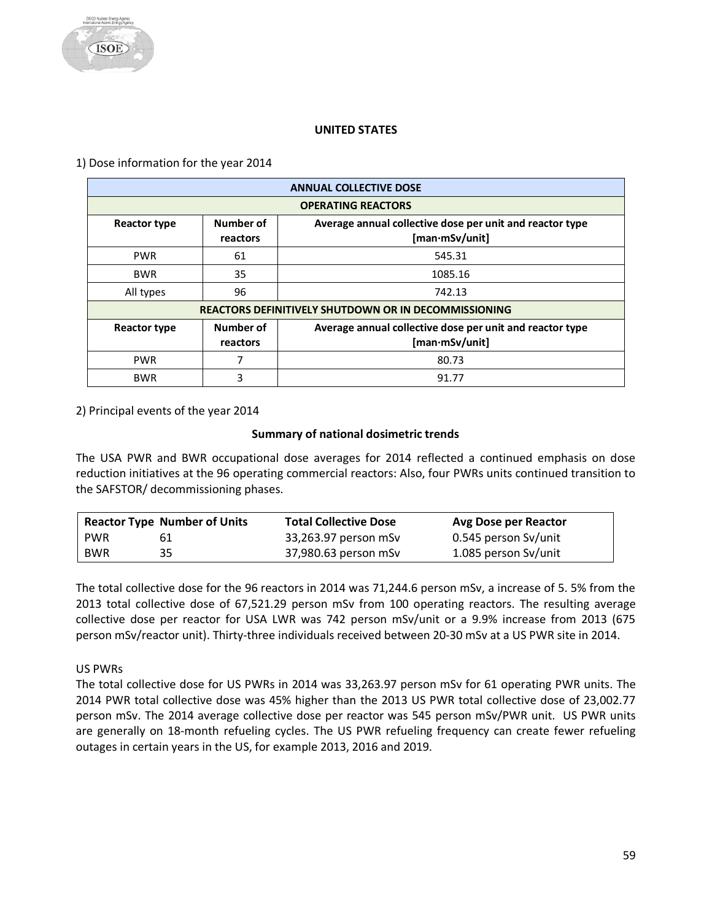**UNITED STATES**

1) Dose information for the year 2014

| ANNUAL COLLECTIVE DOSE | | |
|---|---|---|
| **OPERATING REACTORS** | | |
| **Reactor type** | **Number of reactors** | **Average annual collective dose per unit and reactor type [man·mSv/unit]** |
| PWR | 61 | 545.31 |
| BWR | 35 | 1085.16 |
| All types | 96 | 742.13 |
| **REACTORS DEFINITIVELY SHUTDOWN OR IN DECOMMISSIONING** | | |
| **Reactor type** | **Number of reactors** | **Average annual collective dose per unit and reactor type [man·mSv/unit]** |
| PWR | 7 | 80.73 |
| BWR | 3 | 91.77 |

2) Principal events of the year 2014

**Summary of national dosimetric trends**

The USA PWR and BWR occupational dose averages for 2014 reflected a continued emphasis on dose reduction initiatives at the 96 operating commercial reactors: Also, four PWRs units continued transition to the SAFSTOR/ decommissioning phases.

| Reactor Type | Number of Units | Total Collective Dose | Avg Dose per Reactor |
|---|---|---|---|
| PWR | 61 | 33,263.97 person mSv | 0.545 person Sv/unit |
| BWR | 35 | 37,980.63 person mSv | 1.085 person Sv/unit |

The total collective dose for the 96 reactors in 2014 was 71,244.6 person mSv, a increase of 5. 5% from the 2013 total collective dose of 67,521.29 person mSv from 100 operating reactors. The resulting average collective dose per reactor for USA LWR was 742 person mSv/unit or a 9.9% increase from 2013 (675 person mSv/reactor unit). Thirty-three individuals received between 20-30 mSv at a US PWR site in 2014.

US PWRs

The total collective dose for US PWRs in 2014 was 33,263.97 person mSv for 61 operating PWR units. The 2014 PWR total collective dose was 45% higher than the 2013 US PWR total collective dose of 23,002.77 person mSv. The 2014 average collective dose per reactor was 545 person mSv/PWR unit. US PWR units are generally on 18-month refueling cycles. The US PWR refueling frequency can create fewer refueling outages in certain years in the US, for example 2013, 2016 and 2019.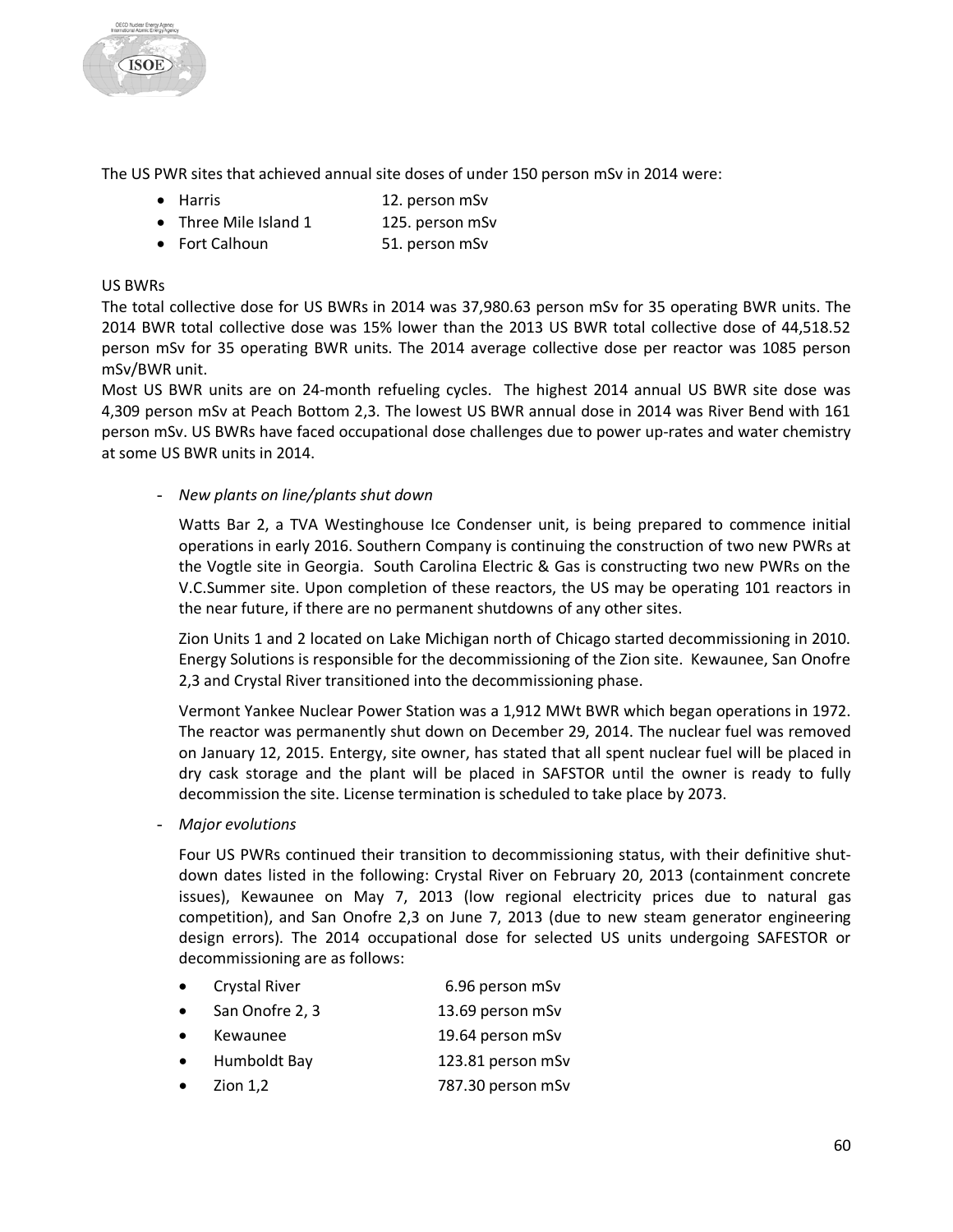The US PWR sites that achieved annual site doses of under 150 person mSv in 2014 were:

- Harris 12. person mSv
- Three Mile Island 1 125. person mSv
- Fort Calhoun 51. person mSv

US BWRs

The total collective dose for US BWRs in 2014 was 37,980.63 person mSv for 35 operating BWR units. The 2014 BWR total collective dose was 15% lower than the 2013 US BWR total collective dose of 44,518.52 person mSv for 35 operating BWR units. The 2014 average collective dose per reactor was 1085 person mSv/BWR unit.

Most US BWR units are on 24-month refueling cycles. The highest 2014 annual US BWR site dose was 4,309 person mSv at Peach Bottom 2,3. The lowest US BWR annual dose in 2014 was River Bend with 161 person mSv. US BWRs have faced occupational dose challenges due to power up-rates and water chemistry at some US BWR units in 2014.

- *New plants on line/plants shut down*

  Watts Bar 2, a TVA Westinghouse Ice Condenser unit, is being prepared to commence initial operations in early 2016. Southern Company is continuing the construction of two new PWRs at the Vogtle site in Georgia. South Carolina Electric & Gas is constructing two new PWRs on the V.C.Summer site. Upon completion of these reactors, the US may be operating 101 reactors in the near future, if there are no permanent shutdowns of any other sites.

  Zion Units 1 and 2 located on Lake Michigan north of Chicago started decommissioning in 2010. Energy Solutions is responsible for the decommissioning of the Zion site. Kewaunee, San Onofre 2,3 and Crystal River transitioned into the decommissioning phase.

  Vermont Yankee Nuclear Power Station was a 1,912 MWt BWR which began operations in 1972. The reactor was permanently shut down on December 29, 2014. The nuclear fuel was removed on January 12, 2015. Entergy, site owner, has stated that all spent nuclear fuel will be placed in dry cask storage and the plant will be placed in SAFSTOR until the owner is ready to fully decommission the site. License termination is scheduled to take place by 2073.

- *Major evolutions*

  Four US PWRs continued their transition to decommissioning status, with their definitive shut-down dates listed in the following: Crystal River on February 20, 2013 (containment concrete issues), Kewaunee on May 7, 2013 (low regional electricity prices due to natural gas competition), and San Onofre 2,3 on June 7, 2013 (due to new steam generator engineering design errors). The 2014 occupational dose for selected US units undergoing SAFESTOR or decommissioning are as follows:

  - Crystal River 6.96 person mSv
  - San Onofre 2, 3 13.69 person mSv
  - Kewaunee 19.64 person mSv
  - Humboldt Bay 123.81 person mSv
  - Zion 1,2 787.30 person mSv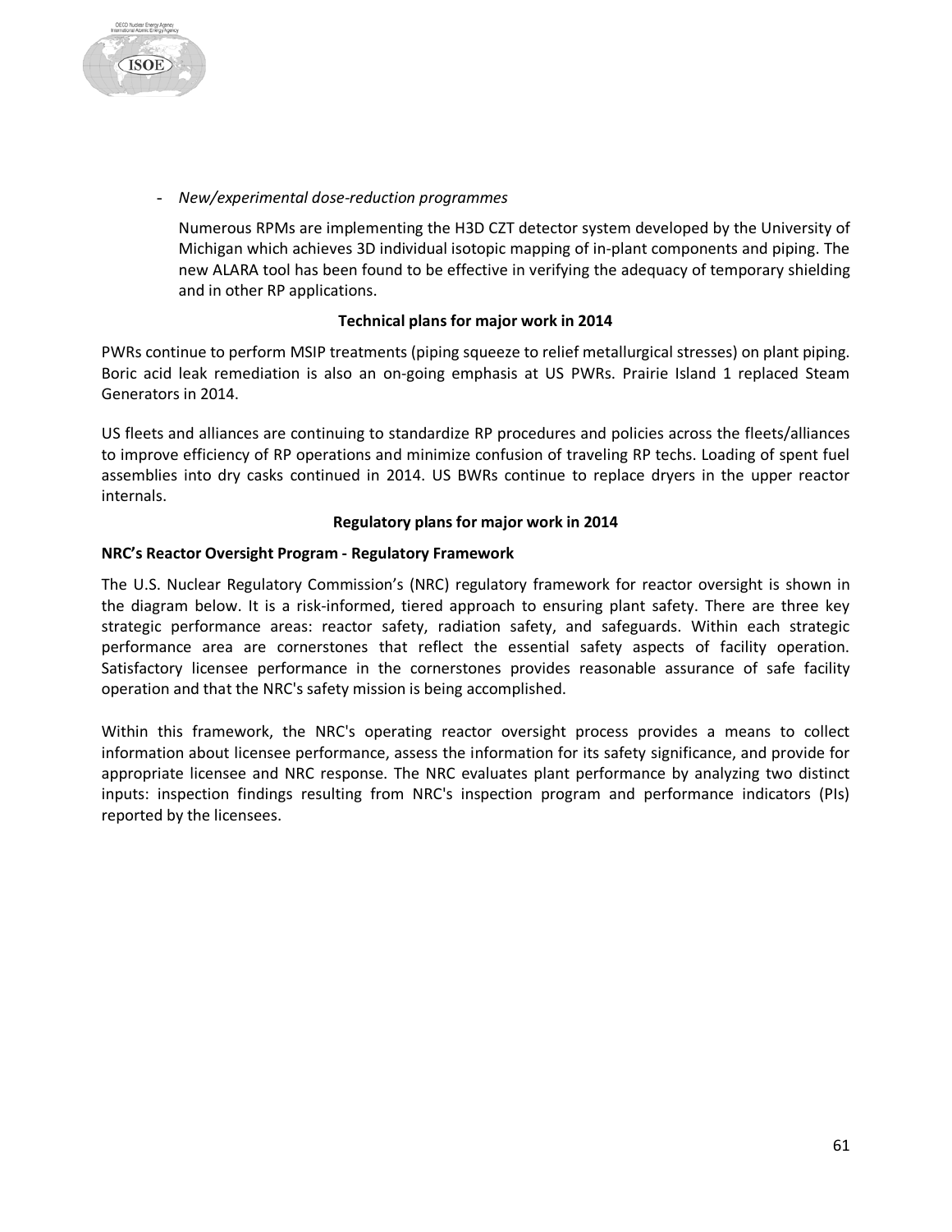- *New/experimental dose-reduction programmes*

  Numerous RPMs are implementing the H3D CZT detector system developed by the University of Michigan which achieves 3D individual isotopic mapping of in-plant components and piping. The new ALARA tool has been found to be effective in verifying the adequacy of temporary shielding and in other RP applications.

**Technical plans for major work in 2014**

PWRs continue to perform MSIP treatments (piping squeeze to relief metallurgical stresses) on plant piping. Boric acid leak remediation is also an on-going emphasis at US PWRs. Prairie Island 1 replaced Steam Generators in 2014.

US fleets and alliances are continuing to standardize RP procedures and policies across the fleets/alliances to improve efficiency of RP operations and minimize confusion of traveling RP techs. Loading of spent fuel assemblies into dry casks continued in 2014. US BWRs continue to replace dryers in the upper reactor internals.

**Regulatory plans for major work in 2014**

**NRC's Reactor Oversight Program - Regulatory Framework**

The U.S. Nuclear Regulatory Commission's (NRC) regulatory framework for reactor oversight is shown in the diagram below. It is a risk-informed, tiered approach to ensuring plant safety. There are three key strategic performance areas: reactor safety, radiation safety, and safeguards. Within each strategic performance area are cornerstones that reflect the essential safety aspects of facility operation. Satisfactory licensee performance in the cornerstones provides reasonable assurance of safe facility operation and that the NRC's safety mission is being accomplished.

Within this framework, the NRC's operating reactor oversight process provides a means to collect information about licensee performance, assess the information for its safety significance, and provide for appropriate licensee and NRC response. The NRC evaluates plant performance by analyzing two distinct inputs: inspection findings resulting from NRC's inspection program and performance indicators (PIs) reported by the licensees.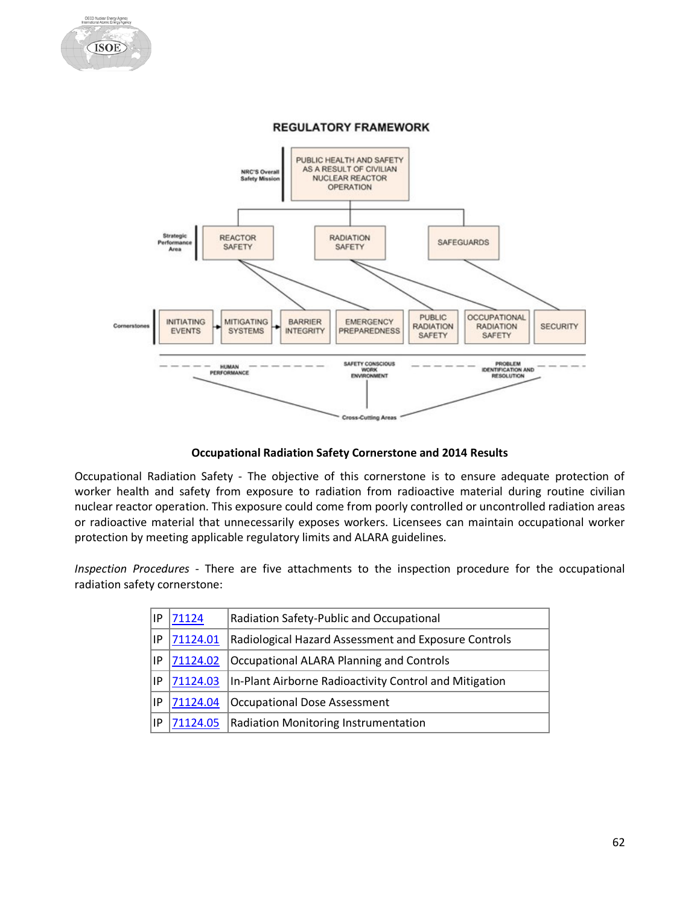REGULATORY FRAMEWORK

NRC'S Overall Safety Mission: PUBLIC HEALTH AND SAFETY AS A RESULT OF CIVILIAN NUCLEAR REACTOR OPERATION

Strategic Performance Area: REACTOR SAFETY, RADIATION SAFETY, SAFEGUARDS

Cornerstones: INITIATING EVENTS, MITIGATING SYSTEMS, BARRIER INTEGRITY, EMERGENCY PREPAREDNESS, PUBLIC RADIATION SAFETY, OCCUPATIONAL RADIATION SAFETY, SECURITY

HUMAN PERFORMANCE, SAFETY CONSCIOUS WORK ENVIRONMENT, PROBLEM IDENTIFICATION AND RESOLUTION

Cross-Cutting Areas

**Occupational Radiation Safety Cornerstone and 2014 Results**

Occupational Radiation Safety - The objective of this cornerstone is to ensure adequate protection of worker health and safety from exposure to radiation from radioactive material during routine civilian nuclear reactor operation. This exposure could come from poorly controlled or uncontrolled radiation areas or radioactive material that unnecessarily exposes workers. Licensees can maintain occupational worker protection by meeting applicable regulatory limits and ALARA guidelines.

*Inspection Procedures* - There are five attachments to the inspection procedure for the occupational radiation safety cornerstone:

| | | |
|---|---|---|
| IP | 71124 | Radiation Safety-Public and Occupational |
| IP | 71124.01 | Radiological Hazard Assessment and Exposure Controls |
| IP | 71124.02 | Occupational ALARA Planning and Controls |
| IP | 71124.03 | In-Plant Airborne Radioactivity Control and Mitigation |
| IP | 71124.04 | Occupational Dose Assessment |
| IP | 71124.05 | Radiation Monitoring Instrumentation |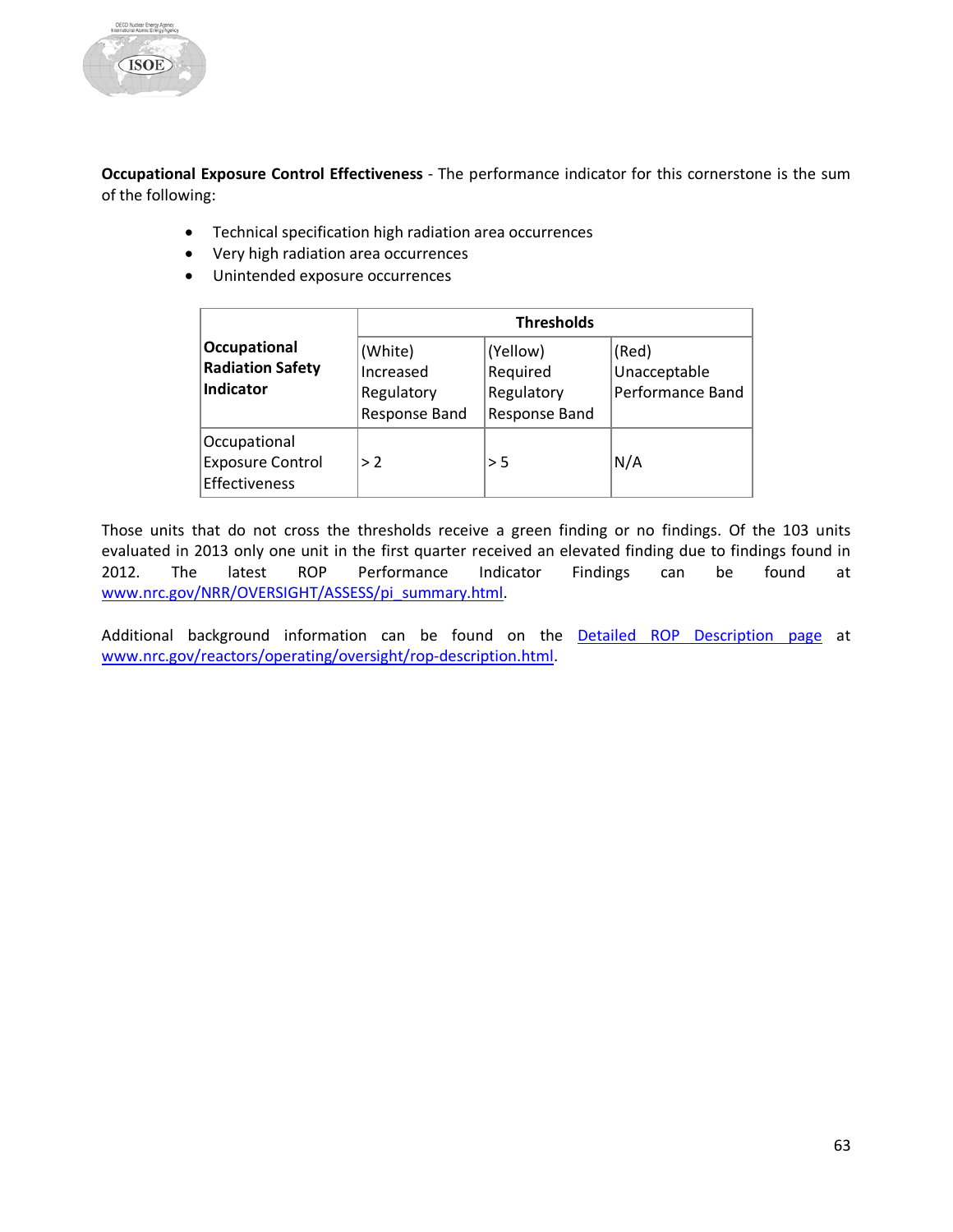**Occupational Exposure Control Effectiveness** - The performance indicator for this cornerstone is the sum of the following:

- Technical specification high radiation area occurrences
- Very high radiation area occurrences
- Unintended exposure occurrences

| **Occupational Radiation Safety Indicator** | **Thresholds** | | |
|---|---|---|---|
| | (White) Increased Regulatory Response Band | (Yellow) Required Regulatory Response Band | (Red) Unacceptable Performance Band |
| Occupational Exposure Control Effectiveness | > 2 | > 5 | N/A |

Those units that do not cross the thresholds receive a green finding or no findings. Of the 103 units evaluated in 2013 only one unit in the first quarter received an elevated finding due to findings found in 2012. The latest ROP Performance Indicator Findings can be found at www.nrc.gov/NRR/OVERSIGHT/ASSESS/pi_summary.html.

Additional background information can be found on the Detailed ROP Description page at www.nrc.gov/reactors/operating/oversight/rop-description.html.